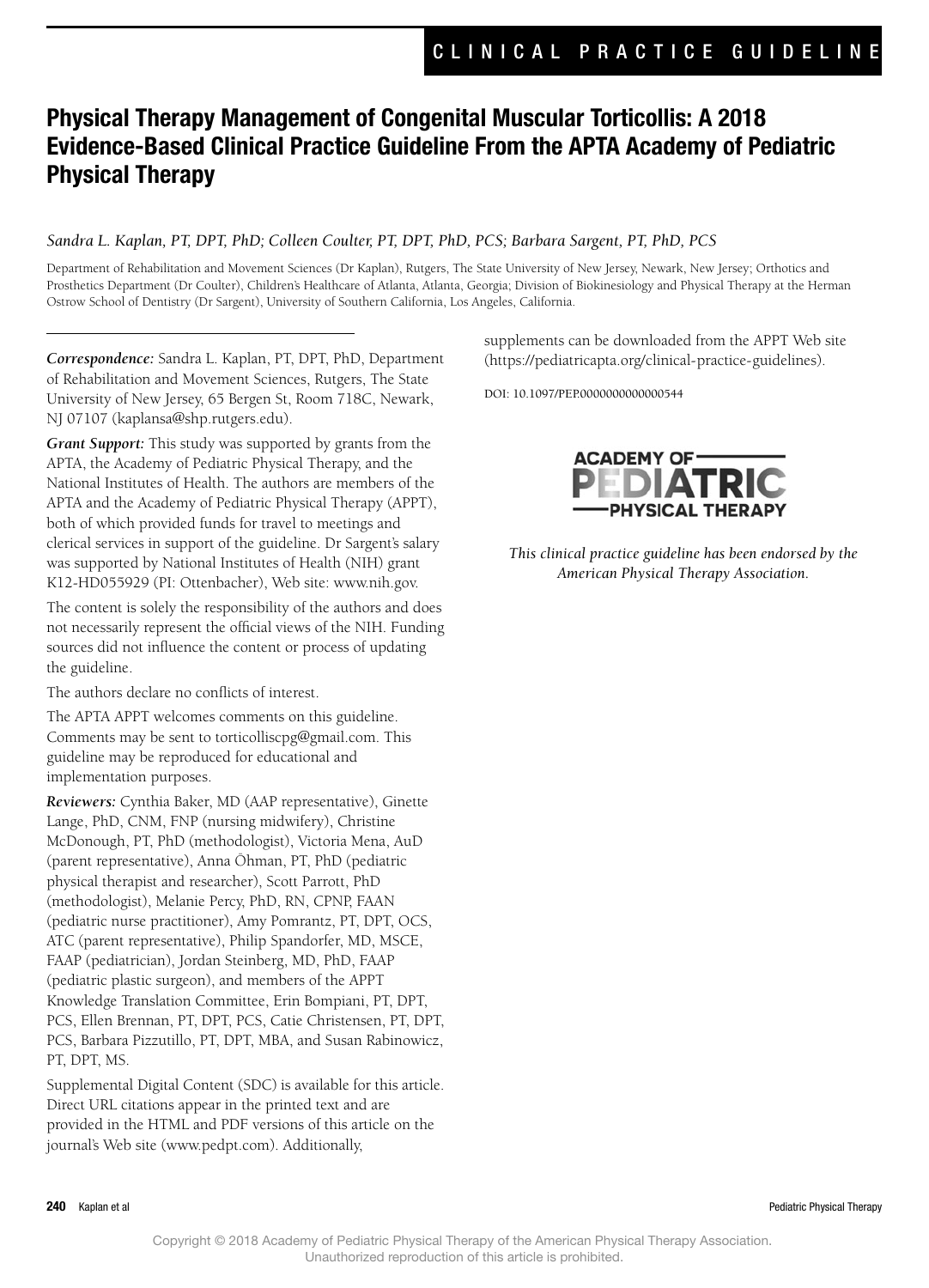CLINICAL PRACTICE GUIDELINE

# Physical Therapy Management of Congenital Muscular Torticollis: A 2018 Evidence-Based Clinical Practice Guideline From the APTA Academy of Pediatric Physical Therapy

*Sandra L. Kaplan, PT, DPT, PhD; Colleen Coulter, PT, DPT, PhD, PCS; Barbara Sargent, PT, PhD, PCS*

Department of Rehabilitation and Movement Sciences (Dr Kaplan), Rutgers, The State University of New Jersey, Newark, New Jersey; Orthotics and Prosthetics Department (Dr Coulter), Children's Healthcare of Atlanta, Atlanta, Georgia; Division of Biokinesiology and Physical Therapy at the Herman Ostrow School of Dentistry (Dr Sargent), University of Southern California, Los Angeles, California.

***Correspondence:*** Sandra L. Kaplan, PT, DPT, PhD, Department of Rehabilitation and Movement Sciences, Rutgers, The State University of New Jersey, 65 Bergen St, Room 718C, Newark, NJ 07107 (kaplansa@shp.rutgers.edu).

***Grant Support:*** This study was supported by grants from the APTA, the Academy of Pediatric Physical Therapy, and the National Institutes of Health. The authors are members of the APTA and the Academy of Pediatric Physical Therapy (APPT), both of which provided funds for travel to meetings and clerical services in support of the guideline. Dr Sargent's salary was supported by National Institutes of Health (NIH) grant K12-HD055929 (PI: Ottenbacher), Web site: www.nih.gov.

The content is solely the responsibility of the authors and does not necessarily represent the official views of the NIH. Funding sources did not influence the content or process of updating the guideline.

The authors declare no conflicts of interest.

The APTA APPT welcomes comments on this guideline. Comments may be sent to torticolliscpg@gmail.com. This guideline may be reproduced for educational and implementation purposes.

***Reviewers:*** Cynthia Baker, MD (AAP representative), Ginette Lange, PhD, CNM, FNP (nursing midwifery), Christine McDonough, PT, PhD (methodologist), Victoria Mena, AuD (parent representative), Anna Öhman, PT, PhD (pediatric physical therapist and researcher), Scott Parrott, PhD (methodologist), Melanie Percy, PhD, RN, CPNP, FAAN (pediatric nurse practitioner), Amy Pomrantz, PT, DPT, OCS, ATC (parent representative), Philip Spandorfer, MD, MSCE, FAAP (pediatrician), Jordan Steinberg, MD, PhD, FAAP (pediatric plastic surgeon), and members of the APPT Knowledge Translation Committee, Erin Bompiani, PT, DPT, PCS, Ellen Brennan, PT, DPT, PCS, Catie Christensen, PT, DPT, PCS, Barbara Pizzutillo, PT, DPT, MBA, and Susan Rabinowicz, PT, DPT, MS.

Supplemental Digital Content (SDC) is available for this article. Direct URL citations appear in the printed text and are provided in the HTML and PDF versions of this article on the journal's Web site (www.pedpt.com). Additionally, supplements can be downloaded from the APPT Web site (https://pediatricapta.org/clinical-practice-guidelines).

DOI: 10.1097/PEP.0000000000000544

ACADEMY OF PEDIATRIC PHYSICAL THERAPY

*This clinical practice guideline has been endorsed by the American Physical Therapy Association.*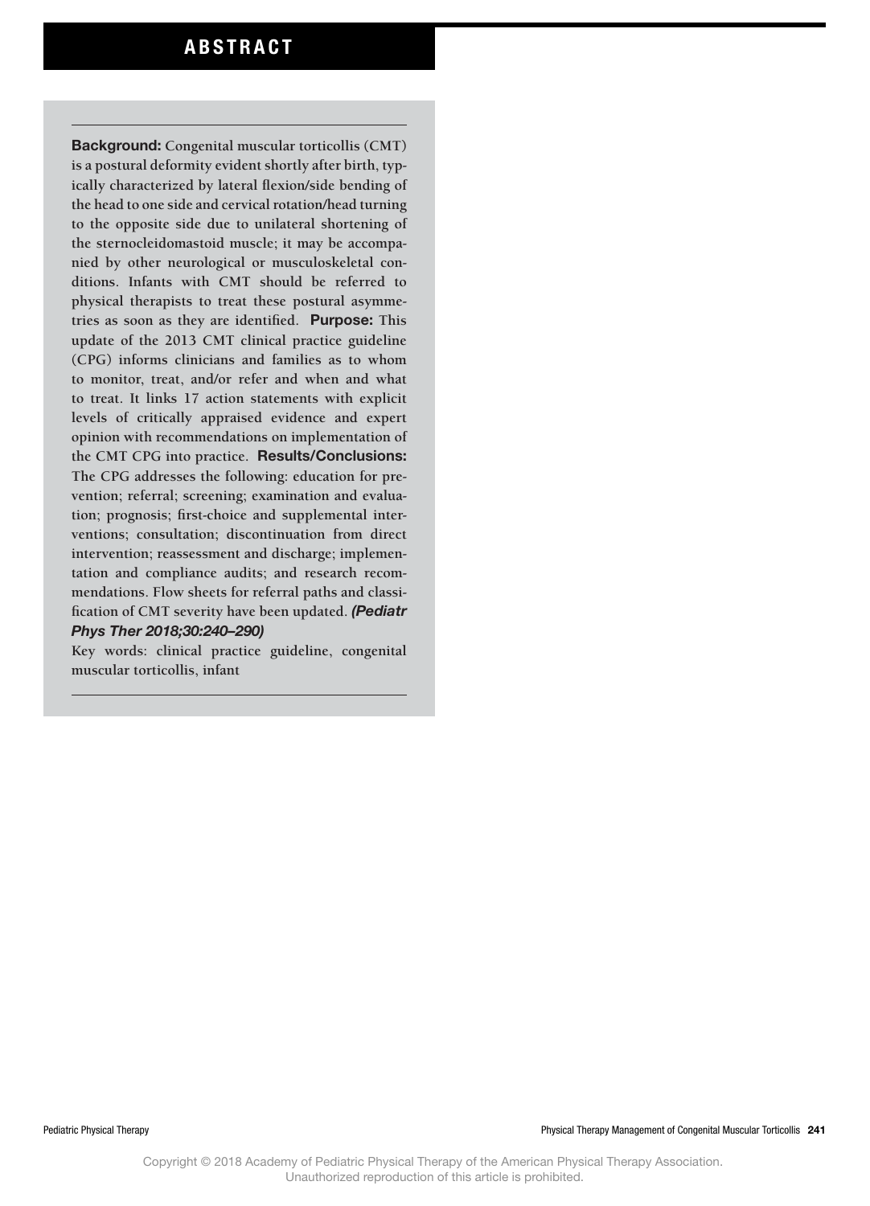# ABSTRACT

**Background:** Congenital muscular torticollis (CMT) is a postural deformity evident shortly after birth, typically characterized by lateral flexion/side bending of the head to one side and cervical rotation/head turning to the opposite side due to unilateral shortening of the sternocleidomastoid muscle; it may be accompanied by other neurological or musculoskeletal conditions. Infants with CMT should be referred to physical therapists to treat these postural asymmetries as soon as they are identified. **Purpose:** This update of the 2013 CMT clinical practice guideline (CPG) informs clinicians and families as to whom to monitor, treat, and/or refer and when and what to treat. It links 17 action statements with explicit levels of critically appraised evidence and expert opinion with recommendations on implementation of the CMT CPG into practice. **Results/Conclusions:** The CPG addresses the following: education for prevention; referral; screening; examination and evaluation; prognosis; first-choice and supplemental interventions; consultation; discontinuation from direct intervention; reassessment and discharge; implementation and compliance audits; and research recommendations. Flow sheets for referral paths and classification of CMT severity have been updated. ***(Pediatr Phys Ther 2018;30:240–290)***

Key words: clinical practice guideline, congenital muscular torticollis, infant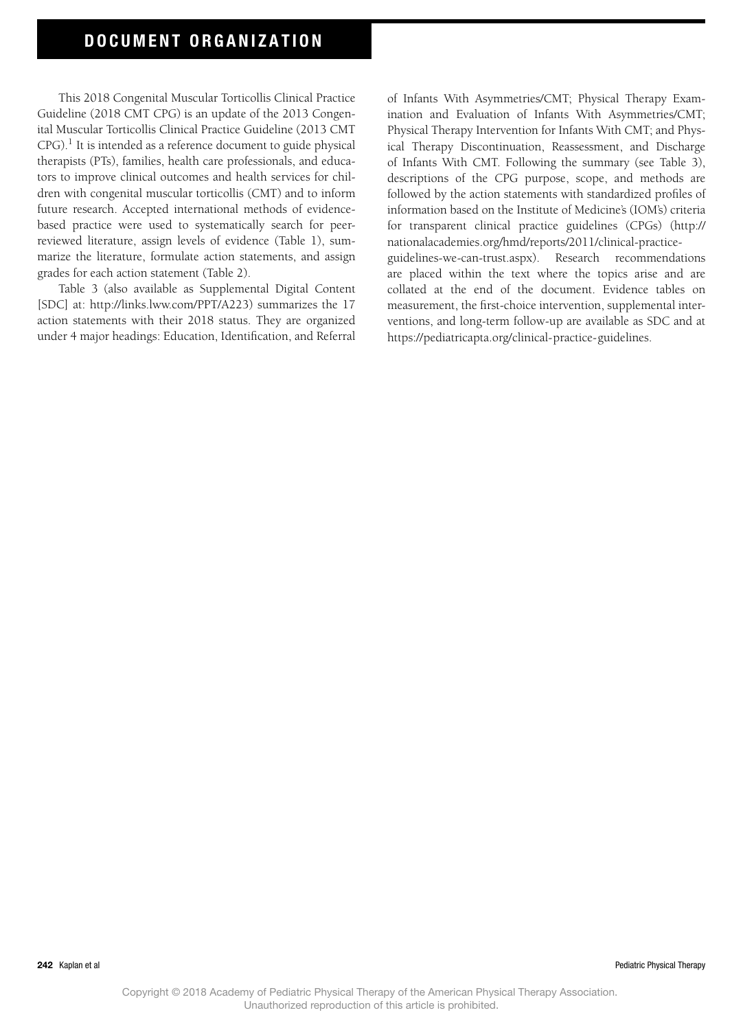# DOCUMENT ORGANIZATION

This 2018 Congenital Muscular Torticollis Clinical Practice Guideline (2018 CMT CPG) is an update of the 2013 Congenital Muscular Torticollis Clinical Practice Guideline (2013 CMT CPG).[1] It is intended as a reference document to guide physical therapists (PTs), families, health care professionals, and educators to improve clinical outcomes and health services for children with congenital muscular torticollis (CMT) and to inform future research. Accepted international methods of evidence-based practice were used to systematically search for peer-reviewed literature, assign levels of evidence (Table 1), summarize the literature, formulate action statements, and assign grades for each action statement (Table 2).

Table 3 (also available as Supplemental Digital Content [SDC] at: http://links.lww.com/PPT/A223) summarizes the 17 action statements with their 2018 status. They are organized under 4 major headings: Education, Identification, and Referral of Infants With Asymmetries/CMT; Physical Therapy Examination and Evaluation of Infants With Asymmetries/CMT; Physical Therapy Intervention for Infants With CMT; and Physical Therapy Discontinuation, Reassessment, and Discharge of Infants With CMT. Following the summary (see Table 3), descriptions of the CPG purpose, scope, and methods are followed by the action statements with standardized profiles of information based on the Institute of Medicine's (IOM's) criteria for transparent clinical practice guidelines (CPGs) (http://nationalacademies.org/hmd/reports/2011/clinical-practice-guidelines-we-can-trust.aspx). Research recommendations are placed within the text where the topics arise and are collated at the end of the document. Evidence tables on measurement, the first-choice intervention, supplemental interventions, and long-term follow-up are available as SDC and at https://pediatricapta.org/clinical-practice-guidelines.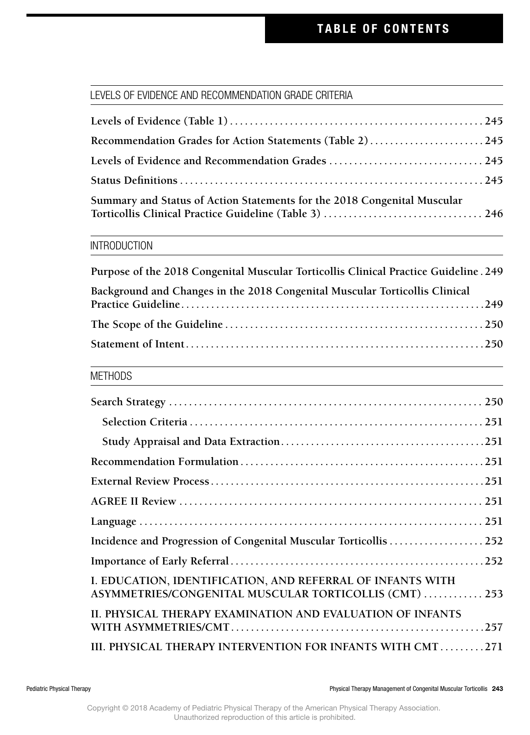# TABLE OF CONTENTS

## LEVELS OF EVIDENCE AND RECOMMENDATION GRADE CRITERIA

**Levels of Evidence (Table 1)** .................................................. 245

**Recommendation Grades for Action Statements (Table 2)** ....................... 245

**Levels of Evidence and Recommendation Grades** .............................. 245

**Status Definitions** ............................................................. 245

**Summary and Status of Action Statements for the 2018 Congenital Muscular Torticollis Clinical Practice Guideline (Table 3)** ................................ 246

## INTRODUCTION

**Purpose of the 2018 Congenital Muscular Torticollis Clinical Practice Guideline** . 249

**Background and Changes in the 2018 Congenital Muscular Torticollis Clinical Practice Guideline** ............................................................ 249

**The Scope of the Guideline** ................................................... 250

**Statement of Intent** ........................................................... 250

## METHODS

**Search Strategy** ............................................................... 250

- **Selection Criteria** ........................................................... 251
- **Study Appraisal and Data Extraction** ........................................ 251

**Recommendation Formulation** ................................................ 251

**External Review Process** ...................................................... 251

**AGREE II Review** ............................................................. 251

**Language** ...................................................................... 251

**Incidence and Progression of Congenital Muscular Torticollis** .................. 252

**Importance of Early Referral** .................................................. 252

**I. EDUCATION, IDENTIFICATION, AND REFERRAL OF INFANTS WITH ASYMMETRIES/CONGENITAL MUSCULAR TORTICOLLIS (CMT)** ............ 253

**II. PHYSICAL THERAPY EXAMINATION AND EVALUATION OF INFANTS WITH ASYMMETRIES/CMT** .................................................. 257

**III. PHYSICAL THERAPY INTERVENTION FOR INFANTS WITH CMT** ......... 271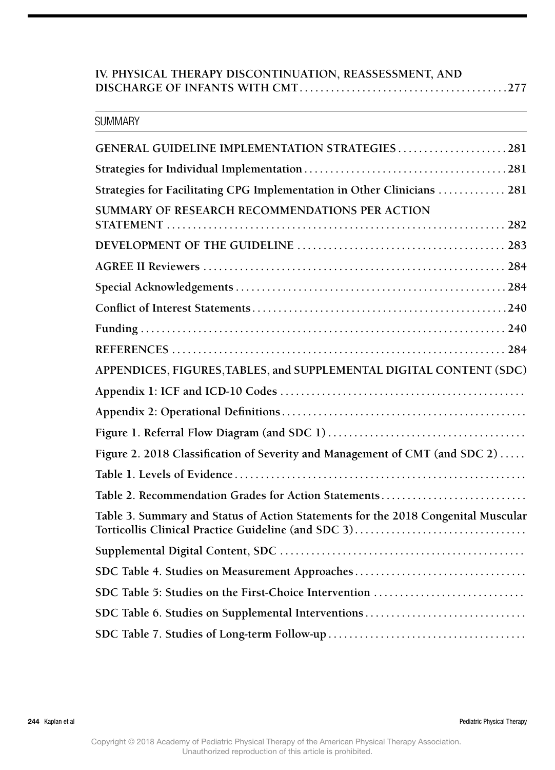**IV. PHYSICAL THERAPY DISCONTINUATION, REASSESSMENT, AND DISCHARGE OF INFANTS WITH CMT** ........................................ 277

## SUMMARY

**GENERAL GUIDELINE IMPLEMENTATION STRATEGIES** ..................... 281

**Strategies for Individual Implementation** ........................................ 281

**Strategies for Facilitating CPG Implementation in Other Clinicians** ............. 281

**SUMMARY OF RESEARCH RECOMMENDATIONS PER ACTION STATEMENT** ................................................................. 282

**DEVELOPMENT OF THE GUIDELINE** ........................................ 283

**AGREE II Reviewers** ........................................................... 284

**Special Acknowledgements** .................................................... 284

**Conflict of Interest Statements** ................................................ 240

**Funding** .......................................................................... 240

**REFERENCES** ................................................................... 284

**APPENDICES, FIGURES,TABLES, and SUPPLEMENTAL DIGITAL CONTENT (SDC)**

**Appendix 1: ICF and ICD-10 Codes** ..............................................

**Appendix 2: Operational Definitions** ..............................................

**Figure 1. Referral Flow Diagram (and SDC 1)** .....................................

**Figure 2. 2018 Classification of Severity and Management of CMT (and SDC 2)** .....

**Table 1. Levels of Evidence** .......................................................

**Table 2. Recommendation Grades for Action Statements** ............................

**Table 3. Summary and Status of Action Statements for the 2018 Congenital Muscular Torticollis Clinical Practice Guideline (and SDC 3)** ....................................

**Supplemental Digital Content, SDC** ...............................................

**SDC Table 4. Studies on Measurement Approaches** .................................

**SDC Table 5: Studies on the First-Choice Intervention** ............................

**SDC Table 6. Studies on Supplemental Interventions** ...............................

**SDC Table 7. Studies of Long-term Follow-up** .....................................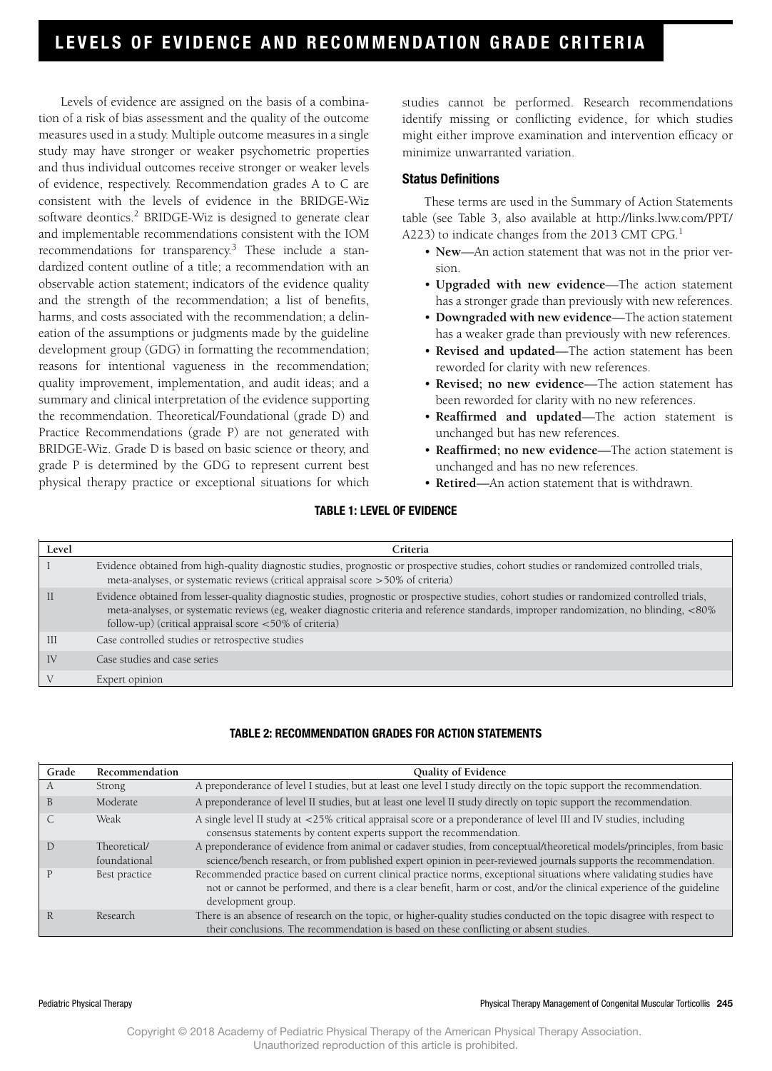# LEVELS OF EVIDENCE AND RECOMMENDATION GRADE CRITERIA

Levels of evidence are assigned on the basis of a combination of a risk of bias assessment and the quality of the outcome measures used in a study. Multiple outcome measures in a single study may have stronger or weaker psychometric properties and thus individual outcomes receive stronger or weaker levels of evidence, respectively. Recommendation grades A to C are consistent with the levels of evidence in the BRIDGE-Wiz software deontics.[2] BRIDGE-Wiz is designed to generate clear and implementable recommendations consistent with the IOM recommendations for transparency.[3] These include a standardized content outline of a title; a recommendation with an observable action statement; indicators of the evidence quality and the strength of the recommendation; a list of benefits, harms, and costs associated with the recommendation; a delineation of the assumptions or judgments made by the guideline development group (GDG) in formatting the recommendation; reasons for intentional vagueness in the recommendation; quality improvement, implementation, and audit ideas; and a summary and clinical interpretation of the evidence supporting the recommendation. Theoretical/Foundational (grade D) and Practice Recommendations (grade P) are not generated with BRIDGE-Wiz. Grade D is based on basic science or theory, and grade P is determined by the GDG to represent current best physical therapy practice or exceptional situations for which studies cannot be performed. Research recommendations identify missing or conflicting evidence, for which studies might either improve examination and intervention efficacy or minimize unwarranted variation.

### Status Definitions

These terms are used in the Summary of Action Statements table (see Table 3, also available at http://links.lww.com/PPT/A223) to indicate changes from the 2013 CMT CPG.[1]

- **New—**An action statement that was not in the prior version.
- **Upgraded with new evidence—**The action statement has a stronger grade than previously with new references.
- **Downgraded with new evidence—**The action statement has a weaker grade than previously with new references.
- **Revised and updated—**The action statement has been reworded for clarity with new references.
- **Revised; no new evidence—**The action statement has been reworded for clarity with no new references.
- **Reaffirmed and updated—**The action statement is unchanged but has new references.
- **Reaffirmed; no new evidence—**The action statement is unchanged and has no new references.
- **Retired—**An action statement that is withdrawn.

**TABLE 1: LEVEL OF EVIDENCE**

| Level | Criteria |
|---|---|
| I | Evidence obtained from high-quality diagnostic studies, prognostic or prospective studies, cohort studies or randomized controlled trials, meta-analyses, or systematic reviews (critical appraisal score >50% of criteria) |
| II | Evidence obtained from lesser-quality diagnostic studies, prognostic or prospective studies, cohort studies or randomized controlled trials, meta-analyses, or systematic reviews (eg, weaker diagnostic criteria and reference standards, improper randomization, no blinding, <80% follow-up) (critical appraisal score <50% of criteria) |
| III | Case controlled studies or retrospective studies |
| IV | Case studies and case series |
| V | Expert opinion |

**TABLE 2: RECOMMENDATION GRADES FOR ACTION STATEMENTS**

| Grade | Recommendation | Quality of Evidence |
|---|---|---|
| A | Strong | A preponderance of level I studies, but at least one level I study directly on the topic support the recommendation. |
| B | Moderate | A preponderance of level II studies, but at least one level II study directly on topic support the recommendation. |
| C | Weak | A single level II study at <25% critical appraisal score or a preponderance of level III and IV studies, including consensus statements by content experts support the recommendation. |
| D | Theoretical/ foundational | A preponderance of evidence from animal or cadaver studies, from conceptual/theoretical models/principles, from basic science/bench research, or from published expert opinion in peer-reviewed journals supports the recommendation. |
| P | Best practice | Recommended practice based on current clinical practice norms, exceptional situations where validating studies have not or cannot be performed, and there is a clear benefit, harm or cost, and/or the clinical experience of the guideline development group. |
| R | Research | There is an absence of research on the topic, or higher-quality studies conducted on the topic disagree with respect to their conclusions. The recommendation is based on these conflicting or absent studies. |

Copyright © 2018 Academy of Pediatric Physical Therapy of the American Physical Therapy Association. Unauthorized reproduction of this article is prohibited.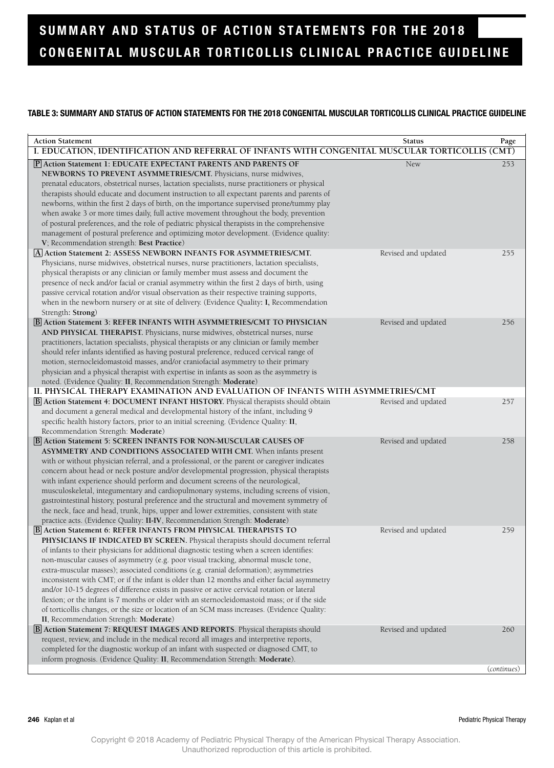# SUMMARY AND STATUS OF ACTION STATEMENTS FOR THE 2018 CONGENITAL MUSCULAR TORTICOLLIS CLINICAL PRACTICE GUIDELINE

**TABLE 3: SUMMARY AND STATUS OF ACTION STATEMENTS FOR THE 2018 CONGENITAL MUSCULAR TORTICOLLIS CLINICAL PRACTICE GUIDELINE**

| Action Statement | Status | Page |
|---|---|---|
| **I. EDUCATION, IDENTIFICATION AND REFERRAL OF INFANTS WITH CONGENITAL MUSCULAR TORTICOLLIS (CMT)** | | |
| **P Action Statement 1: EDUCATE EXPECTANT PARENTS AND PARENTS OF NEWBORNS TO PREVENT ASYMMETRIES/CMT.** Physicians, nurse midwives, prenatal educators, obstetrical nurses, lactation specialists, nurse practitioners or physical therapists should educate and document instruction to all expectant parents and parents of newborns, within the first 2 days of birth, on the importance supervised prone/tummy play when awake 3 or more times daily, full active movement throughout the body, prevention of postural preferences, and the role of pediatric physical therapists in the comprehensive management of postural preference and optimizing motor development. (Evidence quality: **V**; Recommendation strength: **Best Practice**) | New | 253 |
| **A Action Statement 2: ASSESS NEWBORN INFANTS FOR ASYMMETRIES/CMT.** Physicians, nurse midwives, obstetrical nurses, nurse practitioners, lactation specialists, physical therapists or any clinician or family member must assess and document the presence of neck and/or facial or cranial asymmetry within the first 2 days of birth, using passive cervical rotation and/or visual observation as their respective training supports, when in the newborn nursery or at site of delivery. (Evidence Quality: **I**, Recommendation Strength: **Strong**) | Revised and updated | 255 |
| **B Action Statement 3: REFER INFANTS WITH ASYMMETRIES/CMT TO PHYSICIAN AND PHYSICAL THERAPIST.** Physicians, nurse midwives, obstetrical nurses, nurse practitioners, lactation specialists, physical therapists or any clinician or family member should refer infants identified as having postural preference, reduced cervical range of motion, sternocleidomastoid masses, and/or craniofacial asymmetry to their primary physician and a physical therapist with expertise in infants as soon as the asymmetry is noted. (Evidence Quality: **II**, Recommendation Strength: **Moderate**) | Revised and updated | 256 |
| **II. PHYSICAL THERAPY EXAMINATION AND EVALUATION OF INFANTS WITH ASYMMETRIES/CMT** | | |
| **B Action Statement 4: DOCUMENT INFANT HISTORY.** Physical therapists should obtain and document a general medical and developmental history of the infant, including 9 specific health history factors, prior to an initial screening. (Evidence Quality: **II**, Recommendation Strength: **Moderate**) | Revised and updated | 257 |
| **B Action Statement 5: SCREEN INFANTS FOR NON-MUSCULAR CAUSES OF ASYMMETRY AND CONDITIONS ASSOCIATED WITH CMT.** When infants present with or without physician referral, and a professional, or the parent or caregiver indicates concern about head or neck posture and/or developmental progression, physical therapists with infant experience should perform and document screens of the neurological, musculoskeletal, integumentary and cardiopulmonary systems, including screens of vision, gastrointestinal history, postural preference and the structural and movement symmetry of the neck, face and head, trunk, hips, upper and lower extremities, consistent with state practice acts. (Evidence Quality: **II-IV**, Recommendation Strength: **Moderate**) | Revised and updated | 258 |
| **B Action Statement 6: REFER INFANTS FROM PHYSICAL THERAPISTS TO PHYSICIANS IF INDICATED BY SCREEN.** Physical therapists should document referral of infants to their physicians for additional diagnostic testing when a screen identifies: non-muscular causes of asymmetry (e.g. poor visual tracking, abnormal muscle tone, extra-muscular masses); associated conditions (e.g. cranial deformation); asymmetries inconsistent with CMT; or if the infant is older than 12 months and either facial asymmetry and/or 10-15 degrees of difference exists in passive or active cervical rotation or lateral flexion; or the infant is 7 months or older with an sternocleidomastoid mass; or if the side of torticollis changes, or the size or location of an SCM mass increases. (Evidence Quality: **II**, Recommendation Strength: **Moderate**) | Revised and updated | 259 |
| **B Action Statement 7: REQUEST IMAGES AND REPORTS.** Physical therapists should request, review, and include in the medical record all images and interpretive reports, completed for the diagnostic workup of an infant with suspected or diagnosed CMT, to inform prognosis. (Evidence Quality: **II**, Recommendation Strength: **Moderate**). | Revised and updated | 260 |

(*continues*)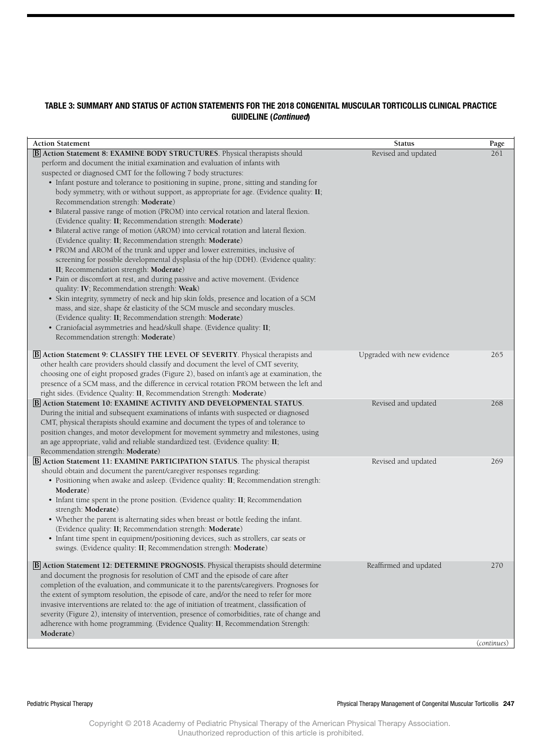**TABLE 3: SUMMARY AND STATUS OF ACTION STATEMENTS FOR THE 2018 CONGENITAL MUSCULAR TORTICOLLIS CLINICAL PRACTICE GUIDELINE (*Continued*)**

| Action Statement | Status | Page |
|---|---|---|
| **B** **Action Statement 8: EXAMINE BODY STRUCTURES**. Physical therapists should perform and document the initial examination and evaluation of infants with suspected or diagnosed CMT for the following 7 body structures:<br>• Infant posture and tolerance to positioning in supine, prone, sitting and standing for body symmetry, with or without support, as appropriate for age. (Evidence quality: **II**; Recommendation strength: **Moderate**)<br>• Bilateral passive range of motion (PROM) into cervical rotation and lateral flexion. (Evidence quality: **II**; Recommendation strength: **Moderate**)<br>• Bilateral active range of motion (AROM) into cervical rotation and lateral flexion. (Evidence quality: **II**; Recommendation strength: **Moderate**)<br>• PROM and AROM of the trunk and upper and lower extremities, inclusive of screening for possible developmental dysplasia of the hip (DDH). (Evidence quality: **II**; Recommendation strength: **Moderate**)<br>• Pain or discomfort at rest, and during passive and active movement. (Evidence quality: **IV**; Recommendation strength: **Weak**)<br>• Skin integrity, symmetry of neck and hip skin folds, presence and location of a SCM mass, and size, shape & elasticity of the SCM muscle and secondary muscles. (Evidence quality: **II**; Recommendation strength: **Moderate**)<br>• Craniofacial asymmetries and head/skull shape. (Evidence quality: **II**; Recommendation strength: **Moderate**) | Revised and updated | 261 |
| **B** **Action Statement 9: CLASSIFY THE LEVEL OF SEVERITY**. Physical therapists and other health care providers should classify and document the level of CMT severity, choosing one of eight proposed grades (Figure 2), based on infant's age at examination, the presence of a SCM mass, and the difference in cervical rotation PROM between the left and right sides. (Evidence Quality: **II**, Recommendation Strength: **Moderate**) | Upgraded with new evidence | 265 |
| **B** **Action Statement 10: EXAMINE ACTIVITY AND DEVELOPMENTAL STATUS**. During the initial and subsequent examinations of infants with suspected or diagnosed CMT, physical therapists should examine and document the types of and tolerance to position changes, and motor development for movement symmetry and milestones, using an age appropriate, valid and reliable standardized test. (Evidence quality: **II**; Recommendation strength: **Moderate**) | Revised and updated | 268 |
| **B** **Action Statement 11: EXAMINE PARTICIPATION STATUS**. The physical therapist should obtain and document the parent/caregiver responses regarding:<br>• Positioning when awake and asleep. (Evidence quality: **II**; Recommendation strength: **Moderate**)<br>• Infant time spent in the prone position. (Evidence quality: **II**; Recommendation strength: **Moderate**)<br>• Whether the parent is alternating sides when breast or bottle feeding the infant. (Evidence quality: **II**; Recommendation strength: **Moderate**)<br>• Infant time spent in equipment/positioning devices, such as strollers, car seats or swings. (Evidence quality: **II**; Recommendation strength: **Moderate**) | Revised and updated | 269 |
| **B** **Action Statement 12: DETERMINE PROGNOSIS.** Physical therapists should determine and document the prognosis for resolution of CMT and the episode of care after completion of the evaluation, and communicate it to the parents/caregivers. Prognoses for the extent of symptom resolution, the episode of care, and/or the need to refer for more invasive interventions are related to: the age of initiation of treatment, classification of severity (Figure 2), intensity of intervention, presence of comorbidities, rate of change and adherence with home programming. (Evidence Quality: **II**, Recommendation Strength: **Moderate**) | Reaffirmed and updated | 270 |

(*continues*)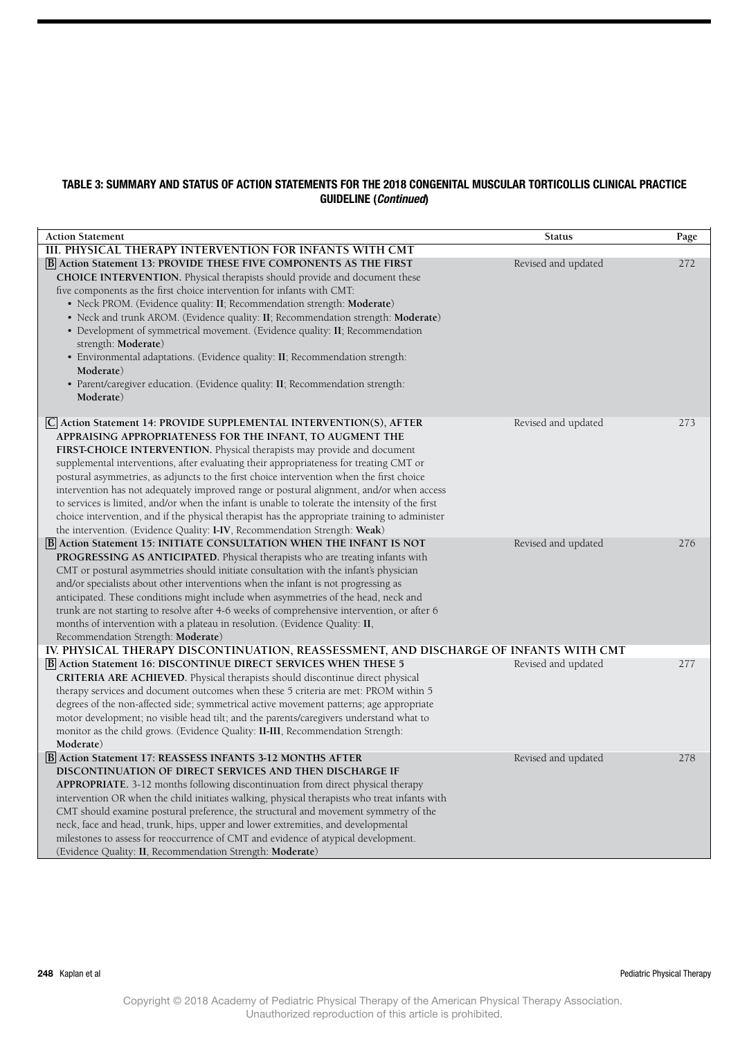**TABLE 3: SUMMARY AND STATUS OF ACTION STATEMENTS FOR THE 2018 CONGENITAL MUSCULAR TORTICOLLIS CLINICAL PRACTICE GUIDELINE (*Continued*)**

| Action Statement | Status | Page |
|---|---|---|
| **III. PHYSICAL THERAPY INTERVENTION FOR INFANTS WITH CMT** | | |
| [B] **Action Statement 13: PROVIDE THESE FIVE COMPONENTS AS THE FIRST CHOICE INTERVENTION.** Physical therapists should provide and document these five components as the first choice intervention for infants with CMT: • Neck PROM. (Evidence quality: **II**; Recommendation strength: **Moderate**) • Neck and trunk AROM. (Evidence quality: **II**; Recommendation strength: **Moderate**) • Development of symmetrical movement. (Evidence quality: **II**; Recommendation strength: **Moderate**) • Environmental adaptations. (Evidence quality: **II**; Recommendation strength: **Moderate**) • Parent/caregiver education. (Evidence quality: **II**; Recommendation strength: **Moderate**) | Revised and updated | 272 |
| [C] **Action Statement 14: PROVIDE SUPPLEMENTAL INTERVENTION(S), AFTER APPRAISING APPROPRIATENESS FOR THE INFANT, TO AUGMENT THE FIRST-CHOICE INTERVENTION.** Physical therapists may provide and document supplemental interventions, after evaluating their appropriateness for treating CMT or postural asymmetries, as adjuncts to the first choice intervention when the first choice intervention has not adequately improved range or postural alignment, and/or when access to services is limited, and/or when the infant is unable to tolerate the intensity of the first choice intervention, and if the physical therapist has the appropriate training to administer the intervention. (Evidence Quality: **I-IV**, Recommendation Strength: **Weak**) | Revised and updated | 273 |
| [B] **Action Statement 15: INITIATE CONSULTATION WHEN THE INFANT IS NOT PROGRESSING AS ANTICIPATED.** Physical therapists who are treating infants with CMT or postural asymmetries should initiate consultation with the infant's physician and/or specialists about other interventions when the infant is not progressing as anticipated. These conditions might include when asymmetries of the head, neck and trunk are not starting to resolve after 4-6 weeks of comprehensive intervention, or after 6 months of intervention with a plateau in resolution. (Evidence Quality: **II**, Recommendation Strength: **Moderate**) | Revised and updated | 276 |
| **IV. PHYSICAL THERAPY DISCONTINUATION, REASSESSMENT, AND DISCHARGE OF INFANTS WITH CMT** | | |
| [B] **Action Statement 16: DISCONTINUE DIRECT SERVICES WHEN THESE 5 CRITERIA ARE ACHIEVED.** Physical therapists should discontinue direct physical therapy services and document outcomes when these 5 criteria are met: PROM within 5 degrees of the non-affected side; symmetrical active movement patterns; age appropriate motor development; no visible head tilt; and the parents/caregivers understand what to monitor as the child grows. (Evidence Quality: **II-III**, Recommendation Strength: **Moderate**) | Revised and updated | 277 |
| [B] **Action Statement 17: REASSESS INFANTS 3-12 MONTHS AFTER DISCONTINUATION OF DIRECT SERVICES AND THEN DISCHARGE IF APPROPRIATE.** 3-12 months following discontinuation from direct physical therapy intervention OR when the child initiates walking, physical therapists who treat infants with CMT should examine postural preference, the structural and movement symmetry of the neck, face and head, trunk, hips, upper and lower extremities, and developmental milestones to assess for reoccurrence of CMT and evidence of atypical development. (Evidence Quality: **II**, Recommendation Strength: **Moderate**) | Revised and updated | 278 |

Copyright © 2018 Academy of Pediatric Physical Therapy of the American Physical Therapy Association. Unauthorized reproduction of this article is prohibited.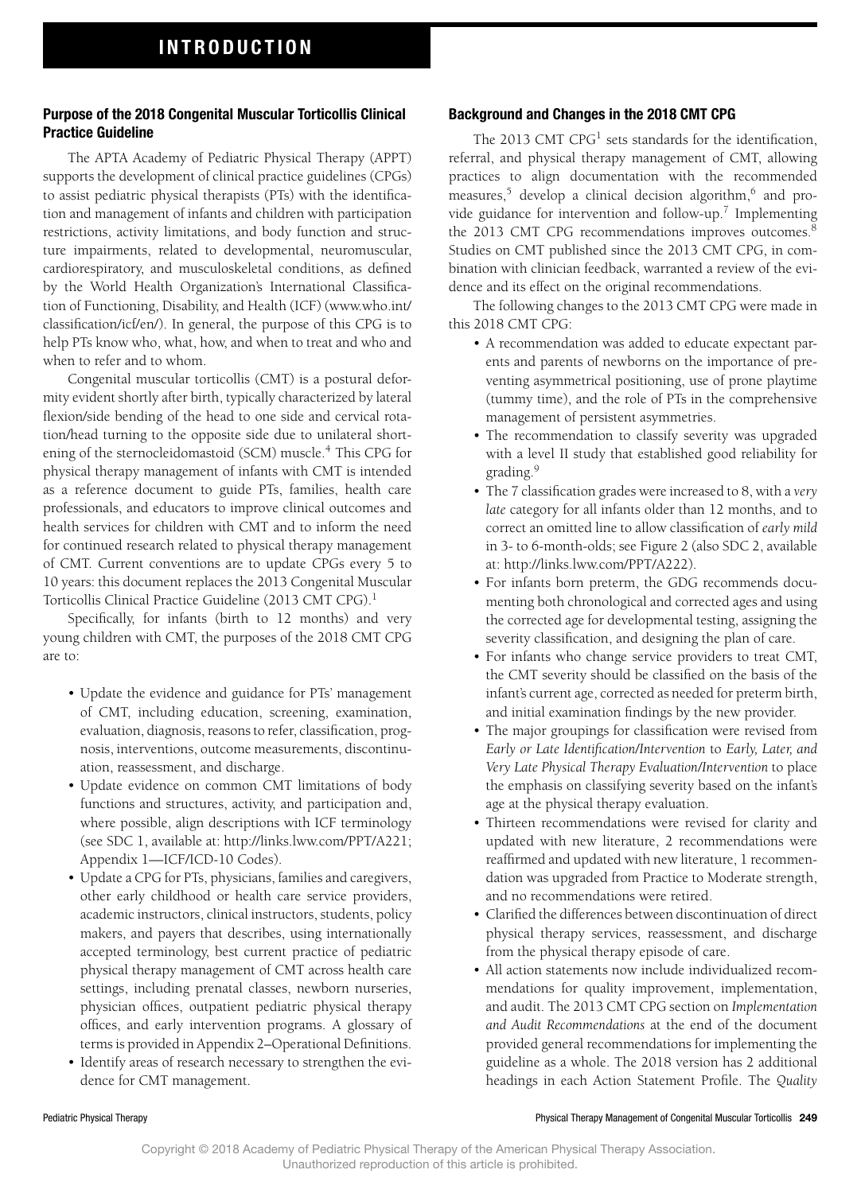# INTRODUCTION

## Purpose of the 2018 Congenital Muscular Torticollis Clinical Practice Guideline

The APTA Academy of Pediatric Physical Therapy (APPT) supports the development of clinical practice guidelines (CPGs) to assist pediatric physical therapists (PTs) with the identification and management of infants and children with participation restrictions, activity limitations, and body function and structure impairments, related to developmental, neuromuscular, cardiorespiratory, and musculoskeletal conditions, as defined by the World Health Organization's International Classification of Functioning, Disability, and Health (ICF) (www.who.int/classification/icf/en/). In general, the purpose of this CPG is to help PTs know who, what, how, and when to treat and who and when to refer and to whom.

Congenital muscular torticollis (CMT) is a postural deformity evident shortly after birth, typically characterized by lateral flexion/side bending of the head to one side and cervical rotation/head turning to the opposite side due to unilateral shortening of the sternocleidomastoid (SCM) muscle.[4] This CPG for physical therapy management of infants with CMT is intended as a reference document to guide PTs, families, health care professionals, and educators to improve clinical outcomes and health services for children with CMT and to inform the need for continued research related to physical therapy management of CMT. Current conventions are to update CPGs every 5 to 10 years: this document replaces the 2013 Congenital Muscular Torticollis Clinical Practice Guideline (2013 CMT CPG).[1]

Specifically, for infants (birth to 12 months) and very young children with CMT, the purposes of the 2018 CMT CPG are to:

- Update the evidence and guidance for PTs' management of CMT, including education, screening, examination, evaluation, diagnosis, reasons to refer, classification, prognosis, interventions, outcome measurements, discontinuation, reassessment, and discharge.
- Update evidence on common CMT limitations of body functions and structures, activity, and participation and, where possible, align descriptions with ICF terminology (see SDC 1, available at: http://links.lww.com/PPT/A221; Appendix 1—ICF/ICD-10 Codes).
- Update a CPG for PTs, physicians, families and caregivers, other early childhood or health care service providers, academic instructors, clinical instructors, students, policy makers, and payers that describes, using internationally accepted terminology, best current practice of pediatric physical therapy management of CMT across health care settings, including prenatal classes, newborn nurseries, physician offices, outpatient pediatric physical therapy offices, and early intervention programs. A glossary of terms is provided in Appendix 2–Operational Definitions.
- Identify areas of research necessary to strengthen the evidence for CMT management.

## Background and Changes in the 2018 CMT CPG

The 2013 CMT CPG[1] sets standards for the identification, referral, and physical therapy management of CMT, allowing practices to align documentation with the recommended measures,[5] develop a clinical decision algorithm,[6] and provide guidance for intervention and follow-up.[7] Implementing the 2013 CMT CPG recommendations improves outcomes.[8] Studies on CMT published since the 2013 CMT CPG, in combination with clinician feedback, warranted a review of the evidence and its effect on the original recommendations.

The following changes to the 2013 CMT CPG were made in this 2018 CMT CPG:

- A recommendation was added to educate expectant parents and parents of newborns on the importance of preventing asymmetrical positioning, use of prone playtime (tummy time), and the role of PTs in the comprehensive management of persistent asymmetries.
- The recommendation to classify severity was upgraded with a level II study that established good reliability for grading.[9]
- The 7 classification grades were increased to 8, with a *very late* category for all infants older than 12 months, and to correct an omitted line to allow classification of *early mild* in 3- to 6-month-olds; see Figure 2 (also SDC 2, available at: http://links.lww.com/PPT/A222).
- For infants born preterm, the GDG recommends documenting both chronological and corrected ages and using the corrected age for developmental testing, assigning the severity classification, and designing the plan of care.
- For infants who change service providers to treat CMT, the CMT severity should be classified on the basis of the infant's current age, corrected as needed for preterm birth, and initial examination findings by the new provider.
- The major groupings for classification were revised from *Early or Late Identification/Intervention* to *Early, Later, and Very Late Physical Therapy Evaluation/Intervention* to place the emphasis on classifying severity based on the infant's age at the physical therapy evaluation.
- Thirteen recommendations were revised for clarity and updated with new literature, 2 recommendations were reaffirmed and updated with new literature, 1 recommendation was upgraded from Practice to Moderate strength, and no recommendations were retired.
- Clarified the differences between discontinuation of direct physical therapy services, reassessment, and discharge from the physical therapy episode of care.
- All action statements now include individualized recommendations for quality improvement, implementation, and audit. The 2013 CMT CPG section on *Implementation and Audit Recommendations* at the end of the document provided general recommendations for implementing the guideline as a whole. The 2018 version has 2 additional headings in each Action Statement Profile. The *Quality*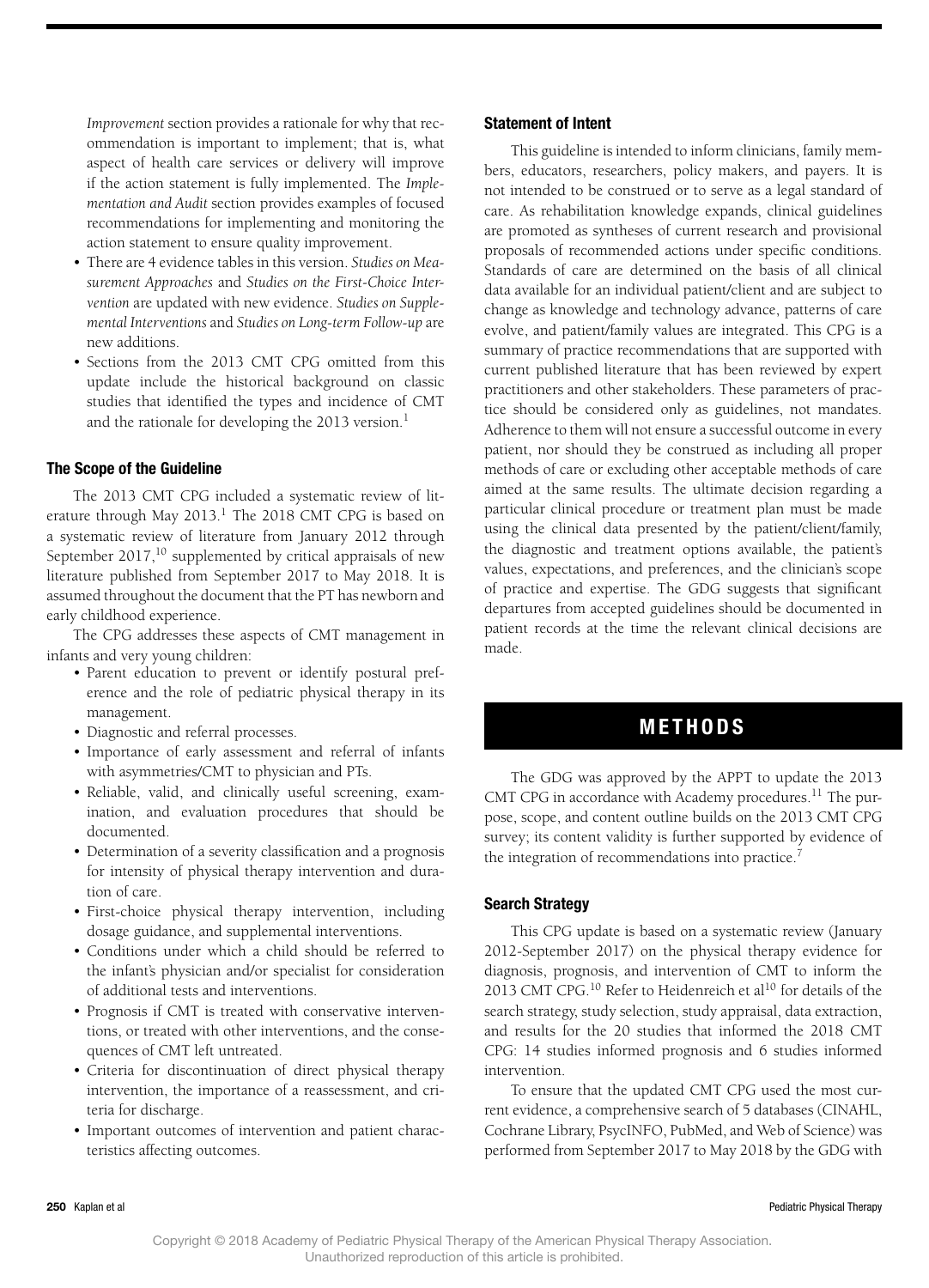*Improvement* section provides a rationale for why that recommendation is important to implement; that is, what aspect of health care services or delivery will improve if the action statement is fully implemented. The *Implementation and Audit* section provides examples of focused recommendations for implementing and monitoring the action statement to ensure quality improvement.

- There are 4 evidence tables in this version. *Studies on Measurement Approaches* and *Studies on the First-Choice Intervention* are updated with new evidence. *Studies on Supplemental Interventions* and *Studies on Long-term Follow-up* are new additions.
- Sections from the 2013 CMT CPG omitted from this update include the historical background on classic studies that identified the types and incidence of CMT and the rationale for developing the 2013 version.[1]

### The Scope of the Guideline

The 2013 CMT CPG included a systematic review of literature through May 2013.[1] The 2018 CMT CPG is based on a systematic review of literature from January 2012 through September 2017,[10] supplemented by critical appraisals of new literature published from September 2017 to May 2018. It is assumed throughout the document that the PT has newborn and early childhood experience.

The CPG addresses these aspects of CMT management in infants and very young children:

- Parent education to prevent or identify postural preference and the role of pediatric physical therapy in its management.
- Diagnostic and referral processes.
- Importance of early assessment and referral of infants with asymmetries/CMT to physician and PTs.
- Reliable, valid, and clinically useful screening, examination, and evaluation procedures that should be documented.
- Determination of a severity classification and a prognosis for intensity of physical therapy intervention and duration of care.
- First-choice physical therapy intervention, including dosage guidance, and supplemental interventions.
- Conditions under which a child should be referred to the infant's physician and/or specialist for consideration of additional tests and interventions.
- Prognosis if CMT is treated with conservative interventions, or treated with other interventions, and the consequences of CMT left untreated.
- Criteria for discontinuation of direct physical therapy intervention, the importance of a reassessment, and criteria for discharge.
- Important outcomes of intervention and patient characteristics affecting outcomes.

### Statement of Intent

This guideline is intended to inform clinicians, family members, educators, researchers, policy makers, and payers. It is not intended to be construed or to serve as a legal standard of care. As rehabilitation knowledge expands, clinical guidelines are promoted as syntheses of current research and provisional proposals of recommended actions under specific conditions. Standards of care are determined on the basis of all clinical data available for an individual patient/client and are subject to change as knowledge and technology advance, patterns of care evolve, and patient/family values are integrated. This CPG is a summary of practice recommendations that are supported with current published literature that has been reviewed by expert practitioners and other stakeholders. These parameters of practice should be considered only as guidelines, not mandates. Adherence to them will not ensure a successful outcome in every patient, nor should they be construed as including all proper methods of care or excluding other acceptable methods of care aimed at the same results. The ultimate decision regarding a particular clinical procedure or treatment plan must be made using the clinical data presented by the patient/client/family, the diagnostic and treatment options available, the patient's values, expectations, and preferences, and the clinician's scope of practice and expertise. The GDG suggests that significant departures from accepted guidelines should be documented in patient records at the time the relevant clinical decisions are made.

## METHODS

The GDG was approved by the APPT to update the 2013 CMT CPG in accordance with Academy procedures.[11] The purpose, scope, and content outline builds on the 2013 CMT CPG survey; its content validity is further supported by evidence of the integration of recommendations into practice.[7]

### Search Strategy

This CPG update is based on a systematic review (January 2012-September 2017) on the physical therapy evidence for diagnosis, prognosis, and intervention of CMT to inform the 2013 CMT CPG.[10] Refer to Heidenreich et al[10] for details of the search strategy, study selection, study appraisal, data extraction, and results for the 20 studies that informed the 2018 CMT CPG: 14 studies informed prognosis and 6 studies informed intervention.

To ensure that the updated CMT CPG used the most current evidence, a comprehensive search of 5 databases (CINAHL, Cochrane Library, PsycINFO, PubMed, and Web of Science) was performed from September 2017 to May 2018 by the GDG with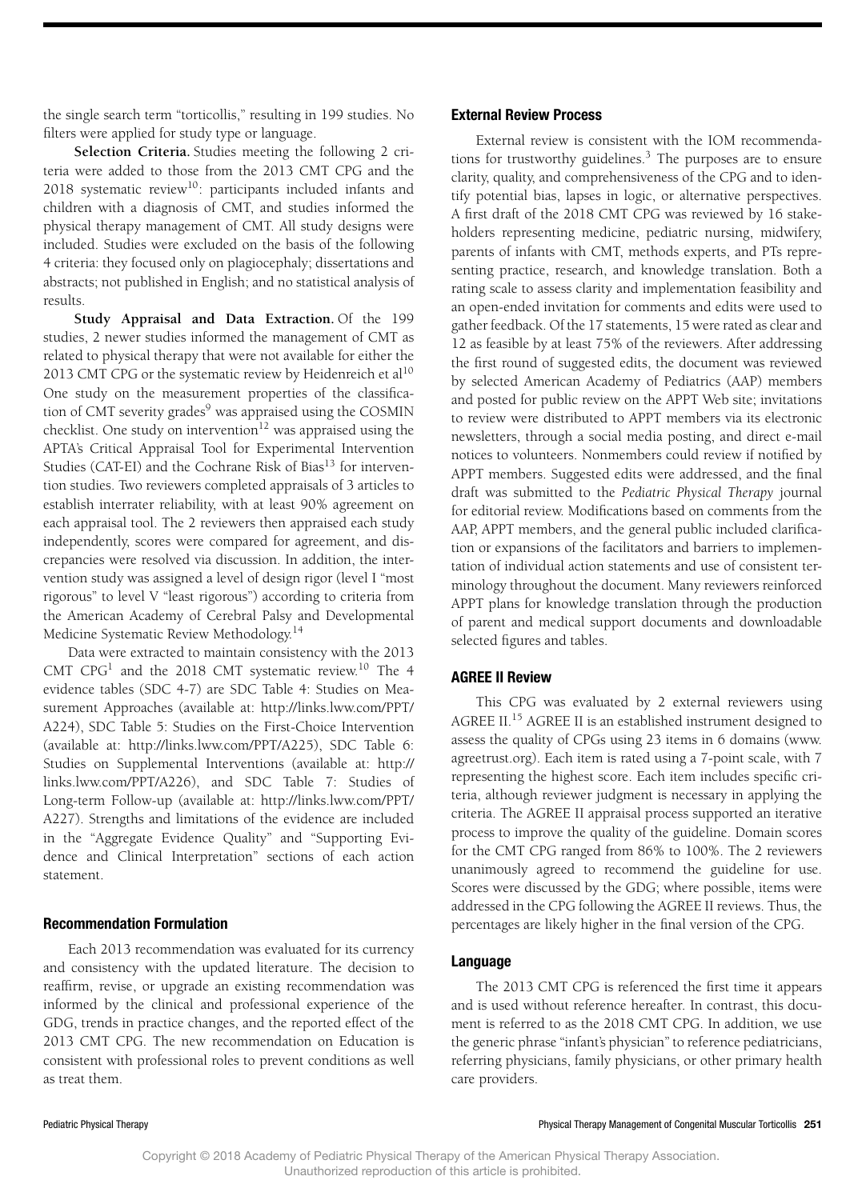the single search term "torticollis," resulting in 199 studies. No filters were applied for study type or language.

**Selection Criteria.** Studies meeting the following 2 criteria were added to those from the 2013 CMT CPG and the 2018 systematic review[10]: participants included infants and children with a diagnosis of CMT, and studies informed the physical therapy management of CMT. All study designs were included. Studies were excluded on the basis of the following 4 criteria: they focused only on plagiocephaly; dissertations and abstracts; not published in English; and no statistical analysis of results.

**Study Appraisal and Data Extraction.** Of the 199 studies, 2 newer studies informed the management of CMT as related to physical therapy that were not available for either the 2013 CMT CPG or the systematic review by Heidenreich et al[10] One study on the measurement properties of the classification of CMT severity grades[9] was appraised using the COSMIN checklist. One study on intervention[12] was appraised using the APTA's Critical Appraisal Tool for Experimental Intervention Studies (CAT-EI) and the Cochrane Risk of Bias[13] for intervention studies. Two reviewers completed appraisals of 3 articles to establish interrater reliability, with at least 90% agreement on each appraisal tool. The 2 reviewers then appraised each study independently, scores were compared for agreement, and discrepancies were resolved via discussion. In addition, the intervention study was assigned a level of design rigor (level I "most rigorous" to level V "least rigorous") according to criteria from the American Academy of Cerebral Palsy and Developmental Medicine Systematic Review Methodology.[14]

Data were extracted to maintain consistency with the 2013 CMT CPG[1] and the 2018 CMT systematic review.[10] The 4 evidence tables (SDC 4-7) are SDC Table 4: Studies on Measurement Approaches (available at: http://links.lww.com/PPT/A224), SDC Table 5: Studies on the First-Choice Intervention (available at: http://links.lww.com/PPT/A225), SDC Table 6: Studies on Supplemental Interventions (available at: http://links.lww.com/PPT/A226), and SDC Table 7: Studies of Long-term Follow-up (available at: http://links.lww.com/PPT/A227). Strengths and limitations of the evidence are included in the "Aggregate Evidence Quality" and "Supporting Evidence and Clinical Interpretation" sections of each action statement.

### Recommendation Formulation

Each 2013 recommendation was evaluated for its currency and consistency with the updated literature. The decision to reaffirm, revise, or upgrade an existing recommendation was informed by the clinical and professional experience of the GDG, trends in practice changes, and the reported effect of the 2013 CMT CPG. The new recommendation on Education is consistent with professional roles to prevent conditions as well as treat them.

### External Review Process

External review is consistent with the IOM recommendations for trustworthy guidelines.[3] The purposes are to ensure clarity, quality, and comprehensiveness of the CPG and to identify potential bias, lapses in logic, or alternative perspectives. A first draft of the 2018 CMT CPG was reviewed by 16 stakeholders representing medicine, pediatric nursing, midwifery, parents of infants with CMT, methods experts, and PTs representing practice, research, and knowledge translation. Both a rating scale to assess clarity and implementation feasibility and an open-ended invitation for comments and edits were used to gather feedback. Of the 17 statements, 15 were rated as clear and 12 as feasible by at least 75% of the reviewers. After addressing the first round of suggested edits, the document was reviewed by selected American Academy of Pediatrics (AAP) members and posted for public review on the APPT Web site; invitations to review were distributed to APPT members via its electronic newsletters, through a social media posting, and direct e-mail notices to volunteers. Nonmembers could review if notified by APPT members. Suggested edits were addressed, and the final draft was submitted to the *Pediatric Physical Therapy* journal for editorial review. Modifications based on comments from the AAP, APPT members, and the general public included clarification or expansions of the facilitators and barriers to implementation of individual action statements and use of consistent terminology throughout the document. Many reviewers reinforced APPT plans for knowledge translation through the production of parent and medical support documents and downloadable selected figures and tables.

### AGREE II Review

This CPG was evaluated by 2 external reviewers using AGREE II.[15] AGREE II is an established instrument designed to assess the quality of CPGs using 23 items in 6 domains (www.agreetrust.org). Each item is rated using a 7-point scale, with 7 representing the highest score. Each item includes specific criteria, although reviewer judgment is necessary in applying the criteria. The AGREE II appraisal process supported an iterative process to improve the quality of the guideline. Domain scores for the CMT CPG ranged from 86% to 100%. The 2 reviewers unanimously agreed to recommend the guideline for use. Scores were discussed by the GDG; where possible, items were addressed in the CPG following the AGREE II reviews. Thus, the percentages are likely higher in the final version of the CPG.

### Language

The 2013 CMT CPG is referenced the first time it appears and is used without reference hereafter. In contrast, this document is referred to as the 2018 CMT CPG. In addition, we use the generic phrase "infant's physician" to reference pediatricians, referring physicians, family physicians, or other primary health care providers.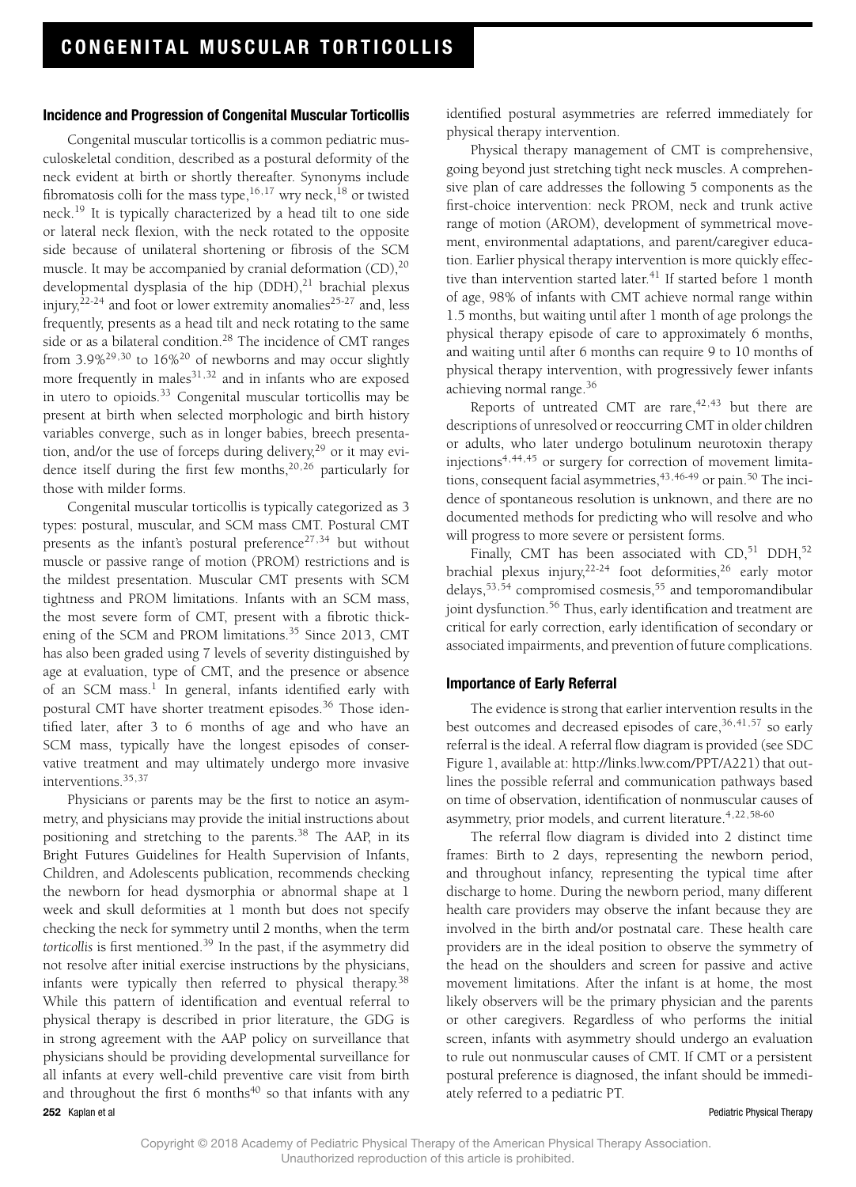## Incidence and Progression of Congenital Muscular Torticollis

Congenital muscular torticollis is a common pediatric musculoskeletal condition, described as a postural deformity of the neck evident at birth or shortly thereafter. Synonyms include fibromatosis colli for the mass type,[16,17] wry neck,[18] or twisted neck.[19] It is typically characterized by a head tilt to one side or lateral neck flexion, with the neck rotated to the opposite side because of unilateral shortening or fibrosis of the SCM muscle. It may be accompanied by cranial deformation (CD),[20] developmental dysplasia of the hip (DDH),[21] brachial plexus injury,[22-24] and foot or lower extremity anomalies[25-27] and, less frequently, presents as a head tilt and neck rotating to the same side or as a bilateral condition.[28] The incidence of CMT ranges from 3.9%[29,30] to 16%[20] of newborns and may occur slightly more frequently in males[31,32] and in infants who are exposed in utero to opioids.[33] Congenital muscular torticollis may be present at birth when selected morphologic and birth history variables converge, such as in longer babies, breech presentation, and/or the use of forceps during delivery,[29] or it may evidence itself during the first few months,[20,26] particularly for those with milder forms.

Congenital muscular torticollis is typically categorized as 3 types: postural, muscular, and SCM mass CMT. Postural CMT presents as the infant's postural preference[27,34] but without muscle or passive range of motion (PROM) restrictions and is the mildest presentation. Muscular CMT presents with SCM tightness and PROM limitations. Infants with an SCM mass, the most severe form of CMT, present with a fibrotic thickening of the SCM and PROM limitations.[35] Since 2013, CMT has also been graded using 7 levels of severity distinguished by age at evaluation, type of CMT, and the presence or absence of an SCM mass.[1] In general, infants identified early with postural CMT have shorter treatment episodes.[36] Those identified later, after 3 to 6 months of age and who have an SCM mass, typically have the longest episodes of conservative treatment and may ultimately undergo more invasive interventions.[35,37]

Physicians or parents may be the first to notice an asymmetry, and physicians may provide the initial instructions about positioning and stretching to the parents.[38] The AAP, in its Bright Futures Guidelines for Health Supervision of Infants, Children, and Adolescents publication, recommends checking the newborn for head dysmorphia or abnormal shape at 1 week and skull deformities at 1 month but does not specify checking the neck for symmetry until 2 months, when the term *torticollis* is first mentioned.[39] In the past, if the asymmetry did not resolve after initial exercise instructions by the physicians, infants were typically then referred to physical therapy.[38] While this pattern of identification and eventual referral to physical therapy is described in prior literature, the GDG is in strong agreement with the AAP policy on surveillance that physicians should be providing developmental surveillance for all infants at every well-child preventive care visit from birth and throughout the first 6 months[40] so that infants with any identified postural asymmetries are referred immediately for physical therapy intervention.

Physical therapy management of CMT is comprehensive, going beyond just stretching tight neck muscles. A comprehensive plan of care addresses the following 5 components as the first-choice intervention: neck PROM, neck and trunk active range of motion (AROM), development of symmetrical movement, environmental adaptations, and parent/caregiver education. Earlier physical therapy intervention is more quickly effective than intervention started later.[41] If started before 1 month of age, 98% of infants with CMT achieve normal range within 1.5 months, but waiting until after 1 month of age prolongs the physical therapy episode of care to approximately 6 months, and waiting until after 6 months can require 9 to 10 months of physical therapy intervention, with progressively fewer infants achieving normal range.[36]

Reports of untreated CMT are rare,[42,43] but there are descriptions of unresolved or reoccurring CMT in older children or adults, who later undergo botulinum neurotoxin therapy injections[4,44,45] or surgery for correction of movement limitations, consequent facial asymmetries,[43,46-49] or pain.[50] The incidence of spontaneous resolution is unknown, and there are no documented methods for predicting who will resolve and who will progress to more severe or persistent forms.

Finally, CMT has been associated with CD,[51] DDH,[52] brachial plexus injury,[22-24] foot deformities,[26] early motor delays,[53,54] compromised cosmesis,[55] and temporomandibular joint dysfunction.[56] Thus, early identification and treatment are critical for early correction, early identification of secondary or associated impairments, and prevention of future complications.

## Importance of Early Referral

The evidence is strong that earlier intervention results in the best outcomes and decreased episodes of care,[36,41,57] so early referral is the ideal. A referral flow diagram is provided (see SDC Figure 1, available at: http://links.lww.com/PPT/A221) that outlines the possible referral and communication pathways based on time of observation, identification of nonmuscular causes of asymmetry, prior models, and current literature.[4,22,58-60]

The referral flow diagram is divided into 2 distinct time frames: Birth to 2 days, representing the newborn period, and throughout infancy, representing the typical time after discharge to home. During the newborn period, many different health care providers may observe the infant because they are involved in the birth and/or postnatal care. These health care providers are in the ideal position to observe the symmetry of the head on the shoulders and screen for passive and active movement limitations. After the infant is at home, the most likely observers will be the primary physician and the parents or other caregivers. Regardless of who performs the initial screen, infants with asymmetry should undergo an evaluation to rule out nonmuscular causes of CMT. If CMT or a persistent postural preference is diagnosed, the infant should be immediately referred to a pediatric PT.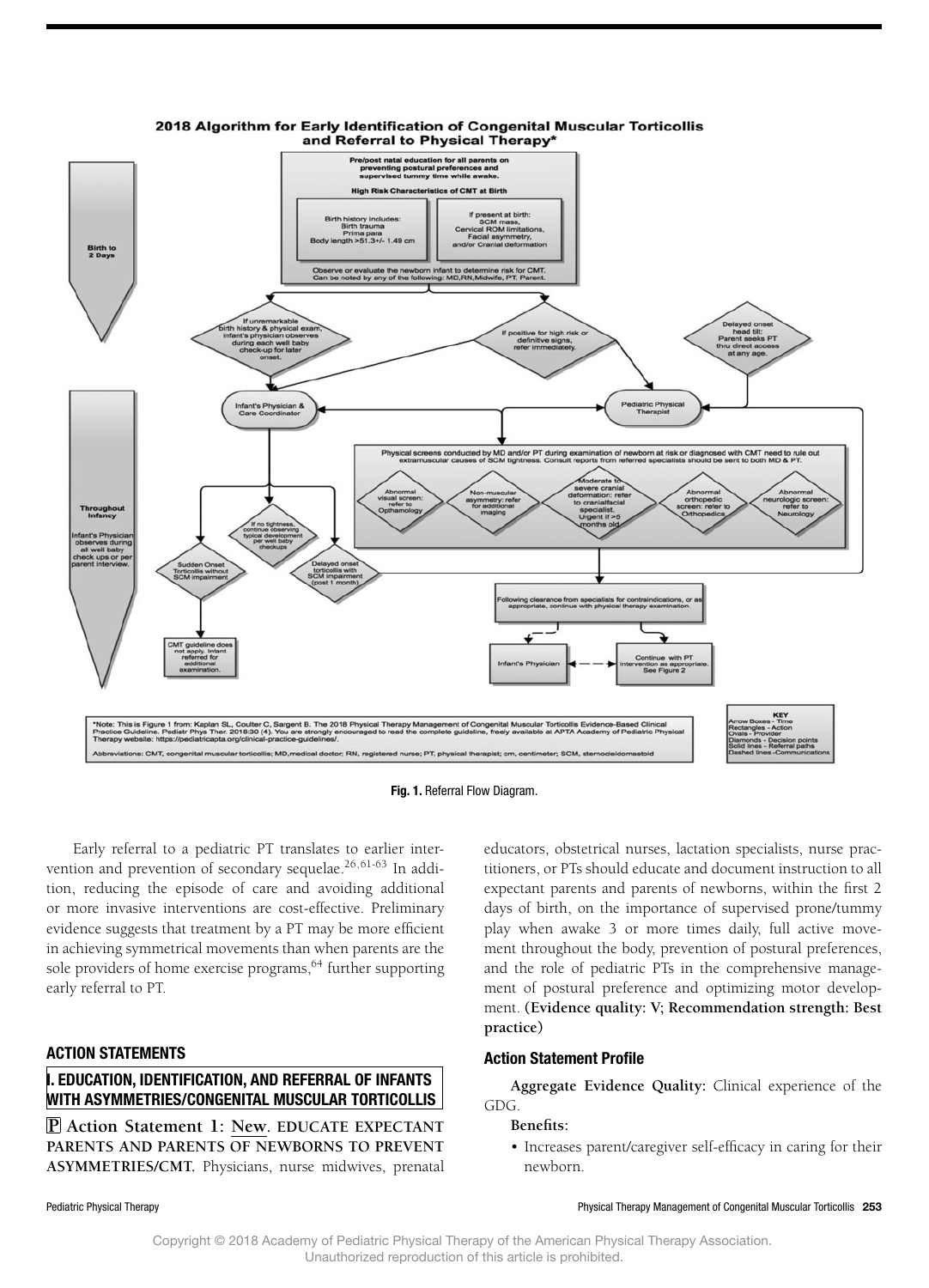**2018 Algorithm for Early Identification of Congenital Muscular Torticollis and Referral to Physical Therapy***

**Birth to 2 Days**

Pre/post natal education for all parents on preventing postural preferences and supervised tummy time while awake.

High Risk Characteristics of CMT at Birth

Birth history includes: Birth trauma, Prima para, Body length >51.3+/- 1.49 cm

If present at birth: SCM mass, Cervical ROM limitations, Facial asymmetry, and/or Cranial deformation

Observe or evaluate the newborn infant to determine risk for CMT. Can be noted by any of the following: MD, RN, Midwife, PT, Parent.

If unremarkable birth history & physical exam, infant's physician observes during each well baby check-up for later onset.

If positive for high risk or definitive signs, refer immediately.

Delayed onset head tilt: Parent seeks PT thru direct access at any age.

Infant's Physician & Care Coordinator

Pediatric Physical Therapist

**Throughout Infancy**

Infant's Physician observes during all well baby check ups or per parent interview.

Physical screens conducted by MD and/or PT during examination of newborn at risk or diagnosed with CMT need to rule out extramuscular causes of SCM tightness. Consult reports from referred specialists should be sent to both MD & PT.

- Abnormal visual screen: refer to Opthamology
- Non-muscular asymmetry: refer for additional imaging
- Moderate to severe cranial deformation: refer to cranialfacial specialist. Urgent if >5 months old
- Abnormal orthopedic screen: refer to Orthopedics
- Abnormal neurologic screen: refer to Neurology

If no tightness, continue observing typical development per well baby checkups

Sudden Onset Torticollis without SCM impairment

Delayed onset torticollis with SCM impairment (post 1 month)

CMT guideline does not apply. Infant referred for additional examination.

Following clearance from specialists for contraindications, or as appropriate, continue with physical therapy examination.

Infant's Physician

Continue with PT intervention as appropriate. See Figure 2

*Note: This is Figure 1 from: Kaplan SL, Coulter C, Sargent B. The 2018 Physical Therapy Management of Congenital Muscular Torticollis Evidence-Based Clinical Practice Guideline. Pediatr Phys Ther. 2018:30 (4). You are strongly encouraged to read the complete guideline, freely available at APTA Academy of Pediatric Physical Therapy website: https://pediatricapta.org/clinical-practice-guidelines/.

Abbreviations: CMT, congenital muscular torticollis; MD, medical doctor; RN, registered nurse; PT, physical therapist; cm, centimeter; SCM, sternocleidomastoid

KEY
Arrow Boxes - Time
Rectangles - Action
Ovals - Provider
Diamonds - Decision points
Solid lines - Referral paths
Dashed lines - Communications

**Fig. 1.** Referral Flow Diagram.

Early referral to a pediatric PT translates to earlier intervention and prevention of secondary sequelae.[26,61-63] In addition, reducing the episode of care and avoiding additional or more invasive interventions are cost-effective. Preliminary evidence suggests that treatment by a PT may be more efficient in achieving symmetrical movements than when parents are the sole providers of home exercise programs,[64] further supporting early referral to PT.

## ACTION STATEMENTS

### I. EDUCATION, IDENTIFICATION, AND REFERRAL OF INFANTS WITH ASYMMETRIES/CONGENITAL MUSCULAR TORTICOLLIS

**P Action Statement 1: New. EDUCATE EXPECTANT PARENTS AND PARENTS OF NEWBORNS TO PREVENT ASYMMETRIES/CMT.** Physicians, nurse midwives, prenatal educators, obstetrical nurses, lactation specialists, nurse practitioners, or PTs should educate and document instruction to all expectant parents and parents of newborns, within the first 2 days of birth, on the importance of supervised prone/tummy play when awake 3 or more times daily, full active movement throughout the body, prevention of postural preferences, and the role of pediatric PTs in the comprehensive management of postural preference and optimizing motor development. **(Evidence quality: V; Recommendation strength: Best practice)**

### Action Statement Profile

**Aggregate Evidence Quality:** Clinical experience of the GDG.

**Benefits:**

- Increases parent/caregiver self-efficacy in caring for their newborn.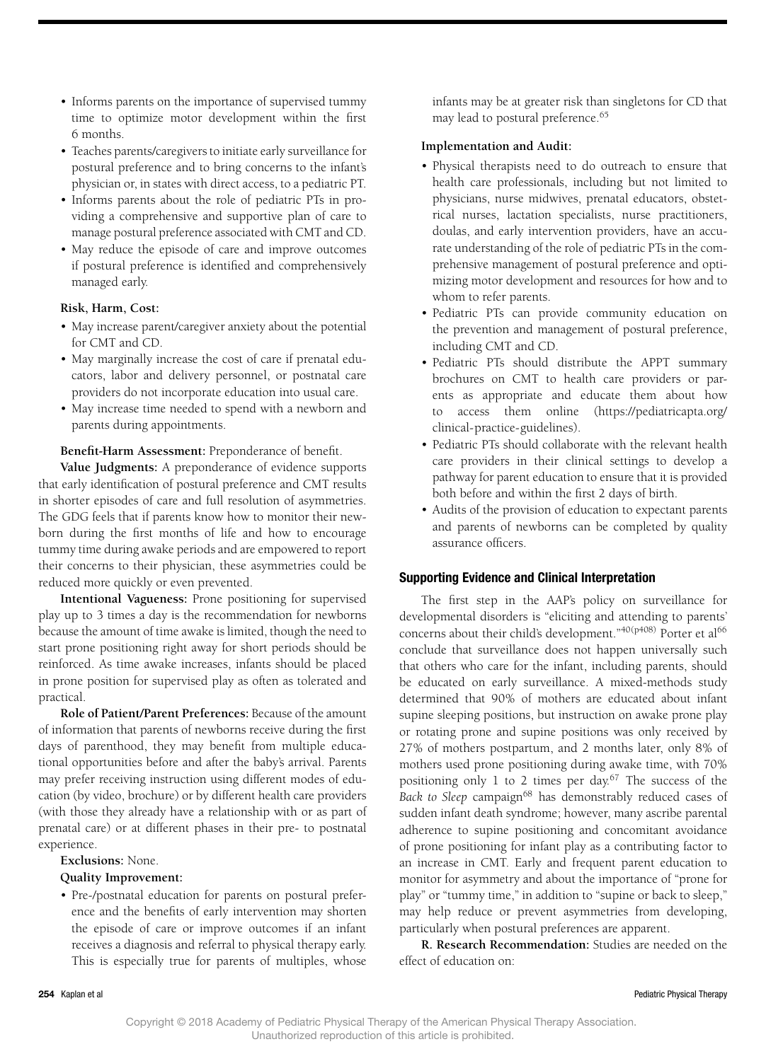- Informs parents on the importance of supervised tummy time to optimize motor development within the first 6 months.
- Teaches parents/caregivers to initiate early surveillance for postural preference and to bring concerns to the infant's physician or, in states with direct access, to a pediatric PT.
- Informs parents about the role of pediatric PTs in providing a comprehensive and supportive plan of care to manage postural preference associated with CMT and CD.
- May reduce the episode of care and improve outcomes if postural preference is identified and comprehensively managed early.

**Risk, Harm, Cost:**

- May increase parent/caregiver anxiety about the potential for CMT and CD.
- May marginally increase the cost of care if prenatal educators, labor and delivery personnel, or postnatal care providers do not incorporate education into usual care.
- May increase time needed to spend with a newborn and parents during appointments.

**Benefit-Harm Assessment:** Preponderance of benefit.

**Value Judgments:** A preponderance of evidence supports that early identification of postural preference and CMT results in shorter episodes of care and full resolution of asymmetries. The GDG feels that if parents know how to monitor their newborn during the first months of life and how to encourage tummy time during awake periods and are empowered to report their concerns to their physician, these asymmetries could be reduced more quickly or even prevented.

**Intentional Vagueness:** Prone positioning for supervised play up to 3 times a day is the recommendation for newborns because the amount of time awake is limited, though the need to start prone positioning right away for short periods should be reinforced. As time awake increases, infants should be placed in prone position for supervised play as often as tolerated and practical.

**Role of Patient/Parent Preferences:** Because of the amount of information that parents of newborns receive during the first days of parenthood, they may benefit from multiple educational opportunities before and after the baby's arrival. Parents may prefer receiving instruction using different modes of education (by video, brochure) or by different health care providers (with those they already have a relationship with or as part of prenatal care) or at different phases in their pre- to postnatal experience.

**Exclusions:** None.

**Quality Improvement:**

- Pre-/postnatal education for parents on postural preference and the benefits of early intervention may shorten the episode of care or improve outcomes if an infant receives a diagnosis and referral to physical therapy early. This is especially true for parents of multiples, whose infants may be at greater risk than singletons for CD that may lead to postural preference.[65]

**Implementation and Audit:**

- Physical therapists need to do outreach to ensure that health care professionals, including but not limited to physicians, nurse midwives, prenatal educators, obstetrical nurses, lactation specialists, nurse practitioners, doulas, and early intervention providers, have an accurate understanding of the role of pediatric PTs in the comprehensive management of postural preference and optimizing motor development and resources for how and to whom to refer parents.
- Pediatric PTs can provide community education on the prevention and management of postural preference, including CMT and CD.
- Pediatric PTs should distribute the APPT summary brochures on CMT to health care providers or parents as appropriate and educate them about how to access them online (https://pediatricapta.org/clinical-practice-guidelines).
- Pediatric PTs should collaborate with the relevant health care providers in their clinical settings to develop a pathway for parent education to ensure that it is provided both before and within the first 2 days of birth.
- Audits of the provision of education to expectant parents and parents of newborns can be completed by quality assurance officers.

## Supporting Evidence and Clinical Interpretation

The first step in the AAP's policy on surveillance for developmental disorders is "eliciting and attending to parents' concerns about their child's development."[40(p408)] Porter et al[66] conclude that surveillance does not happen universally such that others who care for the infant, including parents, should be educated on early surveillance. A mixed-methods study determined that 90% of mothers are educated about infant supine sleeping positions, but instruction on awake prone play or rotating prone and supine positions was only received by 27% of mothers postpartum, and 2 months later, only 8% of mothers used prone positioning during awake time, with 70% positioning only 1 to 2 times per day.[67] The success of the *Back to Sleep* campaign[68] has demonstrably reduced cases of sudden infant death syndrome; however, many ascribe parental adherence to supine positioning and concomitant avoidance of prone positioning for infant play as a contributing factor to an increase in CMT. Early and frequent parent education to monitor for asymmetry and about the importance of "prone for play" or "tummy time," in addition to "supine or back to sleep," may help reduce or prevent asymmetries from developing, particularly when postural preferences are apparent.

**R. Research Recommendation:** Studies are needed on the effect of education on: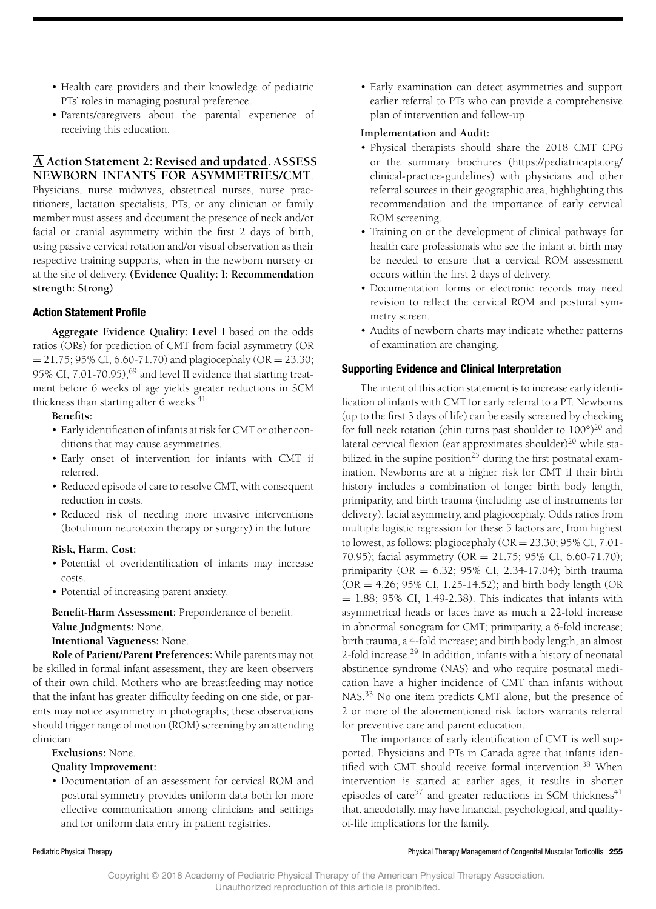- Health care providers and their knowledge of pediatric PTs' roles in managing postural preference.
- Parents/caregivers about the parental experience of receiving this education.

### A Action Statement 2: Revised and updated. ASSESS NEWBORN INFANTS FOR ASYMMETRIES/CMT.

Physicians, nurse midwives, obstetrical nurses, nurse practitioners, lactation specialists, PTs, or any clinician or family member must assess and document the presence of neck and/or facial or cranial asymmetry within the first 2 days of birth, using passive cervical rotation and/or visual observation as their respective training supports, when in the newborn nursery or at the site of delivery. **(Evidence Quality: I; Recommendation strength: Strong)**

#### Action Statement Profile

**Aggregate Evidence Quality: Level I** based on the odds ratios (ORs) for prediction of CMT from facial asymmetry (OR = 21.75; 95% CI, 6.60-71.70) and plagiocephaly (OR = 23.30; 95% CI, 7.01-70.95),[69] and level II evidence that starting treatment before 6 weeks of age yields greater reductions in SCM thickness than starting after 6 weeks.[41]

**Benefits:**

- Early identification of infants at risk for CMT or other conditions that may cause asymmetries.
- Early onset of intervention for infants with CMT if referred.
- Reduced episode of care to resolve CMT, with consequent reduction in costs.
- Reduced risk of needing more invasive interventions (botulinum neurotoxin therapy or surgery) in the future.

**Risk, Harm, Cost:**

- Potential of overidentification of infants may increase costs.
- Potential of increasing parent anxiety.

**Benefit-Harm Assessment:** Preponderance of benefit.

**Value Judgments:** None.

**Intentional Vagueness:** None.

**Role of Patient/Parent Preferences:** While parents may not be skilled in formal infant assessment, they are keen observers of their own child. Mothers who are breastfeeding may notice that the infant has greater difficulty feeding on one side, or parents may notice asymmetry in photographs; these observations should trigger range of motion (ROM) screening by an attending clinician.

**Exclusions:** None.

**Quality Improvement:**

- Documentation of an assessment for cervical ROM and postural symmetry provides uniform data both for more effective communication among clinicians and settings and for uniform data entry in patient registries.
- Early examination can detect asymmetries and support earlier referral to PTs who can provide a comprehensive plan of intervention and follow-up.

**Implementation and Audit:**

- Physical therapists should share the 2018 CMT CPG or the summary brochures (https://pediatricapta.org/clinical-practice-guidelines) with physicians and other referral sources in their geographic area, highlighting this recommendation and the importance of early cervical ROM screening.
- Training on or the development of clinical pathways for health care professionals who see the infant at birth may be needed to ensure that a cervical ROM assessment occurs within the first 2 days of delivery.
- Documentation forms or electronic records may need revision to reflect the cervical ROM and postural symmetry screen.
- Audits of newborn charts may indicate whether patterns of examination are changing.

#### Supporting Evidence and Clinical Interpretation

The intent of this action statement is to increase early identification of infants with CMT for early referral to a PT. Newborns (up to the first 3 days of life) can be easily screened by checking for full neck rotation (chin turns past shoulder to 100°)[20] and lateral cervical flexion (ear approximates shoulder)[20] while stabilized in the supine position[25] during the first postnatal examination. Newborns are at a higher risk for CMT if their birth history includes a combination of longer birth body length, primiparity, and birth trauma (including use of instruments for delivery), facial asymmetry, and plagiocephaly. Odds ratios from multiple logistic regression for these 5 factors are, from highest to lowest, as follows: plagiocephaly (OR = 23.30; 95% CI, 7.01-70.95); facial asymmetry (OR = 21.75; 95% CI, 6.60-71.70); primiparity (OR = 6.32; 95% CI, 2.34-17.04); birth trauma (OR = 4.26; 95% CI, 1.25-14.52); and birth body length (OR = 1.88; 95% CI, 1.49-2.38). This indicates that infants with asymmetrical heads or faces have as much a 22-fold increase in abnormal sonogram for CMT; primiparity, a 6-fold increase; birth trauma, a 4-fold increase; and birth body length, an almost 2-fold increase.[29] In addition, infants with a history of neonatal abstinence syndrome (NAS) and who require postnatal medication have a higher incidence of CMT than infants without NAS.[33] No one item predicts CMT alone, but the presence of 2 or more of the aforementioned risk factors warrants referral for preventive care and parent education.

The importance of early identification of CMT is well supported. Physicians and PTs in Canada agree that infants identified with CMT should receive formal intervention.[38] When intervention is started at earlier ages, it results in shorter episodes of care[57] and greater reductions in SCM thickness[41] that, anecdotally, may have financial, psychological, and quality-of-life implications for the family.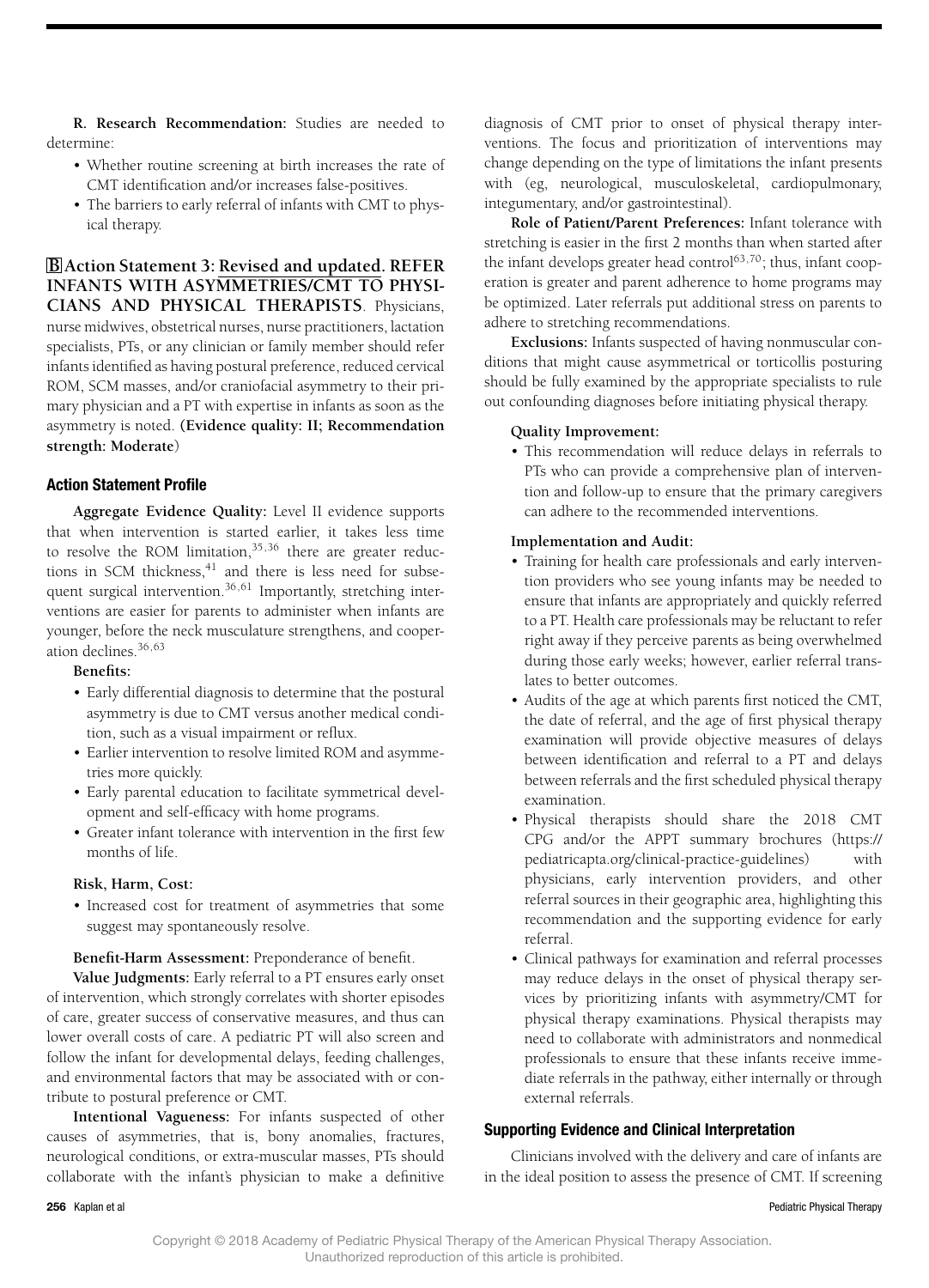**R. Research Recommendation:** Studies are needed to determine:

- Whether routine screening at birth increases the rate of CMT identification and/or increases false-positives.
- The barriers to early referral of infants with CMT to physical therapy.

**B Action Statement 3: Revised and updated. REFER INFANTS WITH ASYMMETRIES/CMT TO PHYSICIANS AND PHYSICAL THERAPISTS**. Physicians, nurse midwives, obstetrical nurses, nurse practitioners, lactation specialists, PTs, or any clinician or family member should refer infants identified as having postural preference, reduced cervical ROM, SCM masses, and/or craniofacial asymmetry to their primary physician and a PT with expertise in infants as soon as the asymmetry is noted. **(Evidence quality: II; Recommendation strength: Moderate)**

### Action Statement Profile

**Aggregate Evidence Quality:** Level II evidence supports that when intervention is started earlier, it takes less time to resolve the ROM limitation,[35,36] there are greater reductions in SCM thickness,[41] and there is less need for subsequent surgical intervention.[36,61] Importantly, stretching interventions are easier for parents to administer when infants are younger, before the neck musculature strengthens, and cooperation declines.[36,63]

**Benefits:**

- Early differential diagnosis to determine that the postural asymmetry is due to CMT versus another medical condition, such as a visual impairment or reflux.
- Earlier intervention to resolve limited ROM and asymmetries more quickly.
- Early parental education to facilitate symmetrical development and self-efficacy with home programs.
- Greater infant tolerance with intervention in the first few months of life.

**Risk, Harm, Cost:**

- Increased cost for treatment of asymmetries that some suggest may spontaneously resolve.

**Benefit-Harm Assessment:** Preponderance of benefit.

**Value Judgments:** Early referral to a PT ensures early onset of intervention, which strongly correlates with shorter episodes of care, greater success of conservative measures, and thus can lower overall costs of care. A pediatric PT will also screen and follow the infant for developmental delays, feeding challenges, and environmental factors that may be associated with or contribute to postural preference or CMT.

**Intentional Vagueness:** For infants suspected of other causes of asymmetries, that is, bony anomalies, fractures, neurological conditions, or extra-muscular masses, PTs should collaborate with the infant's physician to make a definitive diagnosis of CMT prior to onset of physical therapy interventions. The focus and prioritization of interventions may change depending on the type of limitations the infant presents with (eg, neurological, musculoskeletal, cardiopulmonary, integumentary, and/or gastrointestinal).

**Role of Patient/Parent Preferences:** Infant tolerance with stretching is easier in the first 2 months than when started after the infant develops greater head control[63,70]; thus, infant cooperation is greater and parent adherence to home programs may be optimized. Later referrals put additional stress on parents to adhere to stretching recommendations.

**Exclusions:** Infants suspected of having nonmuscular conditions that might cause asymmetrical or torticollis posturing should be fully examined by the appropriate specialists to rule out confounding diagnoses before initiating physical therapy.

**Quality Improvement:**

- This recommendation will reduce delays in referrals to PTs who can provide a comprehensive plan of intervention and follow-up to ensure that the primary caregivers can adhere to the recommended interventions.

**Implementation and Audit:**

- Training for health care professionals and early intervention providers who see young infants may be needed to ensure that infants are appropriately and quickly referred to a PT. Health care professionals may be reluctant to refer right away if they perceive parents as being overwhelmed during those early weeks; however, earlier referral translates to better outcomes.
- Audits of the age at which parents first noticed the CMT, the date of referral, and the age of first physical therapy examination will provide objective measures of delays between identification and referral to a PT and delays between referrals and the first scheduled physical therapy examination.
- Physical therapists should share the 2018 CMT CPG and/or the APPT summary brochures (https://pediatricapta.org/clinical-practice-guidelines) with physicians, early intervention providers, and other referral sources in their geographic area, highlighting this recommendation and the supporting evidence for early referral.
- Clinical pathways for examination and referral processes may reduce delays in the onset of physical therapy services by prioritizing infants with asymmetry/CMT for physical therapy examinations. Physical therapists may need to collaborate with administrators and nonmedical professionals to ensure that these infants receive immediate referrals in the pathway, either internally or through external referrals.

### Supporting Evidence and Clinical Interpretation

Clinicians involved with the delivery and care of infants are in the ideal position to assess the presence of CMT. If screening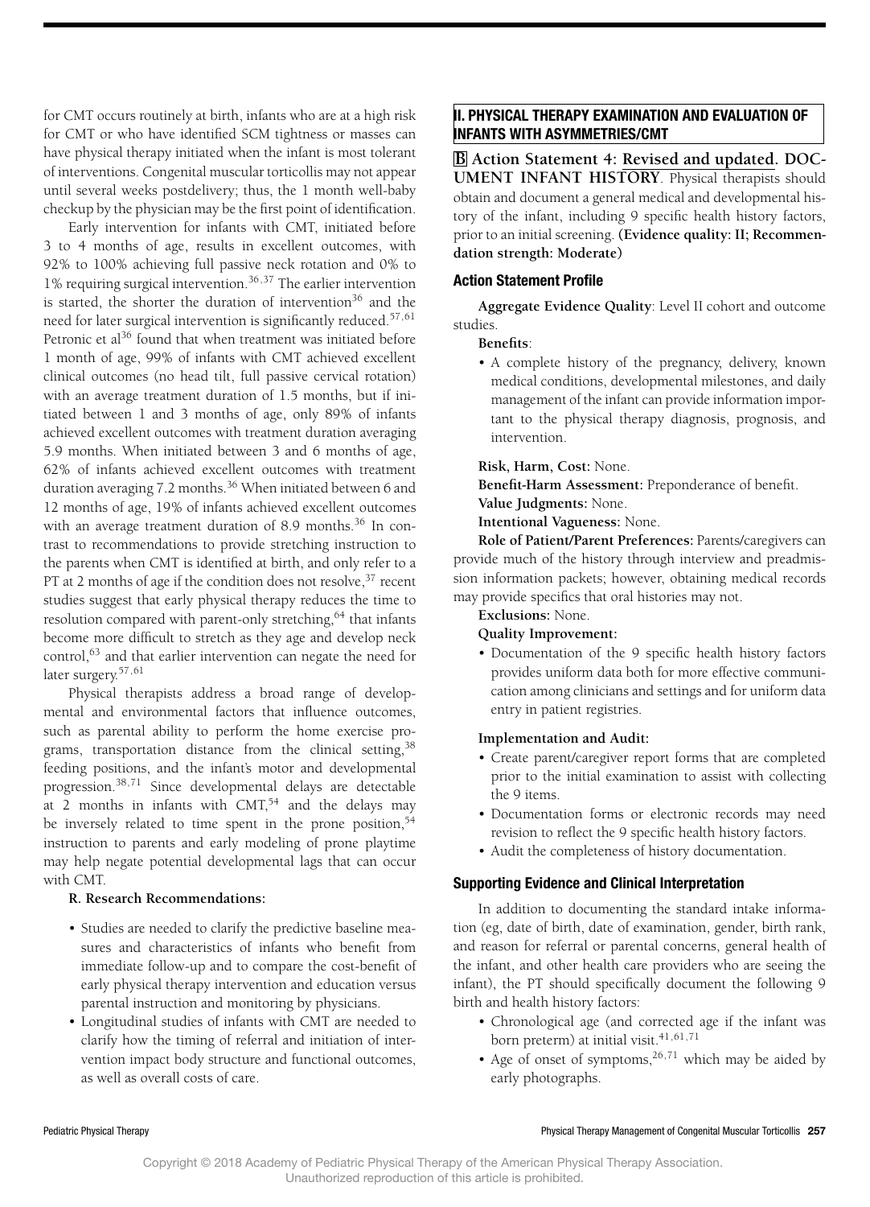for CMT occurs routinely at birth, infants who are at a high risk for CMT or who have identified SCM tightness or masses can have physical therapy initiated when the infant is most tolerant of interventions. Congenital muscular torticollis may not appear until several weeks postdelivery; thus, the 1 month well-baby checkup by the physician may be the first point of identification.

Early intervention for infants with CMT, initiated before 3 to 4 months of age, results in excellent outcomes, with 92% to 100% achieving full passive neck rotation and 0% to 1% requiring surgical intervention.[36,37] The earlier intervention is started, the shorter the duration of intervention[36] and the need for later surgical intervention is significantly reduced.[57,61] Petronic et al[36] found that when treatment was initiated before 1 month of age, 99% of infants with CMT achieved excellent clinical outcomes (no head tilt, full passive cervical rotation) with an average treatment duration of 1.5 months, but if initiated between 1 and 3 months of age, only 89% of infants achieved excellent outcomes with treatment duration averaging 5.9 months. When initiated between 3 and 6 months of age, 62% of infants achieved excellent outcomes with treatment duration averaging 7.2 months.[36] When initiated between 6 and 12 months of age, 19% of infants achieved excellent outcomes with an average treatment duration of 8.9 months.[36] In contrast to recommendations to provide stretching instruction to the parents when CMT is identified at birth, and only refer to a PT at 2 months of age if the condition does not resolve,[37] recent studies suggest that early physical therapy reduces the time to resolution compared with parent-only stretching,[64] that infants become more difficult to stretch as they age and develop neck control,[63] and that earlier intervention can negate the need for later surgery.[57,61]

Physical therapists address a broad range of developmental and environmental factors that influence outcomes, such as parental ability to perform the home exercise programs, transportation distance from the clinical setting,[38] feeding positions, and the infant's motor and developmental progression.[38,71] Since developmental delays are detectable at 2 months in infants with CMT,[54] and the delays may be inversely related to time spent in the prone position,[54] instruction to parents and early modeling of prone playtime may help negate potential developmental lags that can occur with CMT.

**R. Research Recommendations:**

- Studies are needed to clarify the predictive baseline measures and characteristics of infants who benefit from immediate follow-up and to compare the cost-benefit of early physical therapy intervention and education versus parental instruction and monitoring by physicians.
- Longitudinal studies of infants with CMT are needed to clarify how the timing of referral and initiation of intervention impact body structure and functional outcomes, as well as overall costs of care.

## II. PHYSICAL THERAPY EXAMINATION AND EVALUATION OF INFANTS WITH ASYMMETRIES/CMT

**B Action Statement 4: Revised and updated. DOCUMENT INFANT HISTORY**. Physical therapists should obtain and document a general medical and developmental history of the infant, including 9 specific health history factors, prior to an initial screening. **(Evidence quality: II; Recommendation strength: Moderate)**

### Action Statement Profile

**Aggregate Evidence Quality**: Level II cohort and outcome studies.

**Benefits**:

- A complete history of the pregnancy, delivery, known medical conditions, developmental milestones, and daily management of the infant can provide information important to the physical therapy diagnosis, prognosis, and intervention.

**Risk, Harm, Cost:** None.

**Benefit-Harm Assessment:** Preponderance of benefit.

**Value Judgments:** None.

**Intentional Vagueness:** None.

**Role of Patient/Parent Preferences:** Parents/caregivers can provide much of the history through interview and preadmission information packets; however, obtaining medical records may provide specifics that oral histories may not.

**Exclusions:** None.

**Quality Improvement:**

- Documentation of the 9 specific health history factors provides uniform data both for more effective communication among clinicians and settings and for uniform data entry in patient registries.

**Implementation and Audit:**

- Create parent/caregiver report forms that are completed prior to the initial examination to assist with collecting the 9 items.
- Documentation forms or electronic records may need revision to reflect the 9 specific health history factors.
- Audit the completeness of history documentation.

### Supporting Evidence and Clinical Interpretation

In addition to documenting the standard intake information (eg, date of birth, date of examination, gender, birth rank, and reason for referral or parental concerns, general health of the infant, and other health care providers who are seeing the infant), the PT should specifically document the following 9 birth and health history factors:

- Chronological age (and corrected age if the infant was born preterm) at initial visit.[41,61,71]
- Age of onset of symptoms,[26,71] which may be aided by early photographs.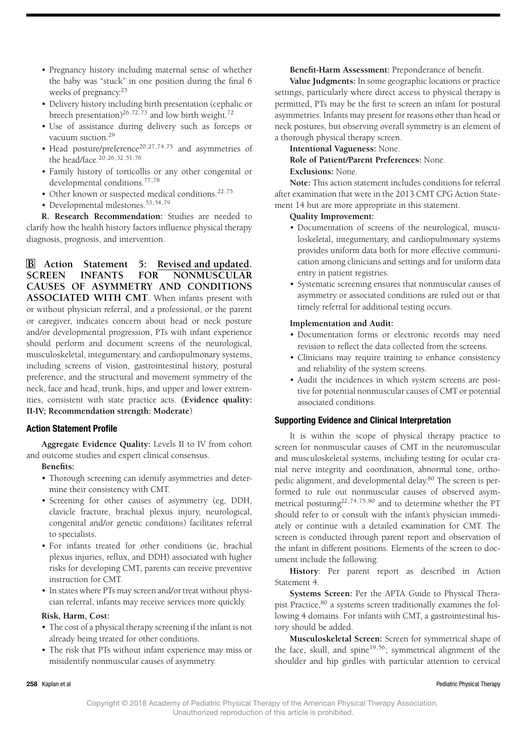- Pregnancy history including maternal sense of whether the baby was "stuck" in one position during the final 6 weeks of pregnancy.[25]
- Delivery history including birth presentation (cephalic or breech presentation)[26,72,73] and low birth weight.[72]
- Use of assistance during delivery such as forceps or vacuum suction.[29]
- Head posture/preference[20,27,74,75] and asymmetries of the head/face.[20,26,32,51,76]
- Family history of torticollis or any other congenital or developmental conditions.[77,78]
- Other known or suspected medical conditions.[22,75]
- Developmental milestones.[53,54,79]

**R. Research Recommendation:** Studies are needed to clarify how the health history factors influence physical therapy diagnosis, prognosis, and intervention.

**B Action Statement 5: Revised and updated. SCREEN INFANTS FOR NONMUSCULAR CAUSES OF ASYMMETRY AND CONDITIONS ASSOCIATED WITH CMT**. When infants present with or without physician referral, and a professional, or the parent or caregiver, indicates concern about head or neck posture and/or developmental progression, PTs with infant experience should perform and document screens of the neurological, musculoskeletal, integumentary, and cardiopulmonary systems, including screens of vision, gastrointestinal history, postural preference, and the structural and movement symmetry of the neck, face and head, trunk, hips, and upper and lower extremities, consistent with state practice acts. **(Evidence quality: II-IV; Recommendation strength: Moderate)**

### Action Statement Profile

**Aggregate Evidence Quality:** Levels II to IV from cohort and outcome studies and expert clinical consensus.

**Benefits:**

- Thorough screening can identify asymmetries and determine their consistency with CMT.
- Screening for other causes of asymmetry (eg, DDH, clavicle fracture, brachial plexus injury, neurological, congenital and/or genetic conditions) facilitates referral to specialists.
- For infants treated for other conditions (ie, brachial plexus injuries, reflux, and DDH) associated with higher risks for developing CMT, parents can receive preventive instruction for CMT.
- In states where PTs may screen and/or treat without physician referral, infants may receive services more quickly.

**Risk, Harm, Cost:**

- The cost of a physical therapy screening if the infant is not already being treated for other conditions.
- The risk that PTs without infant experience may miss or misidentify nonmuscular causes of asymmetry.

**Benefit-Harm Assessment:** Preponderance of benefit.

**Value Judgments:** In some geographic locations or practice settings, particularly where direct access to physical therapy is permitted, PTs may be the first to screen an infant for postural asymmetries. Infants may present for reasons other than head or neck postures, but observing overall symmetry is an element of a thorough physical therapy screen.

**Intentional Vagueness:** None.

**Role of Patient/Parent Preferences:** None.

**Exclusions:** None.

**Note:** This action statement includes conditions for referral after examination that were in the 2013 CMT CPG Action Statement 14 but are more appropriate in this statement.

**Quality Improvement:**

- Documentation of screens of the neurological, musculoskeletal, integumentary, and cardiopulmonary systems provides uniform data both for more effective communication among clinicians and settings and for uniform data entry in patient registries.
- Systematic screening ensures that nonmuscular causes of asymmetry or associated conditions are ruled out or that timely referral for additional testing occurs.

**Implementation and Audit:**

- Documentation forms or electronic records may need revision to reflect the data collected from the screens.
- Clinicians may require training to enhance consistency and reliability of the system screens.
- Audit the incidences in which system screens are positive for potential nonmuscular causes of CMT or potential associated conditions.

### Supporting Evidence and Clinical Interpretation

It is within the scope of physical therapy practice to screen for nonmuscular causes of CMT in the neuromuscular and musculoskeletal systems, including testing for ocular cranial nerve integrity and coordination, abnormal tone, orthopedic alignment, and developmental delay.[80] The screen is performed to rule out nonmuscular causes of observed asymmetrical posturing[22,74,75,80] and to determine whether the PT should refer to or consult with the infant's physician immediately or continue with a detailed examination for CMT. The screen is conducted through parent report and observation of the infant in different positions. Elements of the screen to document include the following:

**History**: Per parent report as described in Action Statement 4.

**Systems Screen:** Per the APTA Guide to Physical Therapist Practice,[80] a systems screen traditionally examines the following 4 domains. For infants with CMT, a gastrointestinal history should be added.

**Musculoskeletal Screen:** Screen for symmetrical shape of the face, skull, and spine[19,56]; symmetrical alignment of the shoulder and hip girdles with particular attention to cervical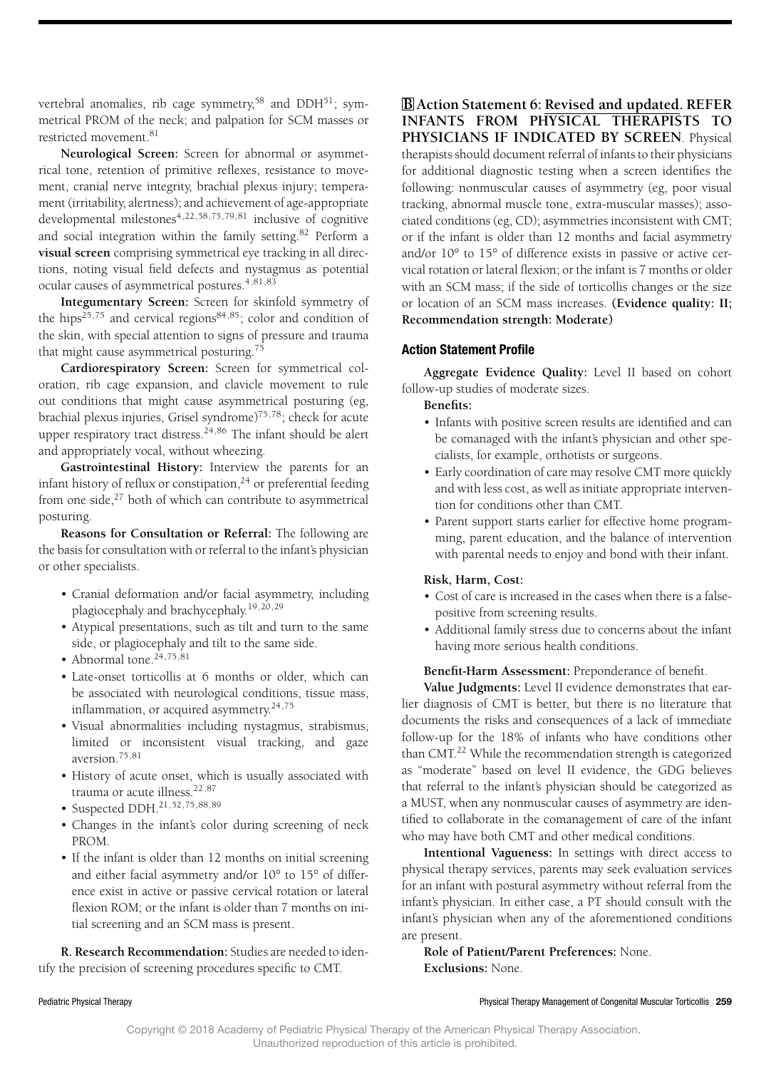vertebral anomalies, rib cage symmetry,[58] and DDH[51]; symmetrical PROM of the neck; and palpation for SCM masses or restricted movement.[81]

**Neurological Screen:** Screen for abnormal or asymmetrical tone, retention of primitive reflexes, resistance to movement, cranial nerve integrity, brachial plexus injury; temperament (irritability, alertness); and achievement of age-appropriate developmental milestones[4,22,58,75,79,81] inclusive of cognitive and social integration within the family setting.[82] Perform a **visual screen** comprising symmetrical eye tracking in all directions, noting visual field defects and nystagmus as potential ocular causes of asymmetrical postures.[4,81,83]

**Integumentary Screen:** Screen for skinfold symmetry of the hips[25,75] and cervical regions[84,85]; color and condition of the skin, with special attention to signs of pressure and trauma that might cause asymmetrical posturing.[75]

**Cardiorespiratory Screen:** Screen for symmetrical coloration, rib cage expansion, and clavicle movement to rule out conditions that might cause asymmetrical posturing (eg, brachial plexus injuries, Grisel syndrome)[75,78]; check for acute upper respiratory tract distress.[24,86] The infant should be alert and appropriately vocal, without wheezing.

**Gastrointestinal History:** Interview the parents for an infant history of reflux or constipation,[24] or preferential feeding from one side,[27] both of which can contribute to asymmetrical posturing.

**Reasons for Consultation or Referral:** The following are the basis for consultation with or referral to the infant's physician or other specialists.

- Cranial deformation and/or facial asymmetry, including plagiocephaly and brachycephaly.[19,20,29]
- Atypical presentations, such as tilt and turn to the same side, or plagiocephaly and tilt to the same side.
- Abnormal tone.[24,75,81]
- Late-onset torticollis at 6 months or older, which can be associated with neurological conditions, tissue mass, inflammation, or acquired asymmetry.[24,75]
- Visual abnormalities including nystagmus, strabismus, limited or inconsistent visual tracking, and gaze aversion.[75,81]
- History of acute onset, which is usually associated with trauma or acute illness.[22,87]
- Suspected DDH.[21,52,75,88,89]
- Changes in the infant's color during screening of neck PROM.
- If the infant is older than 12 months on initial screening and either facial asymmetry and/or 10° to 15° of difference exist in active or passive cervical rotation or lateral flexion ROM; or the infant is older than 7 months on initial screening and an SCM mass is present.

**R. Research Recommendation:** Studies are needed to identify the precision of screening procedures specific to CMT.

**B Action Statement 6: Revised and updated. REFER INFANTS FROM PHYSICAL THERAPISTS TO PHYSICIANS IF INDICATED BY SCREEN**. Physical therapists should document referral of infants to their physicians for additional diagnostic testing when a screen identifies the following: nonmuscular causes of asymmetry (eg, poor visual tracking, abnormal muscle tone, extra-muscular masses); associated conditions (eg, CD); asymmetries inconsistent with CMT; or if the infant is older than 12 months and facial asymmetry and/or 10° to 15° of difference exists in passive or active cervical rotation or lateral flexion; or the infant is 7 months or older with an SCM mass; if the side of torticollis changes or the size or location of an SCM mass increases. **(Evidence quality: II; Recommendation strength: Moderate)**

### Action Statement Profile

**Aggregate Evidence Quality:** Level II based on cohort follow-up studies of moderate sizes.

**Benefits:**

- Infants with positive screen results are identified and can be comanaged with the infant's physician and other specialists, for example, orthotists or surgeons.
- Early coordination of care may resolve CMT more quickly and with less cost, as well as initiate appropriate intervention for conditions other than CMT.
- Parent support starts earlier for effective home programming, parent education, and the balance of intervention with parental needs to enjoy and bond with their infant.

**Risk, Harm, Cost:**

- Cost of care is increased in the cases when there is a false-positive from screening results.
- Additional family stress due to concerns about the infant having more serious health conditions.

**Benefit-Harm Assessment:** Preponderance of benefit.

**Value Judgments:** Level II evidence demonstrates that earlier diagnosis of CMT is better, but there is no literature that documents the risks and consequences of a lack of immediate follow-up for the 18% of infants who have conditions other than CMT.[22] While the recommendation strength is categorized as "moderate" based on level II evidence, the GDG believes that referral to the infant's physician should be categorized as a MUST, when any nonmuscular causes of asymmetry are identified to collaborate in the comanagement of care of the infant who may have both CMT and other medical conditions.

**Intentional Vagueness:** In settings with direct access to physical therapy services, parents may seek evaluation services for an infant with postural asymmetry without referral from the infant's physician. In either case, a PT should consult with the infant's physician when any of the aforementioned conditions are present.

**Role of Patient/Parent Preferences:** None.

**Exclusions:** None.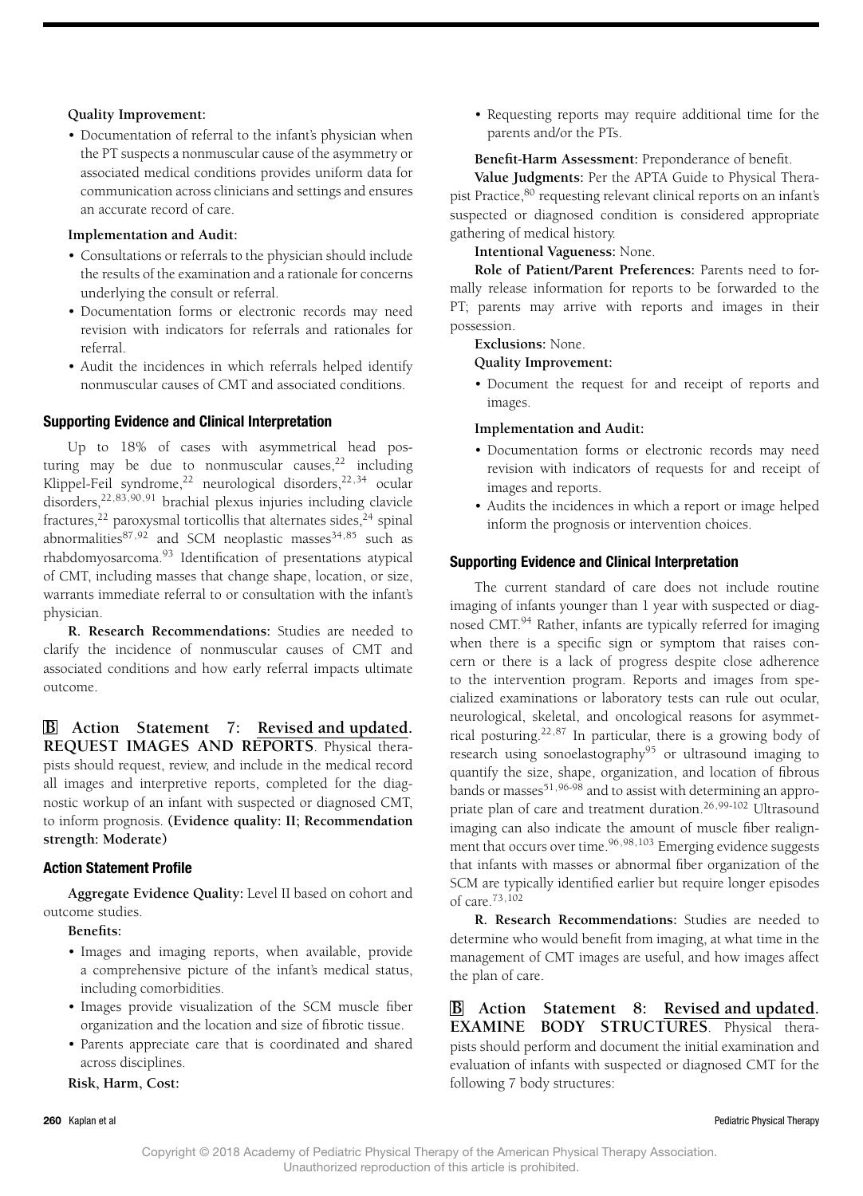**Quality Improvement:**

- Documentation of referral to the infant's physician when the PT suspects a nonmuscular cause of the asymmetry or associated medical conditions provides uniform data for communication across clinicians and settings and ensures an accurate record of care.

**Implementation and Audit:**

- Consultations or referrals to the physician should include the results of the examination and a rationale for concerns underlying the consult or referral.
- Documentation forms or electronic records may need revision with indicators for referrals and rationales for referral.
- Audit the incidences in which referrals helped identify nonmuscular causes of CMT and associated conditions.

### Supporting Evidence and Clinical Interpretation

Up to 18% of cases with asymmetrical head posturing may be due to nonmuscular causes,[22] including Klippel-Feil syndrome,[22] neurological disorders,[22,34] ocular disorders,[22,83,90,91] brachial plexus injuries including clavicle fractures,[22] paroxysmal torticollis that alternates sides,[24] spinal abnormalities[87,92] and SCM neoplastic masses[34,85] such as rhabdomyosarcoma.[93] Identification of presentations atypical of CMT, including masses that change shape, location, or size, warrants immediate referral to or consultation with the infant's physician.

**R. Research Recommendations:** Studies are needed to clarify the incidence of nonmuscular causes of CMT and associated conditions and how early referral impacts ultimate outcome.

**B Action Statement 7: Revised and updated. REQUEST IMAGES AND REPORTS**. Physical therapists should request, review, and include in the medical record all images and interpretive reports, completed for the diagnostic workup of an infant with suspected or diagnosed CMT, to inform prognosis. **(Evidence quality: II; Recommendation strength: Moderate)**

### Action Statement Profile

**Aggregate Evidence Quality:** Level II based on cohort and outcome studies.

**Benefits:**

- Images and imaging reports, when available, provide a comprehensive picture of the infant's medical status, including comorbidities.
- Images provide visualization of the SCM muscle fiber organization and the location and size of fibrotic tissue.
- Parents appreciate care that is coordinated and shared across disciplines.

**Risk, Harm, Cost:**

- Requesting reports may require additional time for the parents and/or the PTs.

**Benefit-Harm Assessment:** Preponderance of benefit.

**Value Judgments:** Per the APTA Guide to Physical Therapist Practice,[80] requesting relevant clinical reports on an infant's suspected or diagnosed condition is considered appropriate gathering of medical history.

**Intentional Vagueness:** None.

**Role of Patient/Parent Preferences:** Parents need to formally release information for reports to be forwarded to the PT; parents may arrive with reports and images in their possession.

**Exclusions:** None.

**Quality Improvement:**

- Document the request for and receipt of reports and images.

**Implementation and Audit:**

- Documentation forms or electronic records may need revision with indicators of requests for and receipt of images and reports.
- Audits the incidences in which a report or image helped inform the prognosis or intervention choices.

### Supporting Evidence and Clinical Interpretation

The current standard of care does not include routine imaging of infants younger than 1 year with suspected or diagnosed CMT.[94] Rather, infants are typically referred for imaging when there is a specific sign or symptom that raises concern or there is a lack of progress despite close adherence to the intervention program. Reports and images from specialized examinations or laboratory tests can rule out ocular, neurological, skeletal, and oncological reasons for asymmetrical posturing.[22,87] In particular, there is a growing body of research using sonoelastography[95] or ultrasound imaging to quantify the size, shape, organization, and location of fibrous bands or masses[51,96-98] and to assist with determining an appropriate plan of care and treatment duration.[26,99-102] Ultrasound imaging can also indicate the amount of muscle fiber realignment that occurs over time.[96,98,103] Emerging evidence suggests that infants with masses or abnormal fiber organization of the SCM are typically identified earlier but require longer episodes of care.[73,102]

**R. Research Recommendations:** Studies are needed to determine who would benefit from imaging, at what time in the management of CMT images are useful, and how images affect the plan of care.

**B Action Statement 8: Revised and updated. EXAMINE BODY STRUCTURES**. Physical therapists should perform and document the initial examination and evaluation of infants with suspected or diagnosed CMT for the following 7 body structures: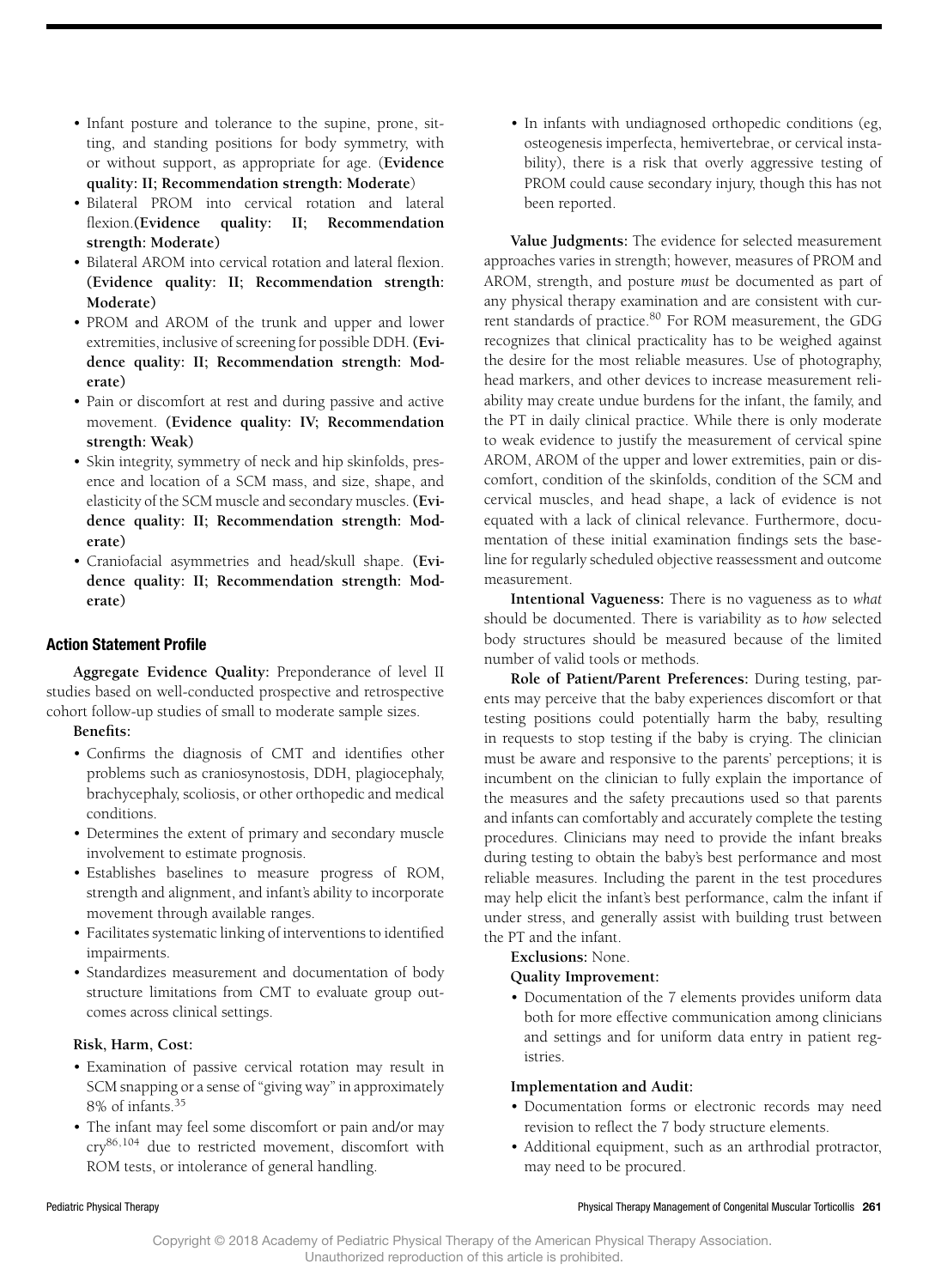- Infant posture and tolerance to the supine, prone, sitting, and standing positions for body symmetry, with or without support, as appropriate for age. (**Evidence quality: II; Recommendation strength: Moderate**)
- Bilateral PROM into cervical rotation and lateral flexion.**(Evidence quality: II; Recommendation strength: Moderate)**
- Bilateral AROM into cervical rotation and lateral flexion. **(Evidence quality: II; Recommendation strength: Moderate)**
- PROM and AROM of the trunk and upper and lower extremities, inclusive of screening for possible DDH. **(Evidence quality: II; Recommendation strength: Moderate)**
- Pain or discomfort at rest and during passive and active movement. **(Evidence quality: IV; Recommendation strength: Weak)**
- Skin integrity, symmetry of neck and hip skinfolds, presence and location of a SCM mass, and size, shape, and elasticity of the SCM muscle and secondary muscles. **(Evidence quality: II; Recommendation strength: Moderate)**
- Craniofacial asymmetries and head/skull shape. **(Evidence quality: II; Recommendation strength: Moderate)**

### Action Statement Profile

**Aggregate Evidence Quality:** Preponderance of level II studies based on well-conducted prospective and retrospective cohort follow-up studies of small to moderate sample sizes.

**Benefits:**

- Confirms the diagnosis of CMT and identifies other problems such as craniosynostosis, DDH, plagiocephaly, brachycephaly, scoliosis, or other orthopedic and medical conditions.
- Determines the extent of primary and secondary muscle involvement to estimate prognosis.
- Establishes baselines to measure progress of ROM, strength and alignment, and infant's ability to incorporate movement through available ranges.
- Facilitates systematic linking of interventions to identified impairments.
- Standardizes measurement and documentation of body structure limitations from CMT to evaluate group outcomes across clinical settings.

**Risk, Harm, Cost:**

- Examination of passive cervical rotation may result in SCM snapping or a sense of "giving way" in approximately 8% of infants.[35]
- The infant may feel some discomfort or pain and/or may cry[86,104] due to restricted movement, discomfort with ROM tests, or intolerance of general handling.
- In infants with undiagnosed orthopedic conditions (eg, osteogenesis imperfecta, hemivertebrae, or cervical instability), there is a risk that overly aggressive testing of PROM could cause secondary injury, though this has not been reported.

**Value Judgments:** The evidence for selected measurement approaches varies in strength; however, measures of PROM and AROM, strength, and posture *must* be documented as part of any physical therapy examination and are consistent with current standards of practice.[80] For ROM measurement, the GDG recognizes that clinical practicality has to be weighed against the desire for the most reliable measures. Use of photography, head markers, and other devices to increase measurement reliability may create undue burdens for the infant, the family, and the PT in daily clinical practice. While there is only moderate to weak evidence to justify the measurement of cervical spine AROM, AROM of the upper and lower extremities, pain or discomfort, condition of the skinfolds, condition of the SCM and cervical muscles, and head shape, a lack of evidence is not equated with a lack of clinical relevance. Furthermore, documentation of these initial examination findings sets the baseline for regularly scheduled objective reassessment and outcome measurement.

**Intentional Vagueness:** There is no vagueness as to *what* should be documented. There is variability as to *how* selected body structures should be measured because of the limited number of valid tools or methods.

**Role of Patient/Parent Preferences:** During testing, parents may perceive that the baby experiences discomfort or that testing positions could potentially harm the baby, resulting in requests to stop testing if the baby is crying. The clinician must be aware and responsive to the parents' perceptions; it is incumbent on the clinician to fully explain the importance of the measures and the safety precautions used so that parents and infants can comfortably and accurately complete the testing procedures. Clinicians may need to provide the infant breaks during testing to obtain the baby's best performance and most reliable measures. Including the parent in the test procedures may help elicit the infant's best performance, calm the infant if under stress, and generally assist with building trust between the PT and the infant.

**Exclusions:** None.

**Quality Improvement:**

- Documentation of the 7 elements provides uniform data both for more effective communication among clinicians and settings and for uniform data entry in patient registries.

**Implementation and Audit:**

- Documentation forms or electronic records may need revision to reflect the 7 body structure elements.
- Additional equipment, such as an arthrodial protractor, may need to be procured.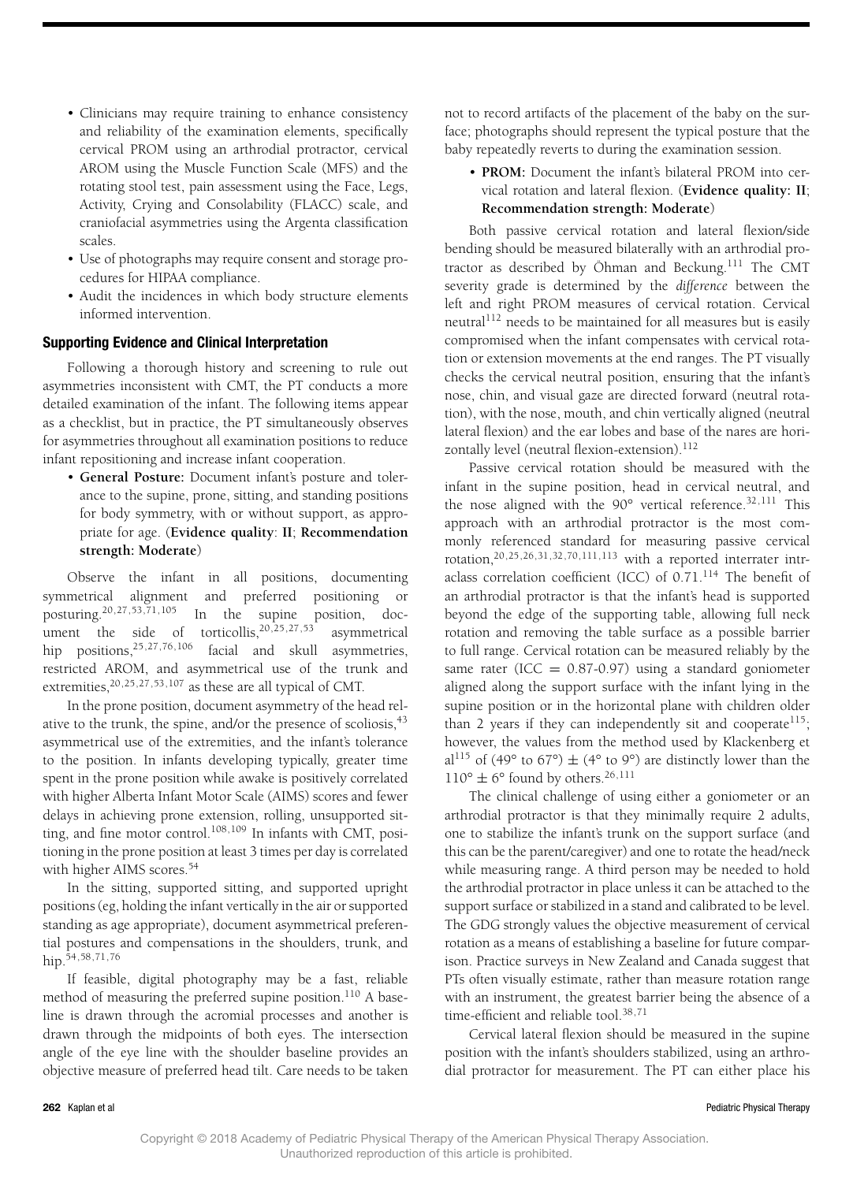- Clinicians may require training to enhance consistency and reliability of the examination elements, specifically cervical PROM using an arthrodial protractor, cervical AROM using the Muscle Function Scale (MFS) and the rotating stool test, pain assessment using the Face, Legs, Activity, Crying and Consolability (FLACC) scale, and craniofacial asymmetries using the Argenta classification scales.
- Use of photographs may require consent and storage procedures for HIPAA compliance.
- Audit the incidences in which body structure elements informed intervention.

### Supporting Evidence and Clinical Interpretation

Following a thorough history and screening to rule out asymmetries inconsistent with CMT, the PT conducts a more detailed examination of the infant. The following items appear as a checklist, but in practice, the PT simultaneously observes for asymmetries throughout all examination positions to reduce infant repositioning and increase infant cooperation.

- **General Posture:** Document infant's posture and tolerance to the supine, prone, sitting, and standing positions for body symmetry, with or without support, as appropriate for age. (**Evidence quality**: **II**; **Recommendation strength: Moderate**)

Observe the infant in all positions, documenting symmetrical alignment and preferred positioning or posturing.[20,27,53,71,105] In the supine position, document the side of torticollis,[20,25,27,53] asymmetrical hip positions,[25,27,76,106] facial and skull asymmetries, restricted AROM, and asymmetrical use of the trunk and extremities,[20,25,27,53,107] as these are all typical of CMT.

In the prone position, document asymmetry of the head relative to the trunk, the spine, and/or the presence of scoliosis,[43] asymmetrical use of the extremities, and the infant's tolerance to the position. In infants developing typically, greater time spent in the prone position while awake is positively correlated with higher Alberta Infant Motor Scale (AIMS) scores and fewer delays in achieving prone extension, rolling, unsupported sitting, and fine motor control.[108,109] In infants with CMT, positioning in the prone position at least 3 times per day is correlated with higher AIMS scores.[54]

In the sitting, supported sitting, and supported upright positions (eg, holding the infant vertically in the air or supported standing as age appropriate), document asymmetrical preferential postures and compensations in the shoulders, trunk, and hip.[54,58,71,76]

If feasible, digital photography may be a fast, reliable method of measuring the preferred supine position.[110] A baseline is drawn through the acromial processes and another is drawn through the midpoints of both eyes. The intersection angle of the eye line with the shoulder baseline provides an objective measure of preferred head tilt. Care needs to be taken not to record artifacts of the placement of the baby on the surface; photographs should represent the typical posture that the baby repeatedly reverts to during the examination session.

- **PROM:** Document the infant's bilateral PROM into cervical rotation and lateral flexion. (**Evidence quality: II**; **Recommendation strength: Moderate**)

Both passive cervical rotation and lateral flexion/side bending should be measured bilaterally with an arthrodial protractor as described by Öhman and Beckung.[111] The CMT severity grade is determined by the *difference* between the left and right PROM measures of cervical rotation. Cervical neutral[112] needs to be maintained for all measures but is easily compromised when the infant compensates with cervical rotation or extension movements at the end ranges. The PT visually checks the cervical neutral position, ensuring that the infant's nose, chin, and visual gaze are directed forward (neutral rotation), with the nose, mouth, and chin vertically aligned (neutral lateral flexion) and the ear lobes and base of the nares are horizontally level (neutral flexion-extension).[112]

Passive cervical rotation should be measured with the infant in the supine position, head in cervical neutral, and the nose aligned with the 90° vertical reference.[32,111] This approach with an arthrodial protractor is the most commonly referenced standard for measuring passive cervical rotation,[20,25,26,31,32,70,111,113] with a reported interrater intraclass correlation coefficient (ICC) of 0.71.[114] The benefit of an arthrodial protractor is that the infant's head is supported beyond the edge of the supporting table, allowing full neck rotation and removing the table surface as a possible barrier to full range. Cervical rotation can be measured reliably by the same rater (ICC = 0.87-0.97) using a standard goniometer aligned along the support surface with the infant lying in the supine position or in the horizontal plane with children older than 2 years if they can independently sit and cooperate[115]; however, the values from the method used by Klackenberg et al[115] of (49° to 67°) ± (4° to 9°) are distinctly lower than the 110° ± 6° found by others.[26,111]

The clinical challenge of using either a goniometer or an arthrodial protractor is that they minimally require 2 adults, one to stabilize the infant's trunk on the support surface (and this can be the parent/caregiver) and one to rotate the head/neck while measuring range. A third person may be needed to hold the arthrodial protractor in place unless it can be attached to the support surface or stabilized in a stand and calibrated to be level. The GDG strongly values the objective measurement of cervical rotation as a means of establishing a baseline for future comparison. Practice surveys in New Zealand and Canada suggest that PTs often visually estimate, rather than measure rotation range with an instrument, the greatest barrier being the absence of a time-efficient and reliable tool.[38,71]

Cervical lateral flexion should be measured in the supine position with the infant's shoulders stabilized, using an arthrodial protractor for measurement. The PT can either place his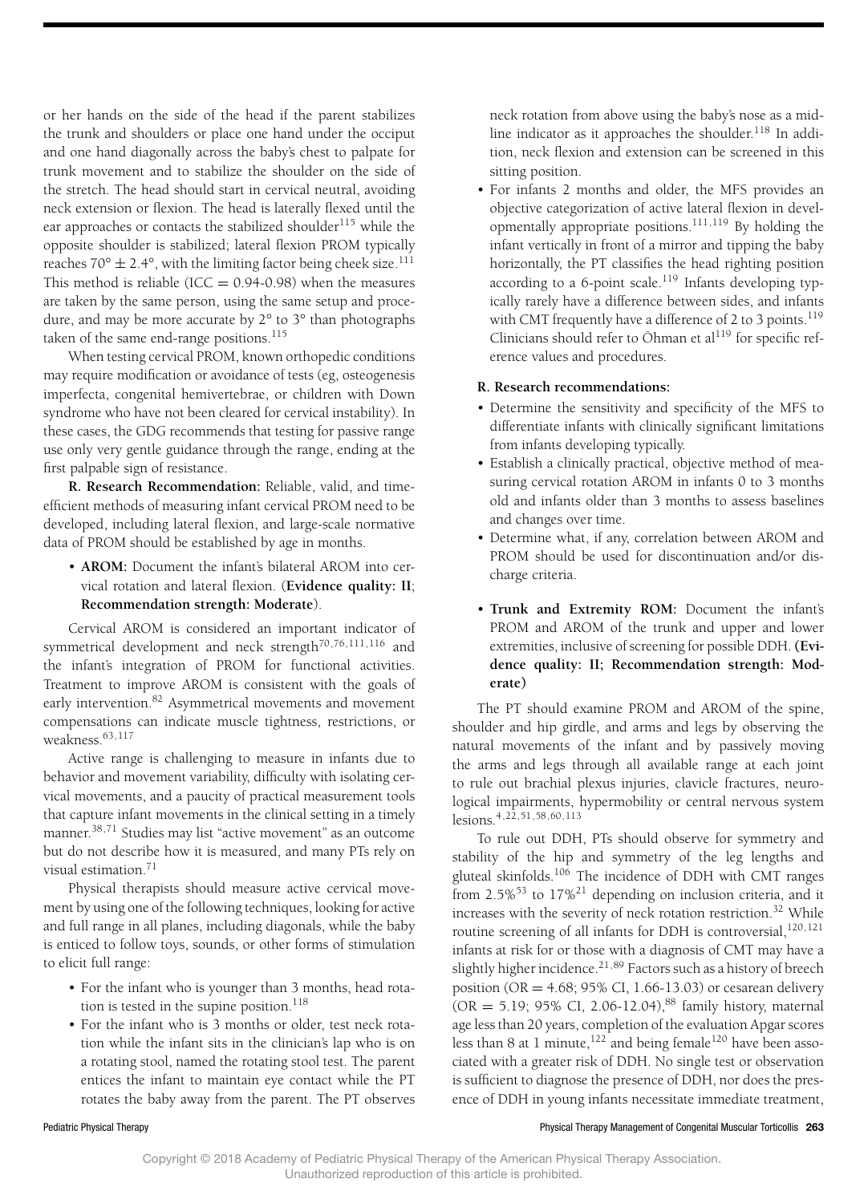or her hands on the side of the head if the parent stabilizes the trunk and shoulders or place one hand under the occiput and one hand diagonally across the baby's chest to palpate for trunk movement and to stabilize the shoulder on the side of the stretch. The head should start in cervical neutral, avoiding neck extension or flexion. The head is laterally flexed until the ear approaches or contacts the stabilized shoulder[115] while the opposite shoulder is stabilized; lateral flexion PROM typically reaches $70° \pm 2.4°$, with the limiting factor being cheek size.[111] This method is reliable (ICC = 0.94-0.98) when the measures are taken by the same person, using the same setup and procedure, and may be more accurate by 2° to 3° than photographs taken of the same end-range positions.[115]

When testing cervical PROM, known orthopedic conditions may require modification or avoidance of tests (eg, osteogenesis imperfecta, congenital hemivertebrae, or children with Down syndrome who have not been cleared for cervical instability). In these cases, the GDG recommends that testing for passive range use only very gentle guidance through the range, ending at the first palpable sign of resistance.

**R. Research Recommendation:** Reliable, valid, and time-efficient methods of measuring infant cervical PROM need to be developed, including lateral flexion, and large-scale normative data of PROM should be established by age in months.

- **AROM:** Document the infant's bilateral AROM into cervical rotation and lateral flexion. (**Evidence quality: II; Recommendation strength: Moderate**).

Cervical AROM is considered an important indicator of symmetrical development and neck strength[70,76,111,116] and the infant's integration of PROM for functional activities. Treatment to improve AROM is consistent with the goals of early intervention.[82] Asymmetrical movements and movement compensations can indicate muscle tightness, restrictions, or weakness.[63,117]

Active range is challenging to measure in infants due to behavior and movement variability, difficulty with isolating cervical movements, and a paucity of practical measurement tools that capture infant movements in the clinical setting in a timely manner.[38,71] Studies may list "active movement" as an outcome but do not describe how it is measured, and many PTs rely on visual estimation.[71]

Physical therapists should measure active cervical movement by using one of the following techniques, looking for active and full range in all planes, including diagonals, while the baby is enticed to follow toys, sounds, or other forms of stimulation to elicit full range:

- For the infant who is younger than 3 months, head rotation is tested in the supine position.[118]
- For the infant who is 3 months or older, test neck rotation while the infant sits in the clinician's lap who is on a rotating stool, named the rotating stool test. The parent entices the infant to maintain eye contact while the PT rotates the baby away from the parent. The PT observes neck rotation from above using the baby's nose as a midline indicator as it approaches the shoulder.[118] In addition, neck flexion and extension can be screened in this sitting position.
- For infants 2 months and older, the MFS provides an objective categorization of active lateral flexion in developmentally appropriate positions.[111,119] By holding the infant vertically in front of a mirror and tipping the baby horizontally, the PT classifies the head righting position according to a 6-point scale.[119] Infants developing typically rarely have a difference between sides, and infants with CMT frequently have a difference of 2 to 3 points.[119] Clinicians should refer to Öhman et al[119] for specific reference values and procedures.

**R. Research recommendations:**

- Determine the sensitivity and specificity of the MFS to differentiate infants with clinically significant limitations from infants developing typically.
- Establish a clinically practical, objective method of measuring cervical rotation AROM in infants 0 to 3 months old and infants older than 3 months to assess baselines and changes over time.
- Determine what, if any, correlation between AROM and PROM should be used for discontinuation and/or discharge criteria.

- **Trunk and Extremity ROM:** Document the infant's PROM and AROM of the trunk and upper and lower extremities, inclusive of screening for possible DDH. (**Evidence quality: II; Recommendation strength: Moderate**)

The PT should examine PROM and AROM of the spine, shoulder and hip girdle, and arms and legs by observing the natural movements of the infant and by passively moving the arms and legs through all available range at each joint to rule out brachial plexus injuries, clavicle fractures, neurological impairments, hypermobility or central nervous system lesions.[4,22,51,58,60,113]

To rule out DDH, PTs should observe for symmetry and stability of the hip and symmetry of the leg lengths and gluteal skinfolds.[106] The incidence of DDH with CMT ranges from 2.5%[53] to 17%[21] depending on inclusion criteria, and it increases with the severity of neck rotation restriction.[32] While routine screening of all infants for DDH is controversial,[120,121] infants at risk for or those with a diagnosis of CMT may have a slightly higher incidence.[21,89] Factors such as a history of breech position (OR = 4.68; 95% CI, 1.66-13.03) or cesarean delivery (OR = 5.19; 95% CI, 2.06-12.04),[88] family history, maternal age less than 20 years, completion of the evaluation Apgar scores less than 8 at 1 minute,[122] and being female[120] have been associated with a greater risk of DDH. No single test or observation is sufficient to diagnose the presence of DDH, nor does the presence of DDH in young infants necessitate immediate treatment,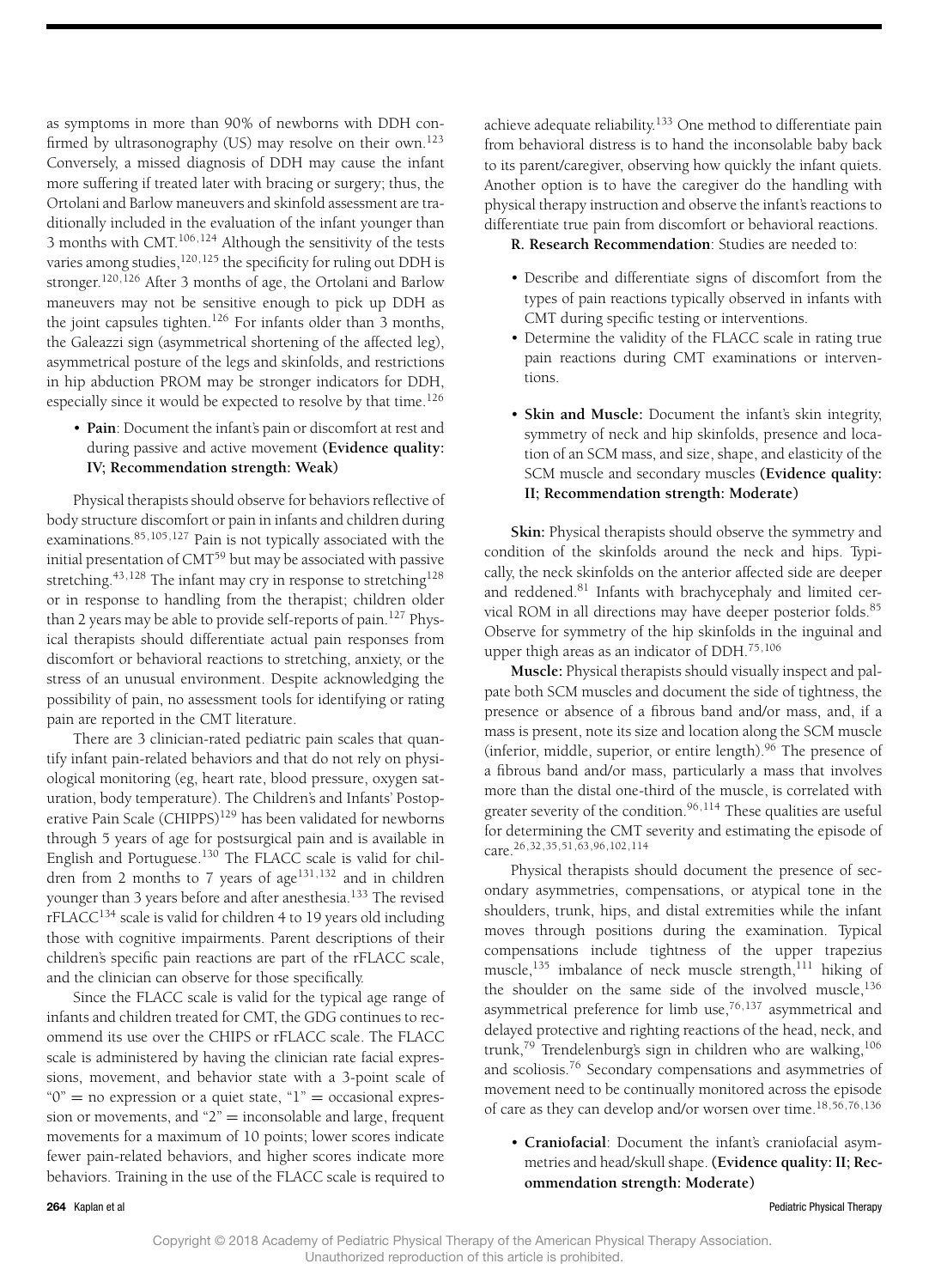as symptoms in more than 90% of newborns with DDH confirmed by ultrasonography (US) may resolve on their own.[123] Conversely, a missed diagnosis of DDH may cause the infant more suffering if treated later with bracing or surgery; thus, the Ortolani and Barlow maneuvers and skinfold assessment are traditionally included in the evaluation of the infant younger than 3 months with CMT.[106,124] Although the sensitivity of the tests varies among studies,[120,125] the specificity for ruling out DDH is stronger.[120,126] After 3 months of age, the Ortolani and Barlow maneuvers may not be sensitive enough to pick up DDH as the joint capsules tighten.[126] For infants older than 3 months, the Galeazzi sign (asymmetrical shortening of the affected leg), asymmetrical posture of the legs and skinfolds, and restrictions in hip abduction PROM may be stronger indicators for DDH, especially since it would be expected to resolve by that time.[126]

- **Pain**: Document the infant's pain or discomfort at rest and during passive and active movement **(Evidence quality: IV; Recommendation strength: Weak)**

Physical therapists should observe for behaviors reflective of body structure discomfort or pain in infants and children during examinations.[85,105,127] Pain is not typically associated with the initial presentation of CMT[59] but may be associated with passive stretching.[43,128] The infant may cry in response to stretching[128] or in response to handling from the therapist; children older than 2 years may be able to provide self-reports of pain.[127] Physical therapists should differentiate actual pain responses from discomfort or behavioral reactions to stretching, anxiety, or the stress of an unusual environment. Despite acknowledging the possibility of pain, no assessment tools for identifying or rating pain are reported in the CMT literature.

There are 3 clinician-rated pediatric pain scales that quantify infant pain-related behaviors and that do not rely on physiological monitoring (eg, heart rate, blood pressure, oxygen saturation, body temperature). The Children's and Infants' Postoperative Pain Scale (CHIPPS)[129] has been validated for newborns through 5 years of age for postsurgical pain and is available in English and Portuguese.[130] The FLACC scale is valid for children from 2 months to 7 years of age[131,132] and in children younger than 3 years before and after anesthesia.[133] The revised rFLACC[134] scale is valid for children 4 to 19 years old including those with cognitive impairments. Parent descriptions of their children's specific pain reactions are part of the rFLACC scale, and the clinician can observe for those specifically.

Since the FLACC scale is valid for the typical age range of infants and children treated for CMT, the GDG continues to recommend its use over the CHIPS or rFLACC scale. The FLACC scale is administered by having the clinician rate facial expressions, movement, and behavior state with a 3-point scale of "0" = no expression or a quiet state, "1" = occasional expression or movements, and "2" = inconsolable and large, frequent movements for a maximum of 10 points; lower scores indicate fewer pain-related behaviors, and higher scores indicate more behaviors. Training in the use of the FLACC scale is required to achieve adequate reliability.[133] One method to differentiate pain from behavioral distress is to hand the inconsolable baby back to its parent/caregiver, observing how quickly the infant quiets. Another option is to have the caregiver do the handling with physical therapy instruction and observe the infant's reactions to differentiate true pain from discomfort or behavioral reactions.

**R. Research Recommendation**: Studies are needed to:

- Describe and differentiate signs of discomfort from the types of pain reactions typically observed in infants with CMT during specific testing or interventions.
- Determine the validity of the FLACC scale in rating true pain reactions during CMT examinations or interventions.

- **Skin and Muscle:** Document the infant's skin integrity, symmetry of neck and hip skinfolds, presence and location of an SCM mass, and size, shape, and elasticity of the SCM muscle and secondary muscles **(Evidence quality: II; Recommendation strength: Moderate)**

**Skin:** Physical therapists should observe the symmetry and condition of the skinfolds around the neck and hips. Typically, the neck skinfolds on the anterior affected side are deeper and reddened.[81] Infants with brachycephaly and limited cervical ROM in all directions may have deeper posterior folds.[85] Observe for symmetry of the hip skinfolds in the inguinal and upper thigh areas as an indicator of DDH.[75,106]

**Muscle:** Physical therapists should visually inspect and palpate both SCM muscles and document the side of tightness, the presence or absence of a fibrous band and/or mass, and, if a mass is present, note its size and location along the SCM muscle (inferior, middle, superior, or entire length).[96] The presence of a fibrous band and/or mass, particularly a mass that involves more than the distal one-third of the muscle, is correlated with greater severity of the condition.[96,114] These qualities are useful for determining the CMT severity and estimating the episode of care.[26,32,35,51,63,96,102,114]

Physical therapists should document the presence of secondary asymmetries, compensations, or atypical tone in the shoulders, trunk, hips, and distal extremities while the infant moves through positions during the examination. Typical compensations include tightness of the upper trapezius muscle,[135] imbalance of neck muscle strength,[111] hiking of the shoulder on the same side of the involved muscle,[136] asymmetrical preference for limb use,[76,137] asymmetrical and delayed protective and righting reactions of the head, neck, and trunk,[79] Trendelenburg's sign in children who are walking,[106] and scoliosis.[76] Secondary compensations and asymmetries of movement need to be continually monitored across the episode of care as they can develop and/or worsen over time.[18,56,76,136]

- **Craniofacial**: Document the infant's craniofacial asymmetries and head/skull shape. **(Evidence quality: II; Recommendation strength: Moderate)**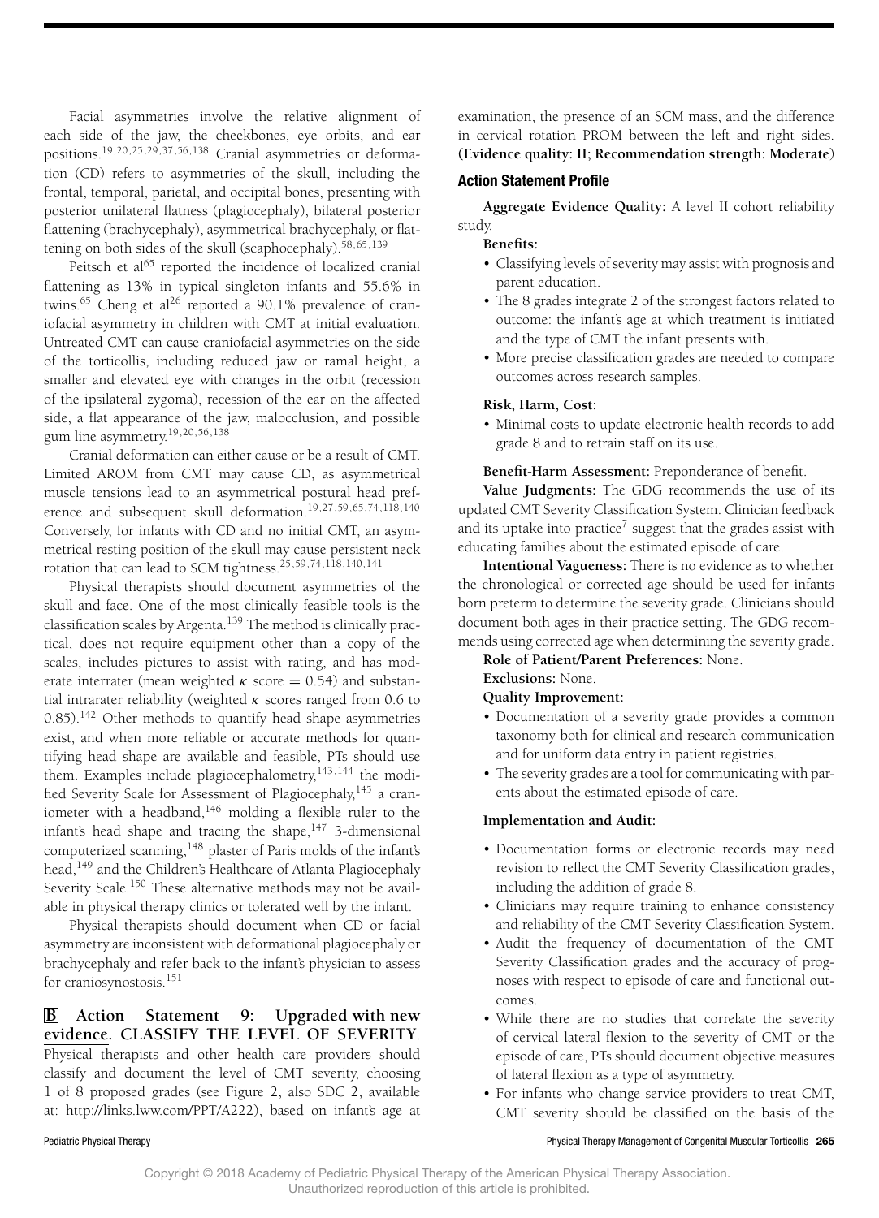Facial asymmetries involve the relative alignment of each side of the jaw, the cheekbones, eye orbits, and ear positions.[19,20,25,29,37,56,138] Cranial asymmetries or deformation (CD) refers to asymmetries of the skull, including the frontal, temporal, parietal, and occipital bones, presenting with posterior unilateral flatness (plagiocephaly), bilateral posterior flattening (brachycephaly), asymmetrical brachycephaly, or flattening on both sides of the skull (scaphocephaly).[58,65,139]

Peitsch et al[65] reported the incidence of localized cranial flattening as 13% in typical singleton infants and 55.6% in twins.[65] Cheng et al[26] reported a 90.1% prevalence of craniofacial asymmetry in children with CMT at initial evaluation. Untreated CMT can cause craniofacial asymmetries on the side of the torticollis, including reduced jaw or ramal height, a smaller and elevated eye with changes in the orbit (recession of the ipsilateral zygoma), recession of the ear on the affected side, a flat appearance of the jaw, malocclusion, and possible gum line asymmetry.[19,20,56,138]

Cranial deformation can either cause or be a result of CMT. Limited AROM from CMT may cause CD, as asymmetrical muscle tensions lead to an asymmetrical postural head preference and subsequent skull deformation.[19,27,59,65,74,118,140] Conversely, for infants with CD and no initial CMT, an asymmetrical resting position of the skull may cause persistent neck rotation that can lead to SCM tightness.[25,59,74,118,140,141]

Physical therapists should document asymmetries of the skull and face. One of the most clinically feasible tools is the classification scales by Argenta.[139] The method is clinically practical, does not require equipment other than a copy of the scales, includes pictures to assist with rating, and has moderate interrater (mean weighted $\kappa$ score = 0.54) and substantial intrarater reliability (weighted $\kappa$ scores ranged from 0.6 to 0.85).[142] Other methods to quantify head shape asymmetries exist, and when more reliable or accurate methods for quantifying head shape are available and feasible, PTs should use them. Examples include plagiocephalometry,[143,144] the modified Severity Scale for Assessment of Plagiocephaly,[145] a craniometer with a headband,[146] molding a flexible ruler to the infant's head shape and tracing the shape,[147] 3-dimensional computerized scanning,[148] plaster of Paris molds of the infant's head,[149] and the Children's Healthcare of Atlanta Plagiocephaly Severity Scale.[150] These alternative methods may not be available in physical therapy clinics or tolerated well by the infant.

Physical therapists should document when CD or facial asymmetry are inconsistent with deformational plagiocephaly or brachycephaly and refer back to the infant's physician to assess for craniosynostosis.[151]

### B Action Statement 9: Upgraded with new evidence. CLASSIFY THE LEVEL OF SEVERITY.

Physical therapists and other health care providers should classify and document the level of CMT severity, choosing 1 of 8 proposed grades (see Figure 2, also SDC 2, available at: http://links.lww.com/PPT/A222), based on infant's age at examination, the presence of an SCM mass, and the difference in cervical rotation PROM between the left and right sides. **(Evidence quality: II; Recommendation strength: Moderate)**

#### Action Statement Profile

**Aggregate Evidence Quality:** A level II cohort reliability study.

**Benefits:**

- Classifying levels of severity may assist with prognosis and parent education.
- The 8 grades integrate 2 of the strongest factors related to outcome: the infant's age at which treatment is initiated and the type of CMT the infant presents with.
- More precise classification grades are needed to compare outcomes across research samples.

**Risk, Harm, Cost:**

- Minimal costs to update electronic health records to add grade 8 and to retrain staff on its use.

**Benefit-Harm Assessment:** Preponderance of benefit.

**Value Judgments:** The GDG recommends the use of its updated CMT Severity Classification System. Clinician feedback and its uptake into practice[7] suggest that the grades assist with educating families about the estimated episode of care.

**Intentional Vagueness:** There is no evidence as to whether the chronological or corrected age should be used for infants born preterm to determine the severity grade. Clinicians should document both ages in their practice setting. The GDG recommends using corrected age when determining the severity grade.

**Role of Patient/Parent Preferences:** None.

**Exclusions:** None.

**Quality Improvement:**

- Documentation of a severity grade provides a common taxonomy both for clinical and research communication and for uniform data entry in patient registries.
- The severity grades are a tool for communicating with parents about the estimated episode of care.

**Implementation and Audit:**

- Documentation forms or electronic records may need revision to reflect the CMT Severity Classification grades, including the addition of grade 8.
- Clinicians may require training to enhance consistency and reliability of the CMT Severity Classification System.
- Audit the frequency of documentation of the CMT Severity Classification grades and the accuracy of prognoses with respect to episode of care and functional outcomes.
- While there are no studies that correlate the severity of cervical lateral flexion to the severity of CMT or the episode of care, PTs should document objective measures of lateral flexion as a type of asymmetry.
- For infants who change service providers to treat CMT, CMT severity should be classified on the basis of the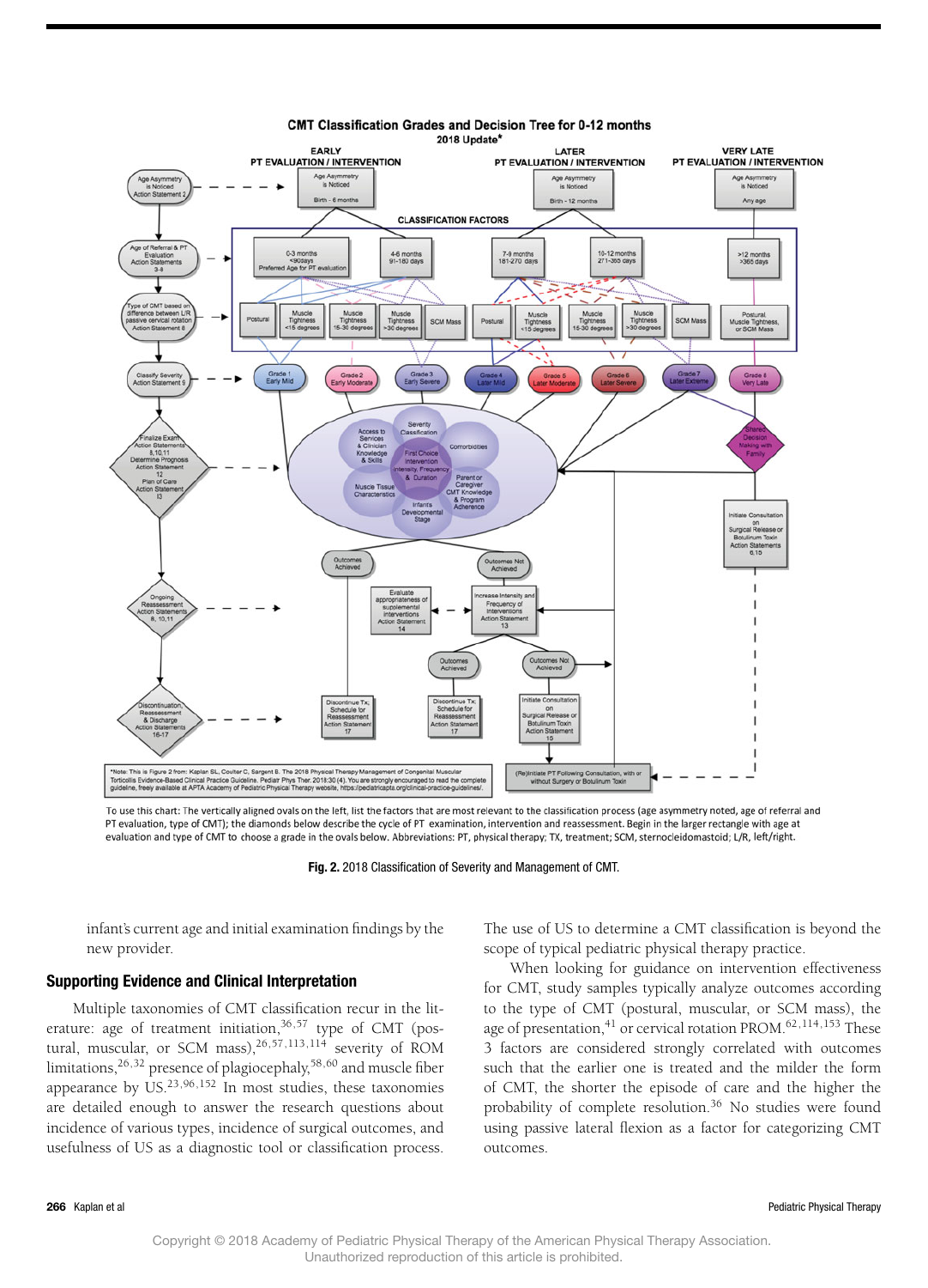**CMT Classification Grades and Decision Tree for 0-12 months**
**2018 Update***

EARLY PT EVALUATION / INTERVENTION — LATER PT EVALUATION / INTERVENTION — VERY LATE PT EVALUATION / INTERVENTION

- Age Asymmetry is Noticed — Action Statement 2
  - Age Asymmetry is Noticed: Birth - 6 months
  - Age Asymmetry is Noticed: Birth - 12 months
  - Age Asymmetry is Noticed: Any age
- Age of Referral & PT Evaluation — Action Statements 3-8
  - CLASSIFICATION FACTORS: 0-3 months <90days Preferred Age for PT evaluation; 4-6 months 91-180 days; 7-9 months 181-270 days; 10-12 months 271-365 days; >12 months >365 days
- Type of CMT based on difference between L/R passive cervical rotation — Action Statement 8
  - Postural; Muscle Tightness <15 degrees; Muscle Tightness 15-30 degrees; Muscle Tightness >30 degrees; SCM Mass; Postural; Muscle Tightness <15 degrees; Muscle Tightness 15-30 degrees; Muscle Tightness >30 degrees; SCM Mass; Postural, Muscle Tightness, or SCM Mass
- Classify Severity — Action Statement 9
  - Grade 1 Early Mild; Grade 2 Early Moderate; Grade 3 Early Severe; Grade 4 Later Mild; Grade 5 Later Moderate; Grade 6 Later Severe; Grade 7 Later Extreme; Grade 8 Very Late
- Finalize Exam — Action Statements 8,10,11; Determine Prognosis — Action Statement 12; Plan of Care — Action Statement 13
  - Severity Classification; Access to Services & Clinician Knowledge & Skills; Comorbidities; First Choice Intervention Intensity, Frequency & Duration; Parent or Caregiver CMT Knowledge & Program Adherence; Muscle Tissue Characteristics; Infant's Developmental Stage
  - Shared Decision Making with Family → Initiate Consultation on Surgical Release or Botulinum Toxin — Action Statements 6,15
- Ongoing Reassessment — Action Statements 8, 10, 11
  - Outcomes Achieved; Outcomes Not Achieved
  - Evaluate appropriateness of supplemental interventions — Action Statement 14
  - Increase Intensity and Frequency of Interventions — Action Statement 13
  - Outcomes Achieved; Outcomes Not Achieved
- Discontinuation, Reassessment & Discharge — Action Statements 16-17
  - Discontinue Tx; Schedule for Reassessment — Action Statement 17
  - Discontinue Tx; Schedule for Reassessment — Action Statement 17
  - Initiate Consultation on Surgical Release or Botulinum Toxin — Action Statement 15
  - (Re)Initiate PT Following Consultation, with or without Surgery or Botulinum Toxin

*Note: This is Figure 2 from: Kaplan SL, Coulter C, Sargent B. The 2018 Physical Therapy Management of Congenital Muscular Torticollis Evidence-Based Clinical Practice Guideline. Pediatr Phys Ther. 2018:30(4). You are strongly encouraged to read the complete guideline, freely available at APTA Academy of Pediatric Physical Therapy website, https://pediatricapta.org/clinical-practice-guidelines/.

To use this chart: The vertically aligned ovals on the left, list the factors that are most relevant to the classification process (age asymmetry noted, age of referral and PT evaluation, type of CMT); the diamonds below describe the cycle of PT examination, intervention and reassessment. Begin in the larger rectangle with age at evaluation and type of CMT to choose a grade in the ovals below. Abbreviations: PT, physical therapy; TX, treatment; SCM, sternocleidomastoid; L/R, left/right.

**Fig. 2.** 2018 Classification of Severity and Management of CMT.

infant's current age and initial examination findings by the new provider.

## Supporting Evidence and Clinical Interpretation

Multiple taxonomies of CMT classification recur in the literature: age of treatment initiation,[36,57] type of CMT (postural, muscular, or SCM mass),[26,57,113,114] severity of ROM limitations,[26,32] presence of plagiocephaly,[58,60] and muscle fiber appearance by US.[23,96,152] In most studies, these taxonomies are detailed enough to answer the research questions about incidence of various types, incidence of surgical outcomes, and usefulness of US as a diagnostic tool or classification process. The use of US to determine a CMT classification is beyond the scope of typical pediatric physical therapy practice.

When looking for guidance on intervention effectiveness for CMT, study samples typically analyze outcomes according to the type of CMT (postural, muscular, or SCM mass), the age of presentation,[41] or cervical rotation PROM.[62,114,153] These 3 factors are considered strongly correlated with outcomes such that the earlier one is treated and the milder the form of CMT, the shorter the episode of care and the higher the probability of complete resolution.[36] No studies were found using passive lateral flexion as a factor for categorizing CMT outcomes.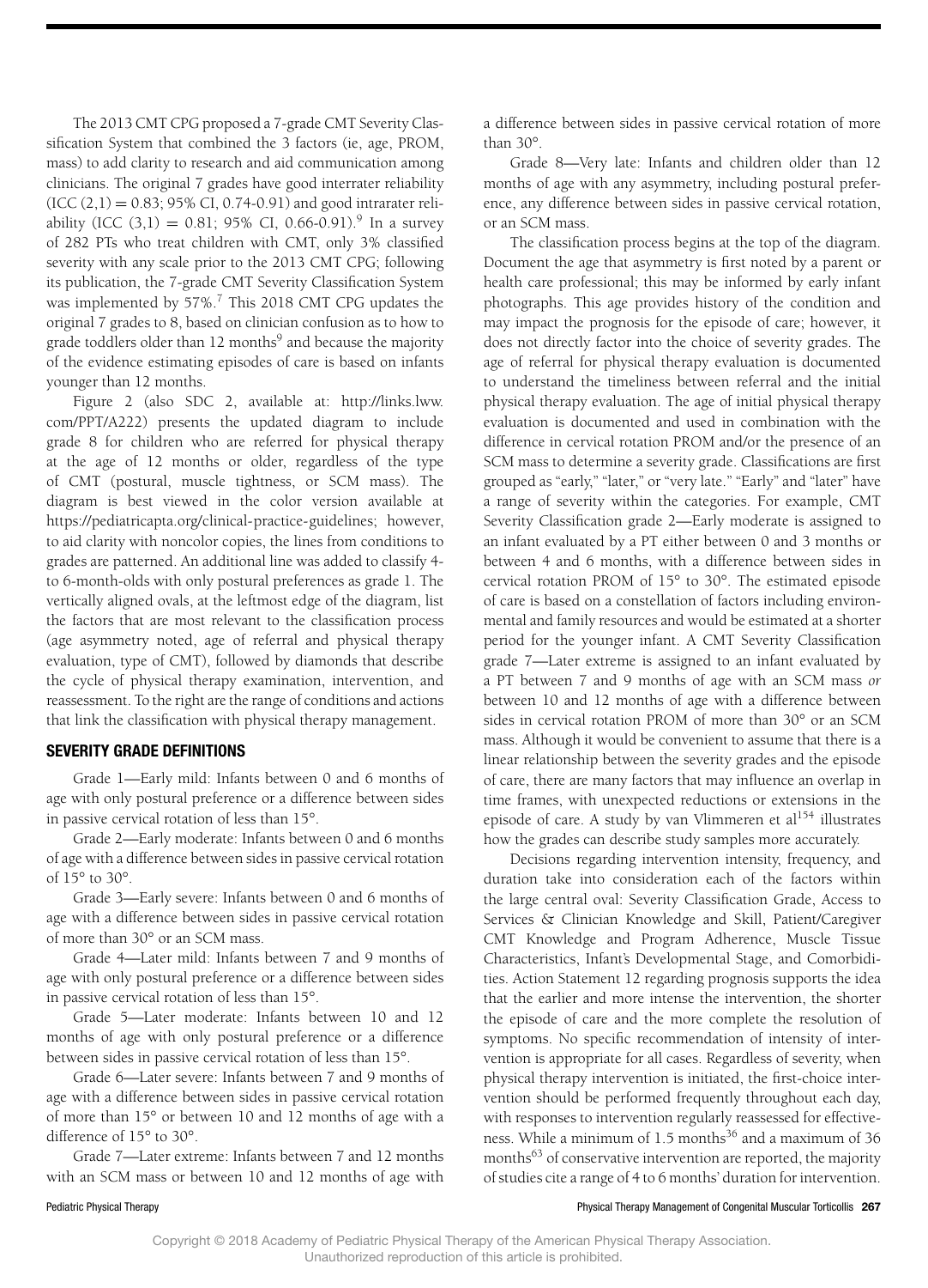The 2013 CMT CPG proposed a 7-grade CMT Severity Classification System that combined the 3 factors (ie, age, PROM, mass) to add clarity to research and aid communication among clinicians. The original 7 grades have good interrater reliability (ICC (2,1) = 0.83; 95% CI, 0.74-0.91) and good intrarater reliability (ICC (3,1) = 0.81; 95% CI, 0.66-0.91).[9] In a survey of 282 PTs who treat children with CMT, only 3% classified severity with any scale prior to the 2013 CMT CPG; following its publication, the 7-grade CMT Severity Classification System was implemented by 57%.[7] This 2018 CMT CPG updates the original 7 grades to 8, based on clinician confusion as to how to grade toddlers older than 12 months[9] and because the majority of the evidence estimating episodes of care is based on infants younger than 12 months.

Figure 2 (also SDC 2, available at: http://links.lww.com/PPT/A222) presents the updated diagram to include grade 8 for children who are referred for physical therapy at the age of 12 months or older, regardless of the type of CMT (postural, muscle tightness, or SCM mass). The diagram is best viewed in the color version available at https://pediatricapta.org/clinical-practice-guidelines; however, to aid clarity with noncolor copies, the lines from conditions to grades are patterned. An additional line was added to classify 4- to 6-month-olds with only postural preferences as grade 1. The vertically aligned ovals, at the leftmost edge of the diagram, list the factors that are most relevant to the classification process (age asymmetry noted, age of referral and physical therapy evaluation, type of CMT), followed by diamonds that describe the cycle of physical therapy examination, intervention, and reassessment. To the right are the range of conditions and actions that link the classification with physical therapy management.

## SEVERITY GRADE DEFINITIONS

Grade 1—Early mild: Infants between 0 and 6 months of age with only postural preference or a difference between sides in passive cervical rotation of less than 15°.

Grade 2—Early moderate: Infants between 0 and 6 months of age with a difference between sides in passive cervical rotation of 15° to 30°.

Grade 3—Early severe: Infants between 0 and 6 months of age with a difference between sides in passive cervical rotation of more than 30° or an SCM mass.

Grade 4—Later mild: Infants between 7 and 9 months of age with only postural preference or a difference between sides in passive cervical rotation of less than 15°.

Grade 5—Later moderate: Infants between 10 and 12 months of age with only postural preference or a difference between sides in passive cervical rotation of less than 15°.

Grade 6—Later severe: Infants between 7 and 9 months of age with a difference between sides in passive cervical rotation of more than 15° or between 10 and 12 months of age with a difference of 15° to 30°.

Grade 7—Later extreme: Infants between 7 and 12 months with an SCM mass or between 10 and 12 months of age with a difference between sides in passive cervical rotation of more than 30°.

Grade 8—Very late: Infants and children older than 12 months of age with any asymmetry, including postural preference, any difference between sides in passive cervical rotation, or an SCM mass.

The classification process begins at the top of the diagram. Document the age that asymmetry is first noted by a parent or health care professional; this may be informed by early infant photographs. This age provides history of the condition and may impact the prognosis for the episode of care; however, it does not directly factor into the choice of severity grades. The age of referral for physical therapy evaluation is documented to understand the timeliness between referral and the initial physical therapy evaluation. The age of initial physical therapy evaluation is documented and used in combination with the difference in cervical rotation PROM and/or the presence of an SCM mass to determine a severity grade. Classifications are first grouped as "early," "later," or "very late." "Early" and "later" have a range of severity within the categories. For example, CMT Severity Classification grade 2—Early moderate is assigned to an infant evaluated by a PT either between 0 and 3 months or between 4 and 6 months, with a difference between sides in cervical rotation PROM of 15° to 30°. The estimated episode of care is based on a constellation of factors including environmental and family resources and would be estimated at a shorter period for the younger infant. A CMT Severity Classification grade 7—Later extreme is assigned to an infant evaluated by a PT between 7 and 9 months of age with an SCM mass *or* between 10 and 12 months of age with a difference between sides in cervical rotation PROM of more than 30° or an SCM mass. Although it would be convenient to assume that there is a linear relationship between the severity grades and the episode of care, there are many factors that may influence an overlap in time frames, with unexpected reductions or extensions in the episode of care. A study by van Vlimmeren et al[154] illustrates how the grades can describe study samples more accurately.

Decisions regarding intervention intensity, frequency, and duration take into consideration each of the factors within the large central oval: Severity Classification Grade, Access to Services & Clinician Knowledge and Skill, Patient/Caregiver CMT Knowledge and Program Adherence, Muscle Tissue Characteristics, Infant's Developmental Stage, and Comorbidities. Action Statement 12 regarding prognosis supports the idea that the earlier and more intense the intervention, the shorter the episode of care and the more complete the resolution of symptoms. No specific recommendation of intensity of intervention is appropriate for all cases. Regardless of severity, when physical therapy intervention is initiated, the first-choice intervention should be performed frequently throughout each day, with responses to intervention regularly reassessed for effectiveness. While a minimum of 1.5 months[36] and a maximum of 36 months[63] of conservative intervention are reported, the majority of studies cite a range of 4 to 6 months' duration for intervention.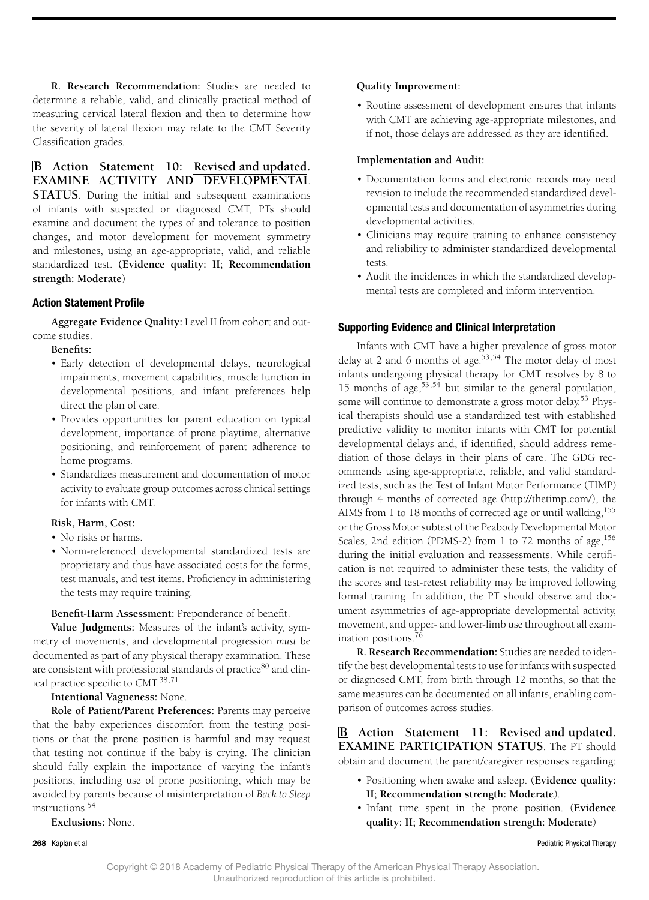**R. Research Recommendation:** Studies are needed to determine a reliable, valid, and clinically practical method of measuring cervical lateral flexion and then to determine how the severity of lateral flexion may relate to the CMT Severity Classification grades.

## B Action Statement 10: Revised and updated. EXAMINE ACTIVITY AND DEVELOPMENTAL STATUS

**B Action Statement 10: Revised and updated. EXAMINE ACTIVITY AND DEVELOPMENTAL STATUS**. During the initial and subsequent examinations of infants with suspected or diagnosed CMT, PTs should examine and document the types of and tolerance to position changes, and motor development for movement symmetry and milestones, using an age-appropriate, valid, and reliable standardized test. **(Evidence quality: II; Recommendation strength: Moderate)**

### Action Statement Profile

**Aggregate Evidence Quality:** Level II from cohort and outcome studies.

**Benefits:**

- Early detection of developmental delays, neurological impairments, movement capabilities, muscle function in developmental positions, and infant preferences help direct the plan of care.
- Provides opportunities for parent education on typical development, importance of prone playtime, alternative positioning, and reinforcement of parent adherence to home programs.
- Standardizes measurement and documentation of motor activity to evaluate group outcomes across clinical settings for infants with CMT.

**Risk, Harm, Cost:**

- No risks or harms.
- Norm-referenced developmental standardized tests are proprietary and thus have associated costs for the forms, test manuals, and test items. Proficiency in administering the tests may require training.

**Benefit-Harm Assessment:** Preponderance of benefit.

**Value Judgments:** Measures of the infant's activity, symmetry of movements, and developmental progression *must* be documented as part of any physical therapy examination. These are consistent with professional standards of practice[80] and clinical practice specific to CMT.[38,71]

**Intentional Vagueness:** None.

**Role of Patient/Parent Preferences:** Parents may perceive that the baby experiences discomfort from the testing positions or that the prone position is harmful and may request that testing not continue if the baby is crying. The clinician should fully explain the importance of varying the infant's positions, including use of prone positioning, which may be avoided by parents because of misinterpretation of *Back to Sleep* instructions.[54]

**Exclusions:** None.

**Quality Improvement:**

- Routine assessment of development ensures that infants with CMT are achieving age-appropriate milestones, and if not, those delays are addressed as they are identified.

**Implementation and Audit:**

- Documentation forms and electronic records may need revision to include the recommended standardized developmental tests and documentation of asymmetries during developmental activities.
- Clinicians may require training to enhance consistency and reliability to administer standardized developmental tests.
- Audit the incidences in which the standardized developmental tests are completed and inform intervention.

### Supporting Evidence and Clinical Interpretation

Infants with CMT have a higher prevalence of gross motor delay at 2 and 6 months of age.[53,54] The motor delay of most infants undergoing physical therapy for CMT resolves by 8 to 15 months of age,[53,54] but similar to the general population, some will continue to demonstrate a gross motor delay.[53] Physical therapists should use a standardized test with established predictive validity to monitor infants with CMT for potential developmental delays and, if identified, should address remediation of those delays in their plans of care. The GDG recommends using age-appropriate, reliable, and valid standardized tests, such as the Test of Infant Motor Performance (TIMP) through 4 months of corrected age (http://thetimp.com/), the AIMS from 1 to 18 months of corrected age or until walking,[155] or the Gross Motor subtest of the Peabody Developmental Motor Scales, 2nd edition (PDMS-2) from 1 to 72 months of age,[156] during the initial evaluation and reassessments. While certification is not required to administer these tests, the validity of the scores and test-retest reliability may be improved following formal training. In addition, the PT should observe and document asymmetries of age-appropriate developmental activity, movement, and upper- and lower-limb use throughout all examination positions.[76]

**R. Research Recommendation:** Studies are needed to identify the best developmental tests to use for infants with suspected or diagnosed CMT, from birth through 12 months, so that the same measures can be documented on all infants, enabling comparison of outcomes across studies.

## B Action Statement 11: Revised and updated. EXAMINE PARTICIPATION STATUS

**B Action Statement 11: Revised and updated. EXAMINE PARTICIPATION STATUS**. The PT should obtain and document the parent/caregiver responses regarding:

- Positioning when awake and asleep. (**Evidence quality: II; Recommendation strength: Moderate**).
- Infant time spent in the prone position. (**Evidence quality: II; Recommendation strength: Moderate**)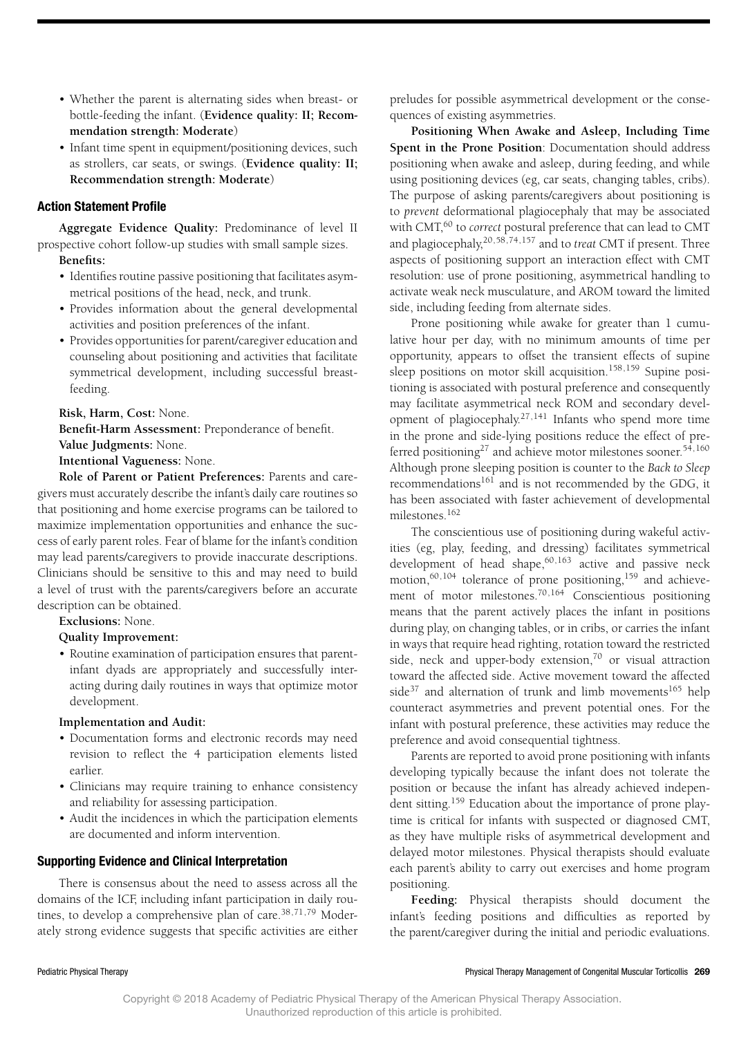- Whether the parent is alternating sides when breast- or bottle-feeding the infant. (**Evidence quality: II; Recommendation strength: Moderate**)
- Infant time spent in equipment/positioning devices, such as strollers, car seats, or swings. (**Evidence quality: II; Recommendation strength: Moderate**)

### Action Statement Profile

**Aggregate Evidence Quality:** Predominance of level II prospective cohort follow-up studies with small sample sizes.

**Benefits:**

- Identifies routine passive positioning that facilitates asymmetrical positions of the head, neck, and trunk.
- Provides information about the general developmental activities and position preferences of the infant.
- Provides opportunities for parent/caregiver education and counseling about positioning and activities that facilitate symmetrical development, including successful breastfeeding.

**Risk, Harm, Cost:** None.

**Benefit-Harm Assessment:** Preponderance of benefit.

**Value Judgments:** None.

**Intentional Vagueness:** None.

**Role of Parent or Patient Preferences:** Parents and caregivers must accurately describe the infant's daily care routines so that positioning and home exercise programs can be tailored to maximize implementation opportunities and enhance the success of early parent roles. Fear of blame for the infant's condition may lead parents/caregivers to provide inaccurate descriptions. Clinicians should be sensitive to this and may need to build a level of trust with the parents/caregivers before an accurate description can be obtained.

**Exclusions:** None.

**Quality Improvement:**

- Routine examination of participation ensures that parent-infant dyads are appropriately and successfully interacting during daily routines in ways that optimize motor development.

**Implementation and Audit:**

- Documentation forms and electronic records may need revision to reflect the 4 participation elements listed earlier.
- Clinicians may require training to enhance consistency and reliability for assessing participation.
- Audit the incidences in which the participation elements are documented and inform intervention.

### Supporting Evidence and Clinical Interpretation

There is consensus about the need to assess across all the domains of the ICF, including infant participation in daily routines, to develop a comprehensive plan of care.[38,71,79] Moderately strong evidence suggests that specific activities are either preludes for possible asymmetrical development or the consequences of existing asymmetries.

**Positioning When Awake and Asleep, Including Time Spent in the Prone Position**: Documentation should address positioning when awake and asleep, during feeding, and while using positioning devices (eg, car seats, changing tables, cribs). The purpose of asking parents/caregivers about positioning is to *prevent* deformational plagiocephaly that may be associated with CMT,[60] to *correct* postural preference that can lead to CMT and plagiocephaly,[20,58,74,157] and to *treat* CMT if present. Three aspects of positioning support an interaction effect with CMT resolution: use of prone positioning, asymmetrical handling to activate weak neck musculature, and AROM toward the limited side, including feeding from alternate sides.

Prone positioning while awake for greater than 1 cumulative hour per day, with no minimum amounts of time per opportunity, appears to offset the transient effects of supine sleep positions on motor skill acquisition.[158,159] Supine positioning is associated with postural preference and consequently may facilitate asymmetrical neck ROM and secondary development of plagiocephaly.[27,141] Infants who spend more time in the prone and side-lying positions reduce the effect of preferred positioning[27] and achieve motor milestones sooner.[54,160] Although prone sleeping position is counter to the *Back to Sleep* recommendations[161] and is not recommended by the GDG, it has been associated with faster achievement of developmental milestones.[162]

The conscientious use of positioning during wakeful activities (eg, play, feeding, and dressing) facilitates symmetrical development of head shape,[60,163] active and passive neck motion,[60,104] tolerance of prone positioning,[159] and achievement of motor milestones.[70,164] Conscientious positioning means that the parent actively places the infant in positions during play, on changing tables, or in cribs, or carries the infant in ways that require head righting, rotation toward the restricted side, neck and upper-body extension,[70] or visual attraction toward the affected side. Active movement toward the affected side[37] and alternation of trunk and limb movements[165] help counteract asymmetries and prevent potential ones. For the infant with postural preference, these activities may reduce the preference and avoid consequential tightness.

Parents are reported to avoid prone positioning with infants developing typically because the infant does not tolerate the position or because the infant has already achieved independent sitting.[159] Education about the importance of prone playtime is critical for infants with suspected or diagnosed CMT, as they have multiple risks of asymmetrical development and delayed motor milestones. Physical therapists should evaluate each parent's ability to carry out exercises and home program positioning.

**Feeding:** Physical therapists should document the infant's feeding positions and difficulties as reported by the parent/caregiver during the initial and periodic evaluations.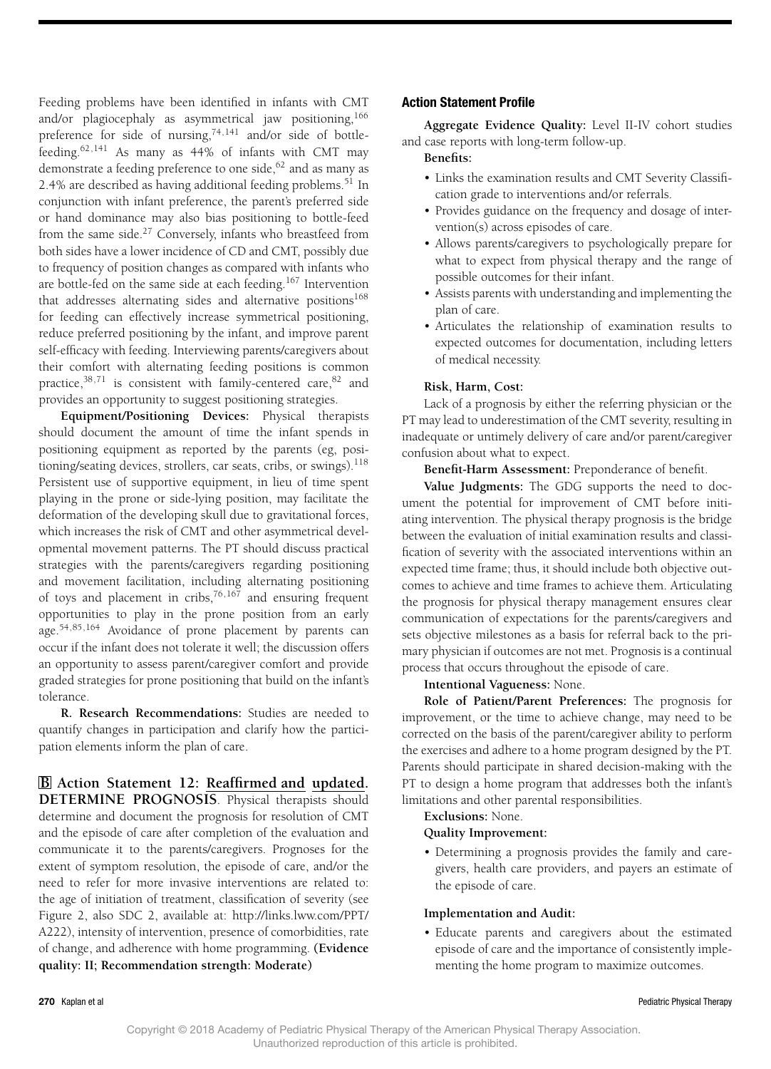Feeding problems have been identified in infants with CMT and/or plagiocephaly as asymmetrical jaw positioning,[166] preference for side of nursing,[74,141] and/or side of bottle-feeding.[62,141] As many as 44% of infants with CMT may demonstrate a feeding preference to one side,[62] and as many as 2.4% are described as having additional feeding problems.[51] In conjunction with infant preference, the parent's preferred side or hand dominance may also bias positioning to bottle-feed from the same side.[27] Conversely, infants who breastfeed from both sides have a lower incidence of CD and CMT, possibly due to frequency of position changes as compared with infants who are bottle-fed on the same side at each feeding.[167] Intervention that addresses alternating sides and alternative positions[168] for feeding can effectively increase symmetrical positioning, reduce preferred positioning by the infant, and improve parent self-efficacy with feeding. Interviewing parents/caregivers about their comfort with alternating feeding positions is common practice,[38,71] is consistent with family-centered care,[82] and provides an opportunity to suggest positioning strategies.

**Equipment/Positioning Devices:** Physical therapists should document the amount of time the infant spends in positioning equipment as reported by the parents (eg, positioning/seating devices, strollers, car seats, cribs, or swings).[118] Persistent use of supportive equipment, in lieu of time spent playing in the prone or side-lying position, may facilitate the deformation of the developing skull due to gravitational forces, which increases the risk of CMT and other asymmetrical developmental movement patterns. The PT should discuss practical strategies with the parents/caregivers regarding positioning and movement facilitation, including alternating positioning of toys and placement in cribs,[76,167] and ensuring frequent opportunities to play in the prone position from an early age.[54,85,164] Avoidance of prone placement by parents can occur if the infant does not tolerate it well; the discussion offers an opportunity to assess parent/caregiver comfort and provide graded strategies for prone positioning that build on the infant's tolerance.

**R. Research Recommendations:** Studies are needed to quantify changes in participation and clarify how the participation elements inform the plan of care.

**B Action Statement 12: Reaffirmed and updated. DETERMINE PROGNOSIS**. Physical therapists should determine and document the prognosis for resolution of CMT and the episode of care after completion of the evaluation and communicate it to the parents/caregivers. Prognoses for the extent of symptom resolution, the episode of care, and/or the need to refer for more invasive interventions are related to: the age of initiation of treatment, classification of severity (see Figure 2, also SDC 2, available at: http://links.lww.com/PPT/A222), intensity of intervention, presence of comorbidities, rate of change, and adherence with home programming. **(Evidence quality: II; Recommendation strength: Moderate)**

### Action Statement Profile

**Aggregate Evidence Quality:** Level II-IV cohort studies and case reports with long-term follow-up.

**Benefits:**

- Links the examination results and CMT Severity Classification grade to interventions and/or referrals.
- Provides guidance on the frequency and dosage of intervention(s) across episodes of care.
- Allows parents/caregivers to psychologically prepare for what to expect from physical therapy and the range of possible outcomes for their infant.
- Assists parents with understanding and implementing the plan of care.
- Articulates the relationship of examination results to expected outcomes for documentation, including letters of medical necessity.

**Risk, Harm, Cost:**

Lack of a prognosis by either the referring physician or the PT may lead to underestimation of the CMT severity, resulting in inadequate or untimely delivery of care and/or parent/caregiver confusion about what to expect.

**Benefit-Harm Assessment:** Preponderance of benefit.

**Value Judgments:** The GDG supports the need to document the potential for improvement of CMT before initiating intervention. The physical therapy prognosis is the bridge between the evaluation of initial examination results and classification of severity with the associated interventions within an expected time frame; thus, it should include both objective outcomes to achieve and time frames to achieve them. Articulating the prognosis for physical therapy management ensures clear communication of expectations for the parents/caregivers and sets objective milestones as a basis for referral back to the primary physician if outcomes are not met. Prognosis is a continual process that occurs throughout the episode of care.

**Intentional Vagueness:** None.

**Role of Patient/Parent Preferences:** The prognosis for improvement, or the time to achieve change, may need to be corrected on the basis of the parent/caregiver ability to perform the exercises and adhere to a home program designed by the PT. Parents should participate in shared decision-making with the PT to design a home program that addresses both the infant's limitations and other parental responsibilities.

**Exclusions:** None.

**Quality Improvement:**

- Determining a prognosis provides the family and caregivers, health care providers, and payers an estimate of the episode of care.

**Implementation and Audit:**

- Educate parents and caregivers about the estimated episode of care and the importance of consistently implementing the home program to maximize outcomes.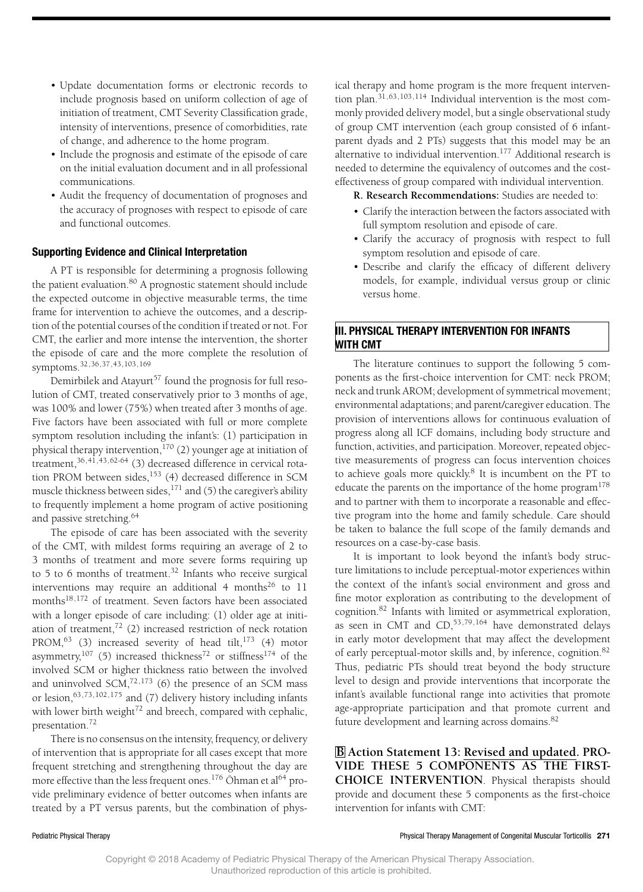- Update documentation forms or electronic records to include prognosis based on uniform collection of age of initiation of treatment, CMT Severity Classification grade, intensity of interventions, presence of comorbidities, rate of change, and adherence to the home program.
- Include the prognosis and estimate of the episode of care on the initial evaluation document and in all professional communications.
- Audit the frequency of documentation of prognoses and the accuracy of prognoses with respect to episode of care and functional outcomes.

### Supporting Evidence and Clinical Interpretation

A PT is responsible for determining a prognosis following the patient evaluation.[80] A prognostic statement should include the expected outcome in objective measurable terms, the time frame for intervention to achieve the outcomes, and a description of the potential courses of the condition if treated or not. For CMT, the earlier and more intense the intervention, the shorter the episode of care and the more complete the resolution of symptoms.[32,36,37,43,103,169]

Demirbilek and Atayurt[57] found the prognosis for full resolution of CMT, treated conservatively prior to 3 months of age, was 100% and lower (75%) when treated after 3 months of age. Five factors have been associated with full or more complete symptom resolution including the infant's: (1) participation in physical therapy intervention,[170] (2) younger age at initiation of treatment,[36,41,43,62-64] (3) decreased difference in cervical rotation PROM between sides,[153] (4) decreased difference in SCM muscle thickness between sides,[171] and (5) the caregiver's ability to frequently implement a home program of active positioning and passive stretching.[64]

The episode of care has been associated with the severity of the CMT, with mildest forms requiring an average of 2 to 3 months of treatment and more severe forms requiring up to 5 to 6 months of treatment.[32] Infants who receive surgical interventions may require an additional 4 months[26] to 11 months[18,172] of treatment. Seven factors have been associated with a longer episode of care including: (1) older age at initiation of treatment,[72] (2) increased restriction of neck rotation PROM,[63] (3) increased severity of head tilt,[173] (4) motor asymmetry,[107] (5) increased thickness[72] or stiffness[174] of the involved SCM or higher thickness ratio between the involved and uninvolved SCM,[72,173] (6) the presence of an SCM mass or lesion,[63,73,102,175] and (7) delivery history including infants with lower birth weight[72] and breech, compared with cephalic, presentation.[72]

There is no consensus on the intensity, frequency, or delivery of intervention that is appropriate for all cases except that more frequent stretching and strengthening throughout the day are more effective than the less frequent ones.[176] Öhman et al[64] provide preliminary evidence of better outcomes when infants are treated by a PT versus parents, but the combination of physical therapy and home program is the more frequent intervention plan.[31,63,103,114] Individual intervention is the most commonly provided delivery model, but a single observational study of group CMT intervention (each group consisted of 6 infant-parent dyads and 2 PTs) suggests that this model may be an alternative to individual intervention.[177] Additional research is needed to determine the equivalency of outcomes and the cost-effectiveness of group compared with individual intervention.

**R. Research Recommendations:** Studies are needed to:

- Clarify the interaction between the factors associated with full symptom resolution and episode of care.
- Clarify the accuracy of prognosis with respect to full symptom resolution and episode of care.
- Describe and clarify the efficacy of different delivery models, for example, individual versus group or clinic versus home.

## III. PHYSICAL THERAPY INTERVENTION FOR INFANTS WITH CMT

The literature continues to support the following 5 components as the first-choice intervention for CMT: neck PROM; neck and trunk AROM; development of symmetrical movement; environmental adaptations; and parent/caregiver education. The provision of interventions allows for continuous evaluation of progress along all ICF domains, including body structure and function, activities, and participation. Moreover, repeated objective measurements of progress can focus intervention choices to achieve goals more quickly.[8] It is incumbent on the PT to educate the parents on the importance of the home program[178] and to partner with them to incorporate a reasonable and effective program into the home and family schedule. Care should be taken to balance the full scope of the family demands and resources on a case-by-case basis.

It is important to look beyond the infant's body structure limitations to include perceptual-motor experiences within the context of the infant's social environment and gross and fine motor exploration as contributing to the development of cognition.[82] Infants with limited or asymmetrical exploration, as seen in CMT and CD,[53,79,164] have demonstrated delays in early motor development that may affect the development of early perceptual-motor skills and, by inference, cognition.[82] Thus, pediatric PTs should treat beyond the body structure level to design and provide interventions that incorporate the infant's available functional range into activities that promote age-appropriate participation and that promote current and future development and learning across domains.[82]

**B Action Statement 13: Revised and updated. PROVIDE THESE 5 COMPONENTS AS THE FIRST-CHOICE INTERVENTION**. Physical therapists should provide and document these 5 components as the first-choice intervention for infants with CMT: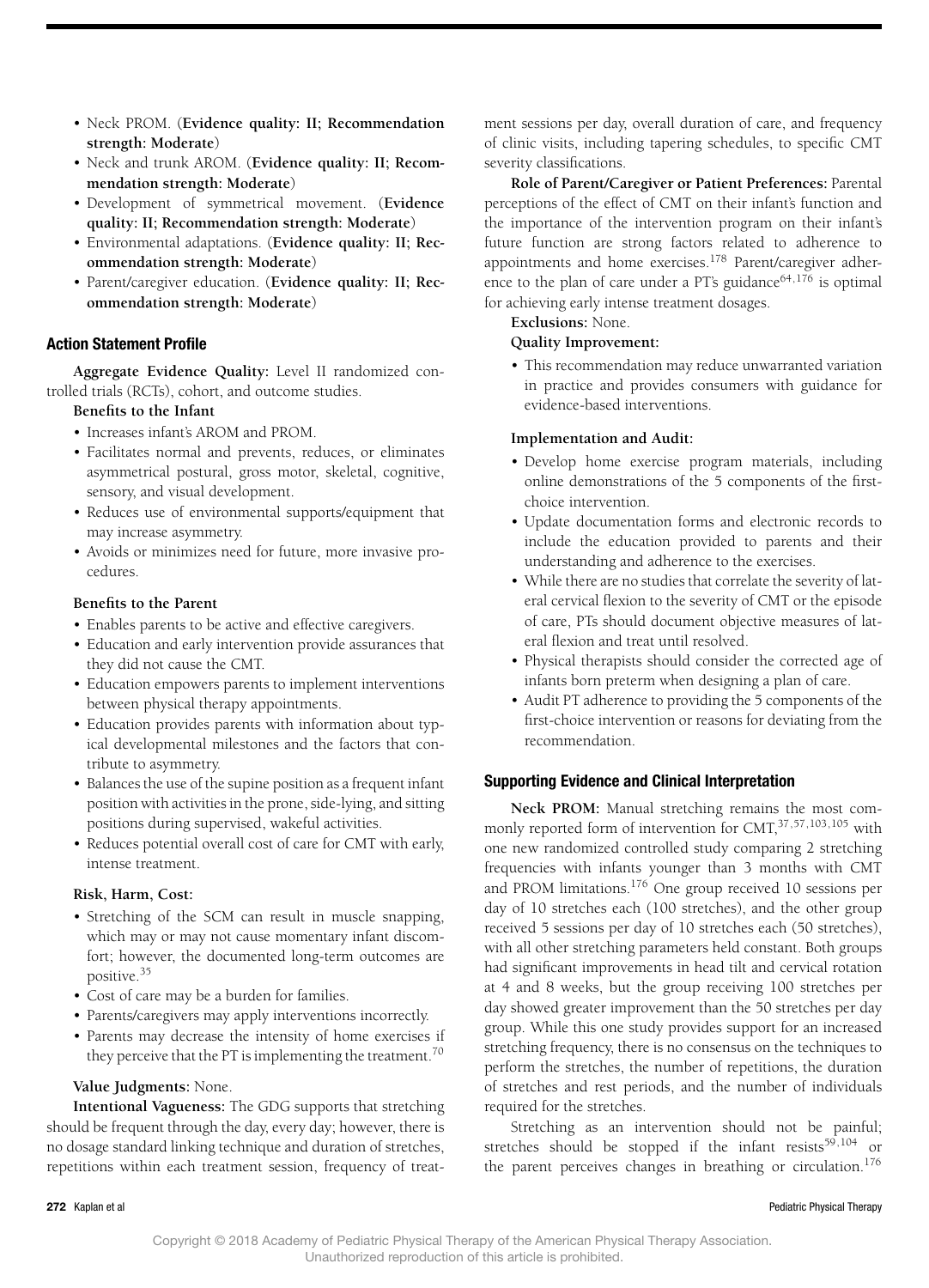- Neck PROM. (**Evidence quality: II; Recommendation strength: Moderate**)
- Neck and trunk AROM. (**Evidence quality: II; Recommendation strength: Moderate**)
- Development of symmetrical movement. (**Evidence quality: II; Recommendation strength: Moderate**)
- Environmental adaptations. (**Evidence quality: II; Recommendation strength: Moderate**)
- Parent/caregiver education. (**Evidence quality: II; Recommendation strength: Moderate**)

## Action Statement Profile

**Aggregate Evidence Quality:** Level II randomized controlled trials (RCTs), cohort, and outcome studies.

**Benefits to the Infant**

- Increases infant's AROM and PROM.
- Facilitates normal and prevents, reduces, or eliminates asymmetrical postural, gross motor, skeletal, cognitive, sensory, and visual development.
- Reduces use of environmental supports/equipment that may increase asymmetry.
- Avoids or minimizes need for future, more invasive procedures.

**Benefits to the Parent**

- Enables parents to be active and effective caregivers.
- Education and early intervention provide assurances that they did not cause the CMT.
- Education empowers parents to implement interventions between physical therapy appointments.
- Education provides parents with information about typical developmental milestones and the factors that contribute to asymmetry.
- Balances the use of the supine position as a frequent infant position with activities in the prone, side-lying, and sitting positions during supervised, wakeful activities.
- Reduces potential overall cost of care for CMT with early, intense treatment.

**Risk, Harm, Cost:**

- Stretching of the SCM can result in muscle snapping, which may or may not cause momentary infant discomfort; however, the documented long-term outcomes are positive.[35]
- Cost of care may be a burden for families.
- Parents/caregivers may apply interventions incorrectly.
- Parents may decrease the intensity of home exercises if they perceive that the PT is implementing the treatment.[70]

**Value Judgments:** None.

**Intentional Vagueness:** The GDG supports that stretching should be frequent through the day, every day; however, there is no dosage standard linking technique and duration of stretches, repetitions within each treatment session, frequency of treatment sessions per day, overall duration of care, and frequency of clinic visits, including tapering schedules, to specific CMT severity classifications.

**Role of Parent/Caregiver or Patient Preferences:** Parental perceptions of the effect of CMT on their infant's function and the importance of the intervention program on their infant's future function are strong factors related to adherence to appointments and home exercises.[178] Parent/caregiver adherence to the plan of care under a PT's guidance[64,176] is optimal for achieving early intense treatment dosages.

**Exclusions:** None.

**Quality Improvement:**

- This recommendation may reduce unwarranted variation in practice and provides consumers with guidance for evidence-based interventions.

**Implementation and Audit:**

- Develop home exercise program materials, including online demonstrations of the 5 components of the first-choice intervention.
- Update documentation forms and electronic records to include the education provided to parents and their understanding and adherence to the exercises.
- While there are no studies that correlate the severity of lateral cervical flexion to the severity of CMT or the episode of care, PTs should document objective measures of lateral flexion and treat until resolved.
- Physical therapists should consider the corrected age of infants born preterm when designing a plan of care.
- Audit PT adherence to providing the 5 components of the first-choice intervention or reasons for deviating from the recommendation.

## Supporting Evidence and Clinical Interpretation

**Neck PROM:** Manual stretching remains the most commonly reported form of intervention for CMT,[37,57,103,105] with one new randomized controlled study comparing 2 stretching frequencies with infants younger than 3 months with CMT and PROM limitations.[176] One group received 10 sessions per day of 10 stretches each (100 stretches), and the other group received 5 sessions per day of 10 stretches each (50 stretches), with all other stretching parameters held constant. Both groups had significant improvements in head tilt and cervical rotation at 4 and 8 weeks, but the group receiving 100 stretches per day showed greater improvement than the 50 stretches per day group. While this one study provides support for an increased stretching frequency, there is no consensus on the techniques to perform the stretches, the number of repetitions, the duration of stretches and rest periods, and the number of individuals required for the stretches.

Stretching as an intervention should not be painful; stretches should be stopped if the infant resists[59,104] or the parent perceives changes in breathing or circulation.[176]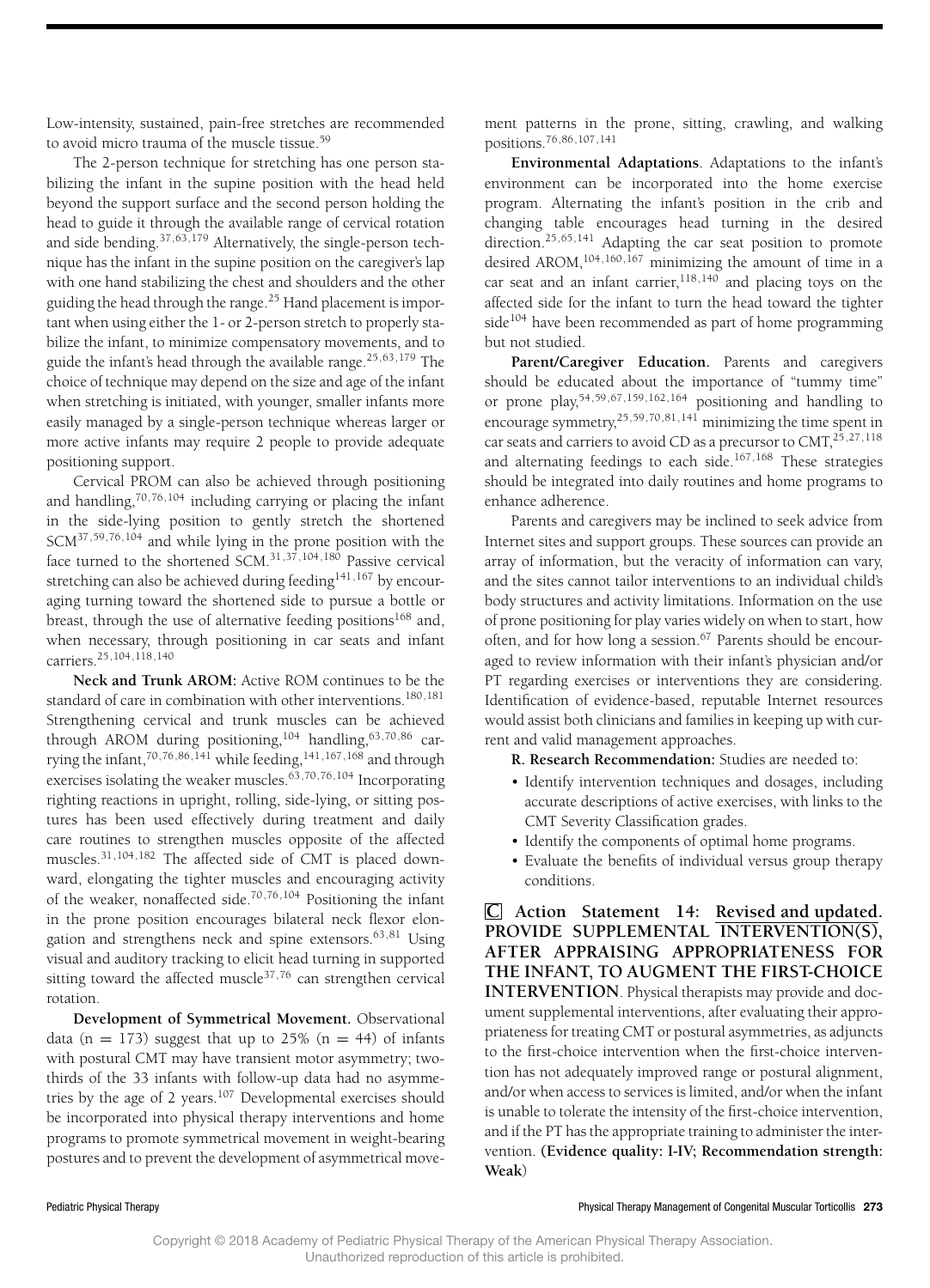Low-intensity, sustained, pain-free stretches are recommended to avoid micro trauma of the muscle tissue.[59]

The 2-person technique for stretching has one person stabilizing the infant in the supine position with the head held beyond the support surface and the second person holding the head to guide it through the available range of cervical rotation and side bending.[37,63,179] Alternatively, the single-person technique has the infant in the supine position on the caregiver's lap with one hand stabilizing the chest and shoulders and the other guiding the head through the range.[25] Hand placement is important when using either the 1- or 2-person stretch to properly stabilize the infant, to minimize compensatory movements, and to guide the infant's head through the available range.[25,63,179] The choice of technique may depend on the size and age of the infant when stretching is initiated, with younger, smaller infants more easily managed by a single-person technique whereas larger or more active infants may require 2 people to provide adequate positioning support.

Cervical PROM can also be achieved through positioning and handling,[70,76,104] including carrying or placing the infant in the side-lying position to gently stretch the shortened SCM[37,59,76,104] and while lying in the prone position with the face turned to the shortened SCM.[31,37,104,180] Passive cervical stretching can also be achieved during feeding[141,167] by encouraging turning toward the shortened side to pursue a bottle or breast, through the use of alternative feeding positions[168] and, when necessary, through positioning in car seats and infant carriers.[25,104,118,140]

**Neck and Trunk AROM:** Active ROM continues to be the standard of care in combination with other interventions.[180,181] Strengthening cervical and trunk muscles can be achieved through AROM during positioning,[104] handling,[63,70,86] carrying the infant,[70,76,86,141] while feeding,[141,167,168] and through exercises isolating the weaker muscles.[63,70,76,104] Incorporating righting reactions in upright, rolling, side-lying, or sitting postures has been used effectively during treatment and daily care routines to strengthen muscles opposite of the affected muscles.[31,104,182] The affected side of CMT is placed downward, elongating the tighter muscles and encouraging activity of the weaker, nonaffected side.[70,76,104] Positioning the infant in the prone position encourages bilateral neck flexor elongation and strengthens neck and spine extensors.[63,81] Using visual and auditory tracking to elicit head turning in supported sitting toward the affected muscle[37,76] can strengthen cervical rotation.

**Development of Symmetrical Movement.** Observational data (n = 173) suggest that up to 25% (n = 44) of infants with postural CMT may have transient motor asymmetry; two-thirds of the 33 infants with follow-up data had no asymmetries by the age of 2 years.[107] Developmental exercises should be incorporated into physical therapy interventions and home programs to promote symmetrical movement in weight-bearing postures and to prevent the development of asymmetrical movement patterns in the prone, sitting, crawling, and walking positions.[76,86,107,141]

**Environmental Adaptations**. Adaptations to the infant's environment can be incorporated into the home exercise program. Alternating the infant's position in the crib and changing table encourages head turning in the desired direction.[25,65,141] Adapting the car seat position to promote desired AROM,[104,160,167] minimizing the amount of time in a car seat and an infant carrier,[118,140] and placing toys on the affected side for the infant to turn the head toward the tighter side[104] have been recommended as part of home programming but not studied.

**Parent/Caregiver Education.** Parents and caregivers should be educated about the importance of "tummy time" or prone play,[54,59,67,159,162,164] positioning and handling to encourage symmetry,[25,59,70,81,141] minimizing the time spent in car seats and carriers to avoid CD as a precursor to CMT,[25,27,118] and alternating feedings to each side.[167,168] These strategies should be integrated into daily routines and home programs to enhance adherence.

Parents and caregivers may be inclined to seek advice from Internet sites and support groups. These sources can provide an array of information, but the veracity of information can vary, and the sites cannot tailor interventions to an individual child's body structures and activity limitations. Information on the use of prone positioning for play varies widely on when to start, how often, and for how long a session.[67] Parents should be encouraged to review information with their infant's physician and/or PT regarding exercises or interventions they are considering. Identification of evidence-based, reputable Internet resources would assist both clinicians and families in keeping up with current and valid management approaches.

**R. Research Recommendation:** Studies are needed to:

- Identify intervention techniques and dosages, including accurate descriptions of active exercises, with links to the CMT Severity Classification grades.
- Identify the components of optimal home programs.
- Evaluate the benefits of individual versus group therapy conditions.

**C Action Statement 14: Revised and updated. PROVIDE SUPPLEMENTAL INTERVENTION(S), AFTER APPRAISING APPROPRIATENESS FOR THE INFANT, TO AUGMENT THE FIRST-CHOICE INTERVENTION**. Physical therapists may provide and document supplemental interventions, after evaluating their appropriateness for treating CMT or postural asymmetries, as adjuncts to the first-choice intervention when the first-choice intervention has not adequately improved range or postural alignment, and/or when access to services is limited, and/or when the infant is unable to tolerate the intensity of the first-choice intervention, and if the PT has the appropriate training to administer the intervention. **(Evidence quality: I-IV; Recommendation strength: Weak)**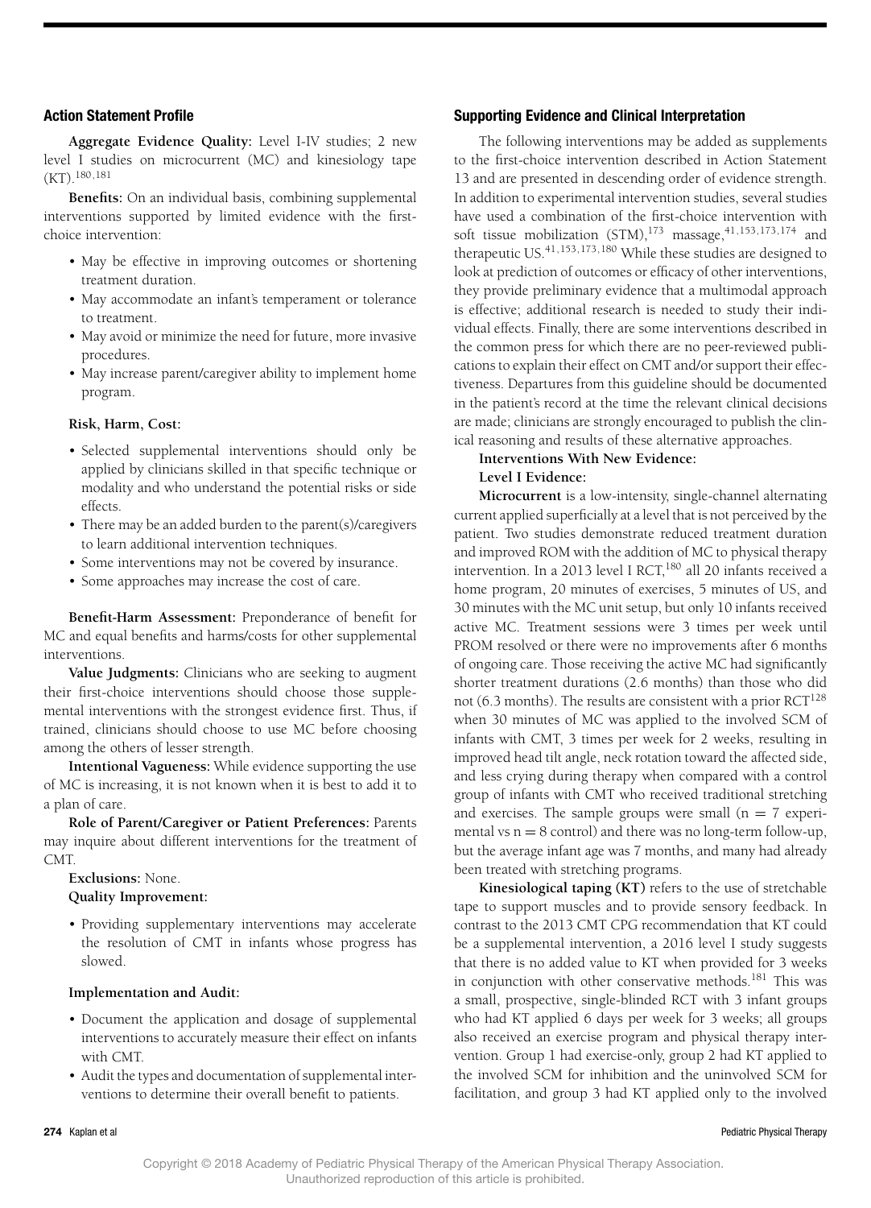### Action Statement Profile

**Aggregate Evidence Quality:** Level I-IV studies; 2 new level I studies on microcurrent (MC) and kinesiology tape (KT).[180,181]

**Benefits:** On an individual basis, combining supplemental interventions supported by limited evidence with the first-choice intervention:

- May be effective in improving outcomes or shortening treatment duration.
- May accommodate an infant's temperament or tolerance to treatment.
- May avoid or minimize the need for future, more invasive procedures.
- May increase parent/caregiver ability to implement home program.

**Risk, Harm, Cost:**

- Selected supplemental interventions should only be applied by clinicians skilled in that specific technique or modality and who understand the potential risks or side effects.
- There may be an added burden to the parent(s)/caregivers to learn additional intervention techniques.
- Some interventions may not be covered by insurance.
- Some approaches may increase the cost of care.

**Benefit-Harm Assessment:** Preponderance of benefit for MC and equal benefits and harms/costs for other supplemental interventions.

**Value Judgments:** Clinicians who are seeking to augment their first-choice interventions should choose those supplemental interventions with the strongest evidence first. Thus, if trained, clinicians should choose to use MC before choosing among the others of lesser strength.

**Intentional Vagueness:** While evidence supporting the use of MC is increasing, it is not known when it is best to add it to a plan of care.

**Role of Parent/Caregiver or Patient Preferences:** Parents may inquire about different interventions for the treatment of CMT.

**Exclusions:** None.

**Quality Improvement:**

- Providing supplementary interventions may accelerate the resolution of CMT in infants whose progress has slowed.

**Implementation and Audit:**

- Document the application and dosage of supplemental interventions to accurately measure their effect on infants with CMT.
- Audit the types and documentation of supplemental interventions to determine their overall benefit to patients.

### Supporting Evidence and Clinical Interpretation

The following interventions may be added as supplements to the first-choice intervention described in Action Statement 13 and are presented in descending order of evidence strength. In addition to experimental intervention studies, several studies have used a combination of the first-choice intervention with soft tissue mobilization (STM),[173] massage,[41,153,173,174] and therapeutic US.[41,153,173,180] While these studies are designed to look at prediction of outcomes or efficacy of other interventions, they provide preliminary evidence that a multimodal approach is effective; additional research is needed to study their individual effects. Finally, there are some interventions described in the common press for which there are no peer-reviewed publications to explain their effect on CMT and/or support their effectiveness. Departures from this guideline should be documented in the patient's record at the time the relevant clinical decisions are made; clinicians are strongly encouraged to publish the clinical reasoning and results of these alternative approaches.

**Interventions With New Evidence:**

**Level I Evidence:**

**Microcurrent** is a low-intensity, single-channel alternating current applied superficially at a level that is not perceived by the patient. Two studies demonstrate reduced treatment duration and improved ROM with the addition of MC to physical therapy intervention. In a 2013 level I RCT,[180] all 20 infants received a home program, 20 minutes of exercises, 5 minutes of US, and 30 minutes with the MC unit setup, but only 10 infants received active MC. Treatment sessions were 3 times per week until PROM resolved or there were no improvements after 6 months of ongoing care. Those receiving the active MC had significantly shorter treatment durations (2.6 months) than those who did not (6.3 months). The results are consistent with a prior RCT[128] when 30 minutes of MC was applied to the involved SCM of infants with CMT, 3 times per week for 2 weeks, resulting in improved head tilt angle, neck rotation toward the affected side, and less crying during therapy when compared with a control group of infants with CMT who received traditional stretching and exercises. The sample groups were small ($n = 7$ experimental vs $n = 8$ control) and there was no long-term follow-up, but the average infant age was 7 months, and many had already been treated with stretching programs.

**Kinesiological taping (KT)** refers to the use of stretchable tape to support muscles and to provide sensory feedback. In contrast to the 2013 CMT CPG recommendation that KT could be a supplemental intervention, a 2016 level I study suggests that there is no added value to KT when provided for 3 weeks in conjunction with other conservative methods.[181] This was a small, prospective, single-blinded RCT with 3 infant groups who had KT applied 6 days per week for 3 weeks; all groups also received an exercise program and physical therapy intervention. Group 1 had exercise-only, group 2 had KT applied to the involved SCM for inhibition and the uninvolved SCM for facilitation, and group 3 had KT applied only to the involved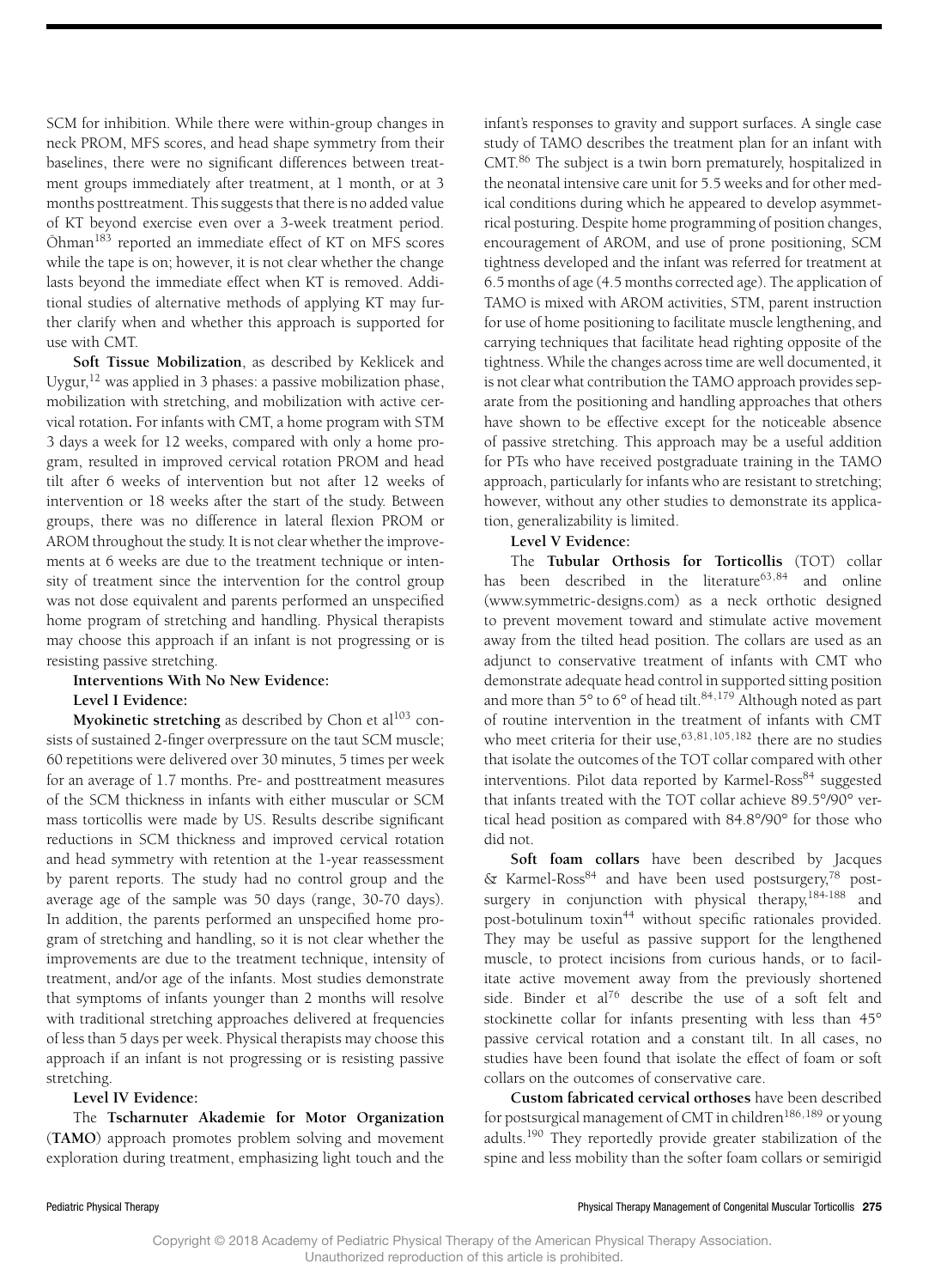SCM for inhibition. While there were within-group changes in neck PROM, MFS scores, and head shape symmetry from their baselines, there were no significant differences between treatment groups immediately after treatment, at 1 month, or at 3 months posttreatment. This suggests that there is no added value of KT beyond exercise even over a 3-week treatment period. Öhman[183] reported an immediate effect of KT on MFS scores while the tape is on; however, it is not clear whether the change lasts beyond the immediate effect when KT is removed. Additional studies of alternative methods of applying KT may further clarify when and whether this approach is supported for use with CMT.

**Soft Tissue Mobilization**, as described by Keklicek and Uygur,[12] was applied in 3 phases: a passive mobilization phase, mobilization with stretching, and mobilization with active cervical rotation**.** For infants with CMT, a home program with STM 3 days a week for 12 weeks, compared with only a home program, resulted in improved cervical rotation PROM and head tilt after 6 weeks of intervention but not after 12 weeks of intervention or 18 weeks after the start of the study. Between groups, there was no difference in lateral flexion PROM or AROM throughout the study. It is not clear whether the improvements at 6 weeks are due to the treatment technique or intensity of treatment since the intervention for the control group was not dose equivalent and parents performed an unspecified home program of stretching and handling. Physical therapists may choose this approach if an infant is not progressing or is resisting passive stretching.

**Interventions With No New Evidence:**

**Level I Evidence:**

**Myokinetic stretching** as described by Chon et al[103] consists of sustained 2-finger overpressure on the taut SCM muscle; 60 repetitions were delivered over 30 minutes, 5 times per week for an average of 1.7 months. Pre- and posttreatment measures of the SCM thickness in infants with either muscular or SCM mass torticollis were made by US. Results describe significant reductions in SCM thickness and improved cervical rotation and head symmetry with retention at the 1-year reassessment by parent reports. The study had no control group and the average age of the sample was 50 days (range, 30-70 days). In addition, the parents performed an unspecified home program of stretching and handling, so it is not clear whether the improvements are due to the treatment technique, intensity of treatment, and/or age of the infants. Most studies demonstrate that symptoms of infants younger than 2 months will resolve with traditional stretching approaches delivered at frequencies of less than 5 days per week. Physical therapists may choose this approach if an infant is not progressing or is resisting passive stretching.

**Level IV Evidence:**

The **Tscharnuter Akademie for Motor Organization** (**TAMO**) approach promotes problem solving and movement exploration during treatment, emphasizing light touch and the infant's responses to gravity and support surfaces. A single case study of TAMO describes the treatment plan for an infant with CMT.[86] The subject is a twin born prematurely, hospitalized in the neonatal intensive care unit for 5.5 weeks and for other medical conditions during which he appeared to develop asymmetrical posturing. Despite home programming of position changes, encouragement of AROM, and use of prone positioning, SCM tightness developed and the infant was referred for treatment at 6.5 months of age (4.5 months corrected age). The application of TAMO is mixed with AROM activities, STM, parent instruction for use of home positioning to facilitate muscle lengthening, and carrying techniques that facilitate head righting opposite of the tightness. While the changes across time are well documented, it is not clear what contribution the TAMO approach provides separate from the positioning and handling approaches that others have shown to be effective except for the noticeable absence of passive stretching. This approach may be a useful addition for PTs who have received postgraduate training in the TAMO approach, particularly for infants who are resistant to stretching; however, without any other studies to demonstrate its application, generalizability is limited.

**Level V Evidence:**

The **Tubular Orthosis for Torticollis** (TOT) collar has been described in the literature[63,84] and online (www.symmetric-designs.com) as a neck orthotic designed to prevent movement toward and stimulate active movement away from the tilted head position. The collars are used as an adjunct to conservative treatment of infants with CMT who demonstrate adequate head control in supported sitting position and more than 5° to 6° of head tilt.[84,179] Although noted as part of routine intervention in the treatment of infants with CMT who meet criteria for their use,[63,81,105,182] there are no studies that isolate the outcomes of the TOT collar compared with other interventions. Pilot data reported by Karmel-Ross[84] suggested that infants treated with the TOT collar achieve 89.5°/90° vertical head position as compared with 84.8°/90° for those who did not.

**Soft foam collars** have been described by Jacques & Karmel-Ross[84] and have been used postsurgery,[78] postsurgery in conjunction with physical therapy,[184-188] and post-botulinum toxin[44] without specific rationales provided. They may be useful as passive support for the lengthened muscle, to protect incisions from curious hands, or to facilitate active movement away from the previously shortened side. Binder et al[76] describe the use of a soft felt and stockinette collar for infants presenting with less than 45° passive cervical rotation and a constant tilt. In all cases, no studies have been found that isolate the effect of foam or soft collars on the outcomes of conservative care.

**Custom fabricated cervical orthoses** have been described for postsurgical management of CMT in children[186,189] or young adults.[190] They reportedly provide greater stabilization of the spine and less mobility than the softer foam collars or semirigid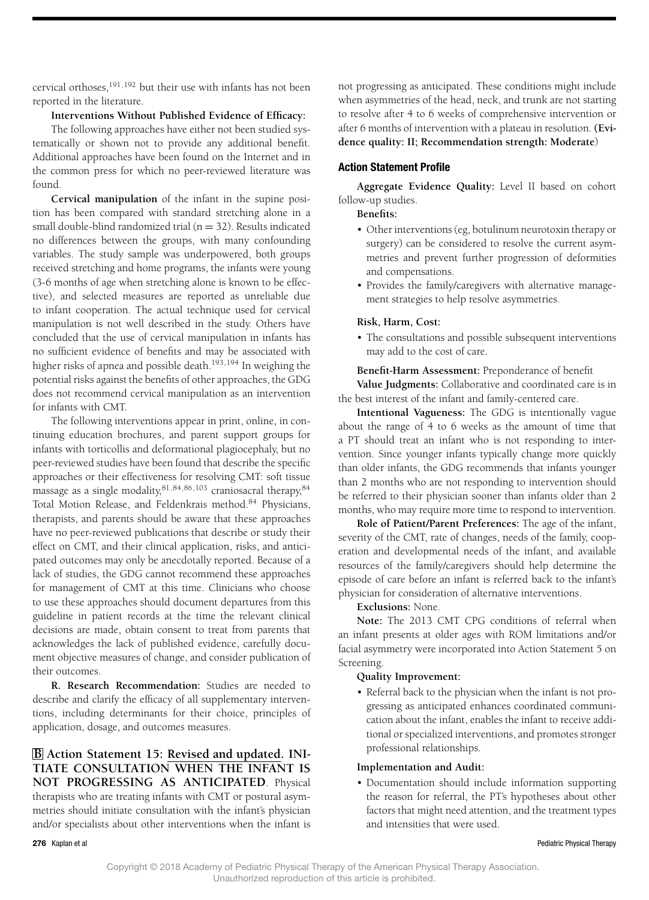cervical orthoses,[191,192] but their use with infants has not been reported in the literature.

**Interventions Without Published Evidence of Efficacy:**

The following approaches have either not been studied systematically or shown not to provide any additional benefit. Additional approaches have been found on the Internet and in the common press for which no peer-reviewed literature was found.

**Cervical manipulation** of the infant in the supine position has been compared with standard stretching alone in a small double-blind randomized trial ($n = 32$). Results indicated no differences between the groups, with many confounding variables. The study sample was underpowered, both groups received stretching and home programs, the infants were young (3-6 months of age when stretching alone is known to be effective), and selected measures are reported as unreliable due to infant cooperation. The actual technique used for cervical manipulation is not well described in the study. Others have concluded that the use of cervical manipulation in infants has no sufficient evidence of benefits and may be associated with higher risks of apnea and possible death.[193,194] In weighing the potential risks against the benefits of other approaches, the GDG does not recommend cervical manipulation as an intervention for infants with CMT.

The following interventions appear in print, online, in continuing education brochures, and parent support groups for infants with torticollis and deformational plagiocephaly, but no peer-reviewed studies have been found that describe the specific approaches or their effectiveness for resolving CMT: soft tissue massage as a single modality,[81,84,86,103] craniosacral therapy,[84] Total Motion Release, and Feldenkrais method.[84] Physicians, therapists, and parents should be aware that these approaches have no peer-reviewed publications that describe or study their effect on CMT, and their clinical application, risks, and anticipated outcomes may only be anecdotally reported. Because of a lack of studies, the GDG cannot recommend these approaches for management of CMT at this time. Clinicians who choose to use these approaches should document departures from this guideline in patient records at the time the relevant clinical decisions are made, obtain consent to treat from parents that acknowledges the lack of published evidence, carefully document objective measures of change, and consider publication of their outcomes.

**R. Research Recommendation:** Studies are needed to describe and clarify the efficacy of all supplementary interventions, including determinants for their choice, principles of application, dosage, and outcomes measures.

**B Action Statement 15: Revised and updated. INITIATE CONSULTATION WHEN THE INFANT IS NOT PROGRESSING AS ANTICIPATED**. Physical therapists who are treating infants with CMT or postural asymmetries should initiate consultation with the infant's physician and/or specialists about other interventions when the infant is not progressing as anticipated. These conditions might include when asymmetries of the head, neck, and trunk are not starting to resolve after 4 to 6 weeks of comprehensive intervention or after 6 months of intervention with a plateau in resolution. **(Evidence quality: II; Recommendation strength: Moderate)**

### Action Statement Profile

**Aggregate Evidence Quality:** Level II based on cohort follow-up studies.

**Benefits:**

- Other interventions (eg, botulinum neurotoxin therapy or surgery) can be considered to resolve the current asymmetries and prevent further progression of deformities and compensations.
- Provides the family/caregivers with alternative management strategies to help resolve asymmetries.

**Risk, Harm, Cost:**

- The consultations and possible subsequent interventions may add to the cost of care.

**Benefit-Harm Assessment:** Preponderance of benefit

**Value Judgments:** Collaborative and coordinated care is in the best interest of the infant and family-centered care.

**Intentional Vagueness:** The GDG is intentionally vague about the range of 4 to 6 weeks as the amount of time that a PT should treat an infant who is not responding to intervention. Since younger infants typically change more quickly than older infants, the GDG recommends that infants younger than 2 months who are not responding to intervention should be referred to their physician sooner than infants older than 2 months, who may require more time to respond to intervention.

**Role of Patient/Parent Preferences:** The age of the infant, severity of the CMT, rate of changes, needs of the family, cooperation and developmental needs of the infant, and available resources of the family/caregivers should help determine the episode of care before an infant is referred back to the infant's physician for consideration of alternative interventions.

**Exclusions:** None.

**Note:** The 2013 CMT CPG conditions of referral when an infant presents at older ages with ROM limitations and/or facial asymmetry were incorporated into Action Statement 5 on Screening.

**Quality Improvement:**

- Referral back to the physician when the infant is not progressing as anticipated enhances coordinated communication about the infant, enables the infant to receive additional or specialized interventions, and promotes stronger professional relationships.

**Implementation and Audit:**

- Documentation should include information supporting the reason for referral, the PT's hypotheses about other factors that might need attention, and the treatment types and intensities that were used.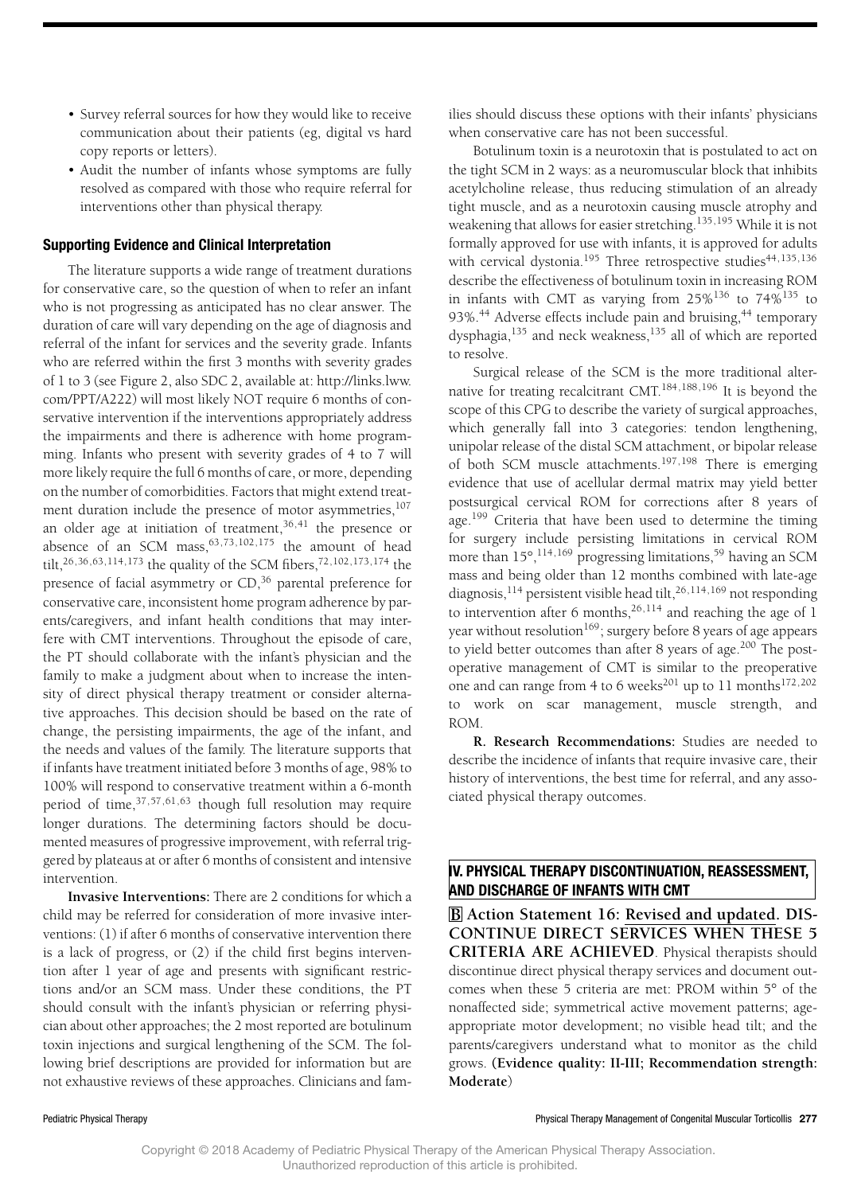- Survey referral sources for how they would like to receive communication about their patients (eg, digital vs hard copy reports or letters).
- Audit the number of infants whose symptoms are fully resolved as compared with those who require referral for interventions other than physical therapy.

### Supporting Evidence and Clinical Interpretation

The literature supports a wide range of treatment durations for conservative care, so the question of when to refer an infant who is not progressing as anticipated has no clear answer. The duration of care will vary depending on the age of diagnosis and referral of the infant for services and the severity grade. Infants who are referred within the first 3 months with severity grades of 1 to 3 (see Figure 2, also SDC 2, available at: http://links.lww.com/PPT/A222) will most likely NOT require 6 months of conservative intervention if the interventions appropriately address the impairments and there is adherence with home programming. Infants who present with severity grades of 4 to 7 will more likely require the full 6 months of care, or more, depending on the number of comorbidities. Factors that might extend treatment duration include the presence of motor asymmetries,[107] an older age at initiation of treatment,[36,41] the presence or absence of an SCM mass,[63,73,102,175] the amount of head tilt,[26,36,63,114,173] the quality of the SCM fibers,[72,102,173,174] the presence of facial asymmetry or CD,[36] parental preference for conservative care, inconsistent home program adherence by parents/caregivers, and infant health conditions that may interfere with CMT interventions. Throughout the episode of care, the PT should collaborate with the infant's physician and the family to make a judgment about when to increase the intensity of direct physical therapy treatment or consider alternative approaches. This decision should be based on the rate of change, the persisting impairments, the age of the infant, and the needs and values of the family. The literature supports that if infants have treatment initiated before 3 months of age, 98% to 100% will respond to conservative treatment within a 6-month period of time,[37,57,61,63] though full resolution may require longer durations. The determining factors should be documented measures of progressive improvement, with referral triggered by plateaus at or after 6 months of consistent and intensive intervention.

**Invasive Interventions:** There are 2 conditions for which a child may be referred for consideration of more invasive interventions: (1) if after 6 months of conservative intervention there is a lack of progress, or (2) if the child first begins intervention after 1 year of age and presents with significant restrictions and/or an SCM mass. Under these conditions, the PT should consult with the infant's physician or referring physician about other approaches; the 2 most reported are botulinum toxin injections and surgical lengthening of the SCM. The following brief descriptions are provided for information but are not exhaustive reviews of these approaches. Clinicians and families should discuss these options with their infants' physicians when conservative care has not been successful.

Botulinum toxin is a neurotoxin that is postulated to act on the tight SCM in 2 ways: as a neuromuscular block that inhibits acetylcholine release, thus reducing stimulation of an already tight muscle, and as a neurotoxin causing muscle atrophy and weakening that allows for easier stretching.[135,195] While it is not formally approved for use with infants, it is approved for adults with cervical dystonia.[195] Three retrospective studies[44,135,136] describe the effectiveness of botulinum toxin in increasing ROM in infants with CMT as varying from 25%[136] to 74%[135] to 93%.[44] Adverse effects include pain and bruising,[44] temporary dysphagia,[135] and neck weakness,[135] all of which are reported to resolve.

Surgical release of the SCM is the more traditional alternative for treating recalcitrant CMT.[184,188,196] It is beyond the scope of this CPG to describe the variety of surgical approaches, which generally fall into 3 categories: tendon lengthening, unipolar release of the distal SCM attachment, or bipolar release of both SCM muscle attachments.[197,198] There is emerging evidence that use of acellular dermal matrix may yield better postsurgical cervical ROM for corrections after 8 years of age.[199] Criteria that have been used to determine the timing for surgery include persisting limitations in cervical ROM more than 15°,[114,169] progressing limitations,[59] having an SCM mass and being older than 12 months combined with late-age diagnosis,[114] persistent visible head tilt,[26,114,169] not responding to intervention after 6 months,[26,114] and reaching the age of 1 year without resolution[169]; surgery before 8 years of age appears to yield better outcomes than after 8 years of age.[200] The postoperative management of CMT is similar to the preoperative one and can range from 4 to 6 weeks[201] up to 11 months[172,202] to work on scar management, muscle strength, and ROM.

**R. Research Recommendations:** Studies are needed to describe the incidence of infants that require invasive care, their history of interventions, the best time for referral, and any associated physical therapy outcomes.

## IV. PHYSICAL THERAPY DISCONTINUATION, REASSESSMENT, AND DISCHARGE OF INFANTS WITH CMT

**B Action Statement 16: <u>Revised and updated</u>. DISCONTINUE DIRECT SERVICES WHEN THESE 5 CRITERIA ARE ACHIEVED**. Physical therapists should discontinue direct physical therapy services and document outcomes when these 5 criteria are met: PROM within 5° of the nonaffected side; symmetrical active movement patterns; age-appropriate motor development; no visible head tilt; and the parents/caregivers understand what to monitor as the child grows. **(Evidence quality: II-III; Recommendation strength: Moderate)**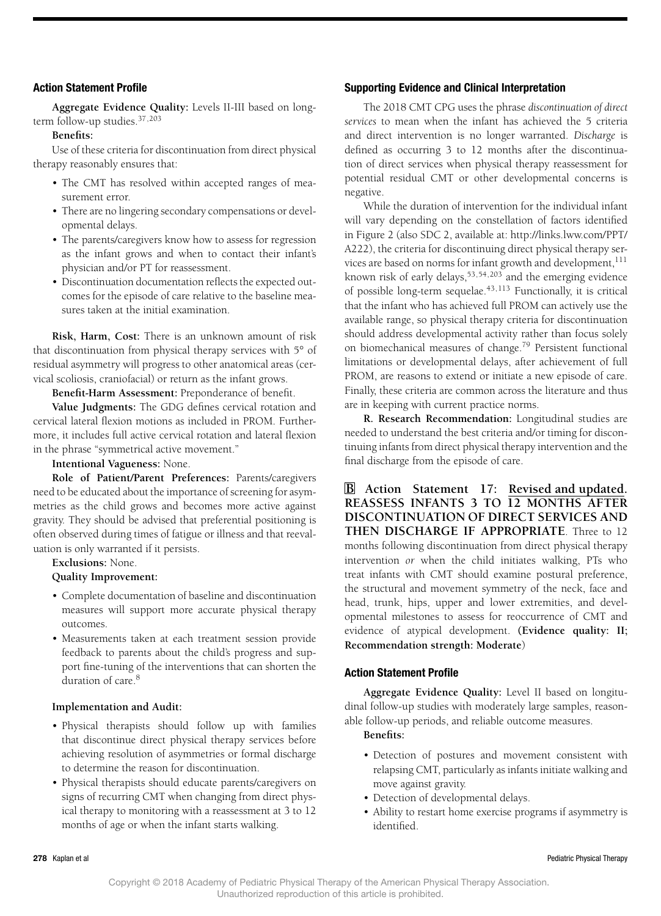### Action Statement Profile

**Aggregate Evidence Quality:** Levels II-III based on long-term follow-up studies.[37,203]

**Benefits:**

Use of these criteria for discontinuation from direct physical therapy reasonably ensures that:

- The CMT has resolved within accepted ranges of measurement error.
- There are no lingering secondary compensations or developmental delays.
- The parents/caregivers know how to assess for regression as the infant grows and when to contact their infant's physician and/or PT for reassessment.
- Discontinuation documentation reflects the expected outcomes for the episode of care relative to the baseline measures taken at the initial examination.

**Risk, Harm, Cost:** There is an unknown amount of risk that discontinuation from physical therapy services with 5° of residual asymmetry will progress to other anatomical areas (cervical scoliosis, craniofacial) or return as the infant grows.

**Benefit-Harm Assessment:** Preponderance of benefit.

**Value Judgments:** The GDG defines cervical rotation and cervical lateral flexion motions as included in PROM. Furthermore, it includes full active cervical rotation and lateral flexion in the phrase "symmetrical active movement."

**Intentional Vagueness:** None.

**Role of Patient/Parent Preferences:** Parents/caregivers need to be educated about the importance of screening for asymmetries as the child grows and becomes more active against gravity. They should be advised that preferential positioning is often observed during times of fatigue or illness and that reevaluation is only warranted if it persists.

**Exclusions:** None.

**Quality Improvement:**

- Complete documentation of baseline and discontinuation measures will support more accurate physical therapy outcomes.
- Measurements taken at each treatment session provide feedback to parents about the child's progress and support fine-tuning of the interventions that can shorten the duration of care.[8]

**Implementation and Audit:**

- Physical therapists should follow up with families that discontinue direct physical therapy services before achieving resolution of asymmetries or formal discharge to determine the reason for discontinuation.
- Physical therapists should educate parents/caregivers on signs of recurring CMT when changing from direct physical therapy to monitoring with a reassessment at 3 to 12 months of age or when the infant starts walking.

### Supporting Evidence and Clinical Interpretation

The 2018 CMT CPG uses the phrase *discontinuation of direct services* to mean when the infant has achieved the 5 criteria and direct intervention is no longer warranted. *Discharge* is defined as occurring 3 to 12 months after the discontinuation of direct services when physical therapy reassessment for potential residual CMT or other developmental concerns is negative.

While the duration of intervention for the individual infant will vary depending on the constellation of factors identified in Figure 2 (also SDC 2, available at: http://links.lww.com/PPT/A222), the criteria for discontinuing direct physical therapy services are based on norms for infant growth and development,[111] known risk of early delays,[53,54,203] and the emerging evidence of possible long-term sequelae.[43,113] Functionally, it is critical that the infant who has achieved full PROM can actively use the available range, so physical therapy criteria for discontinuation should address developmental activity rather than focus solely on biomechanical measures of change.[79] Persistent functional limitations or developmental delays, after achievement of full PROM, are reasons to extend or initiate a new episode of care. Finally, these criteria are common across the literature and thus are in keeping with current practice norms.

**R. Research Recommendation:** Longitudinal studies are needed to understand the best criteria and/or timing for discontinuing infants from direct physical therapy intervention and the final discharge from the episode of care.

**B Action Statement 17: <u>Revised and updated.</u> REASSESS INFANTS 3 TO 12 MONTHS AFTER DISCONTINUATION OF DIRECT SERVICES AND THEN DISCHARGE IF APPROPRIATE**. Three to 12 months following discontinuation from direct physical therapy intervention *or* when the child initiates walking, PTs who treat infants with CMT should examine postural preference, the structural and movement symmetry of the neck, face and head, trunk, hips, upper and lower extremities, and developmental milestones to assess for reoccurrence of CMT and evidence of atypical development. **(Evidence quality: II; Recommendation strength: Moderate)**

### Action Statement Profile

**Aggregate Evidence Quality:** Level II based on longitudinal follow-up studies with moderately large samples, reasonable follow-up periods, and reliable outcome measures.

**Benefits:**

- Detection of postures and movement consistent with relapsing CMT, particularly as infants initiate walking and move against gravity.
- Detection of developmental delays.
- Ability to restart home exercise programs if asymmetry is identified.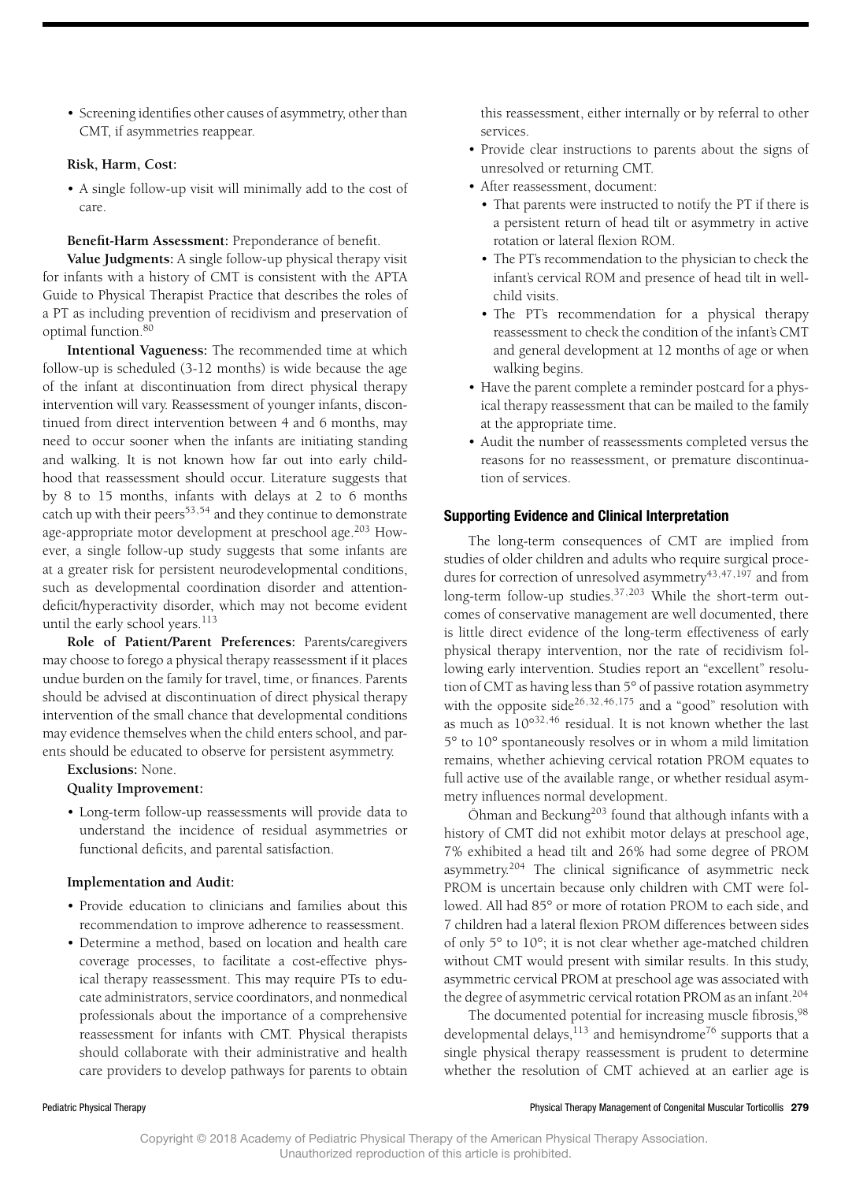- Screening identifies other causes of asymmetry, other than CMT, if asymmetries reappear.

**Risk, Harm, Cost:**

- A single follow-up visit will minimally add to the cost of care.

**Benefit-Harm Assessment:** Preponderance of benefit.

**Value Judgments:** A single follow-up physical therapy visit for infants with a history of CMT is consistent with the APTA Guide to Physical Therapist Practice that describes the roles of a PT as including prevention of recidivism and preservation of optimal function.[80]

**Intentional Vagueness:** The recommended time at which follow-up is scheduled (3-12 months) is wide because the age of the infant at discontinuation from direct physical therapy intervention will vary. Reassessment of younger infants, discontinued from direct intervention between 4 and 6 months, may need to occur sooner when the infants are initiating standing and walking. It is not known how far out into early childhood that reassessment should occur. Literature suggests that by 8 to 15 months, infants with delays at 2 to 6 months catch up with their peers[53,54] and they continue to demonstrate age-appropriate motor development at preschool age.[203] However, a single follow-up study suggests that some infants are at a greater risk for persistent neurodevelopmental conditions, such as developmental coordination disorder and attention-deficit/hyperactivity disorder, which may not become evident until the early school years.[113]

**Role of Patient/Parent Preferences:** Parents/caregivers may choose to forego a physical therapy reassessment if it places undue burden on the family for travel, time, or finances. Parents should be advised at discontinuation of direct physical therapy intervention of the small chance that developmental conditions may evidence themselves when the child enters school, and parents should be educated to observe for persistent asymmetry.

**Exclusions:** None.

**Quality Improvement:**

- Long-term follow-up reassessments will provide data to understand the incidence of residual asymmetries or functional deficits, and parental satisfaction.

**Implementation and Audit:**

- Provide education to clinicians and families about this recommendation to improve adherence to reassessment.
- Determine a method, based on location and health care coverage processes, to facilitate a cost-effective physical therapy reassessment. This may require PTs to educate administrators, service coordinators, and nonmedical professionals about the importance of a comprehensive reassessment for infants with CMT. Physical therapists should collaborate with their administrative and health care providers to develop pathways for parents to obtain this reassessment, either internally or by referral to other services.
- Provide clear instructions to parents about the signs of unresolved or returning CMT.
- After reassessment, document:
  - That parents were instructed to notify the PT if there is a persistent return of head tilt or asymmetry in active rotation or lateral flexion ROM.
  - The PT's recommendation to the physician to check the infant's cervical ROM and presence of head tilt in well-child visits.
  - The PT's recommendation for a physical therapy reassessment to check the condition of the infant's CMT and general development at 12 months of age or when walking begins.
- Have the parent complete a reminder postcard for a physical therapy reassessment that can be mailed to the family at the appropriate time.
- Audit the number of reassessments completed versus the reasons for no reassessment, or premature discontinuation of services.

### Supporting Evidence and Clinical Interpretation

The long-term consequences of CMT are implied from studies of older children and adults who require surgical procedures for correction of unresolved asymmetry[43,47,197] and from long-term follow-up studies.[37,203] While the short-term outcomes of conservative management are well documented, there is little direct evidence of the long-term effectiveness of early physical therapy intervention, nor the rate of recidivism following early intervention. Studies report an "excellent" resolution of CMT as having less than 5° of passive rotation asymmetry with the opposite side[26,32,46,175] and a "good" resolution with as much as 10°[32,46] residual. It is not known whether the last 5° to 10° spontaneously resolves or in whom a mild limitation remains, whether achieving cervical rotation PROM equates to full active use of the available range, or whether residual asymmetry influences normal development.

Öhman and Beckung[203] found that although infants with a history of CMT did not exhibit motor delays at preschool age, 7% exhibited a head tilt and 26% had some degree of PROM asymmetry.[204] The clinical significance of asymmetric neck PROM is uncertain because only children with CMT were followed. All had 85° or more of rotation PROM to each side, and 7 children had a lateral flexion PROM differences between sides of only 5° to 10°; it is not clear whether age-matched children without CMT would present with similar results. In this study, asymmetric cervical PROM at preschool age was associated with the degree of asymmetric cervical rotation PROM as an infant.[204]

The documented potential for increasing muscle fibrosis,[98] developmental delays,[113] and hemisyndrome[76] supports that a single physical therapy reassessment is prudent to determine whether the resolution of CMT achieved at an earlier age is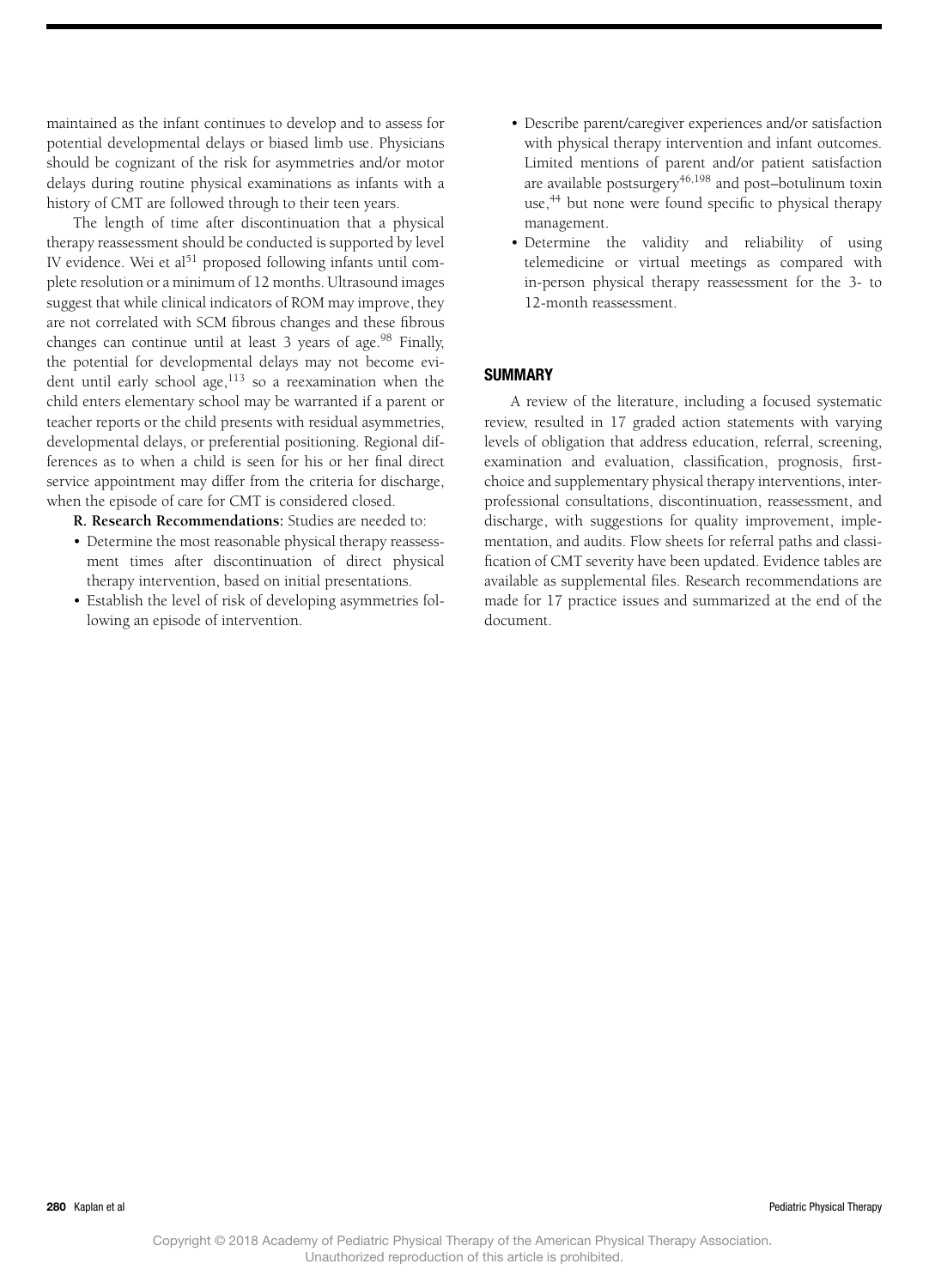maintained as the infant continues to develop and to assess for potential developmental delays or biased limb use. Physicians should be cognizant of the risk for asymmetries and/or motor delays during routine physical examinations as infants with a history of CMT are followed through to their teen years.

The length of time after discontinuation that a physical therapy reassessment should be conducted is supported by level IV evidence. Wei et al[51] proposed following infants until complete resolution or a minimum of 12 months. Ultrasound images suggest that while clinical indicators of ROM may improve, they are not correlated with SCM fibrous changes and these fibrous changes can continue until at least 3 years of age.[98] Finally, the potential for developmental delays may not become evident until early school age,[113] so a reexamination when the child enters elementary school may be warranted if a parent or teacher reports or the child presents with residual asymmetries, developmental delays, or preferential positioning. Regional differences as to when a child is seen for his or her final direct service appointment may differ from the criteria for discharge, when the episode of care for CMT is considered closed.

**R. Research Recommendations:** Studies are needed to:

- Determine the most reasonable physical therapy reassessment times after discontinuation of direct physical therapy intervention, based on initial presentations.
- Establish the level of risk of developing asymmetries following an episode of intervention.
- Describe parent/caregiver experiences and/or satisfaction with physical therapy intervention and infant outcomes. Limited mentions of parent and/or patient satisfaction are available postsurgery[46,198] and post–botulinum toxin use,[44] but none were found specific to physical therapy management.
- Determine the validity and reliability of using telemedicine or virtual meetings as compared with in-person physical therapy reassessment for the 3- to 12-month reassessment.

## SUMMARY

A review of the literature, including a focused systematic review, resulted in 17 graded action statements with varying levels of obligation that address education, referral, screening, examination and evaluation, classification, prognosis, first-choice and supplementary physical therapy interventions, interprofessional consultations, discontinuation, reassessment, and discharge, with suggestions for quality improvement, implementation, and audits. Flow sheets for referral paths and classification of CMT severity have been updated. Evidence tables are available as supplemental files. Research recommendations are made for 17 practice issues and summarized at the end of the document.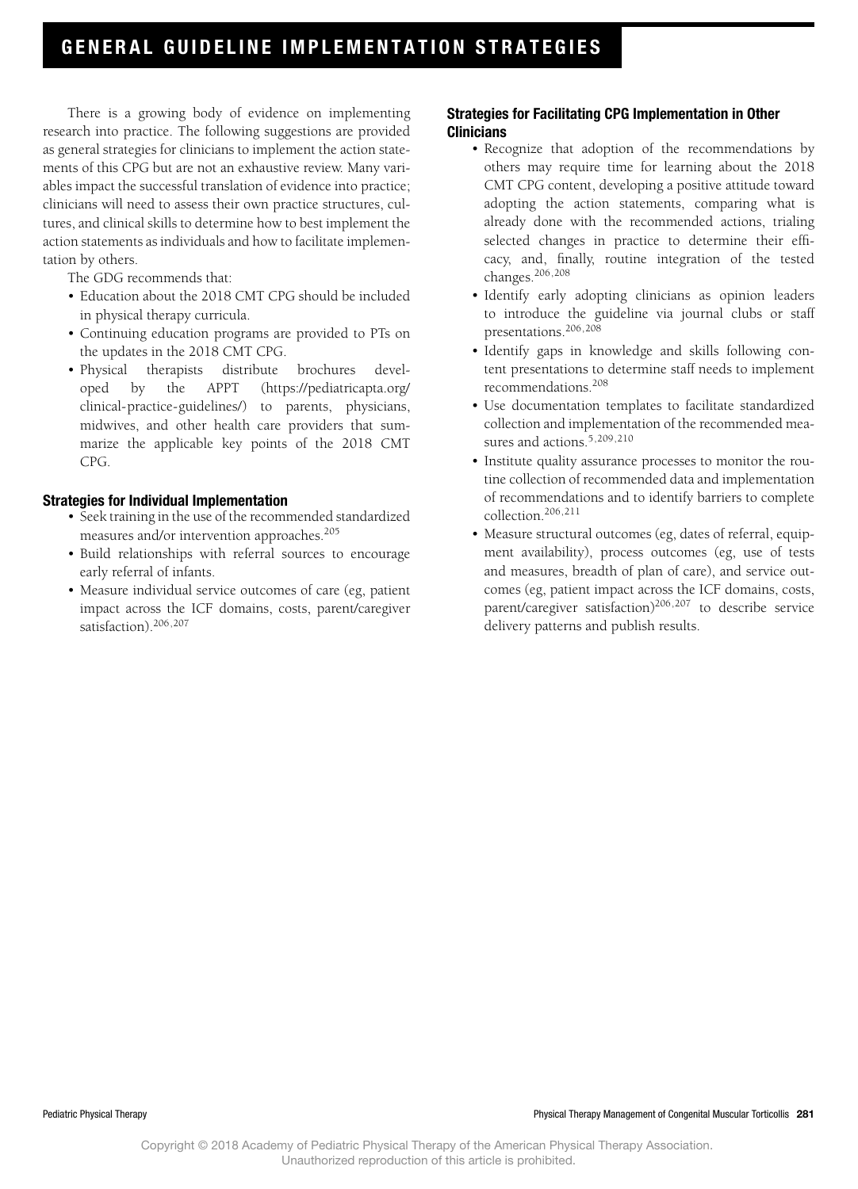# GENERAL GUIDELINE IMPLEMENTATION STRATEGIES

There is a growing body of evidence on implementing research into practice. The following suggestions are provided as general strategies for clinicians to implement the action statements of this CPG but are not an exhaustive review. Many variables impact the successful translation of evidence into practice; clinicians will need to assess their own practice structures, cultures, and clinical skills to determine how to best implement the action statements as individuals and how to facilitate implementation by others.

The GDG recommends that:

- Education about the 2018 CMT CPG should be included in physical therapy curricula.
- Continuing education programs are provided to PTs on the updates in the 2018 CMT CPG.
- Physical therapists distribute brochures developed by the APPT (https://pediatricapta.org/clinical-practice-guidelines/) to parents, physicians, midwives, and other health care providers that summarize the applicable key points of the 2018 CMT CPG.

### Strategies for Individual Implementation

- Seek training in the use of the recommended standardized measures and/or intervention approaches.[205]
- Build relationships with referral sources to encourage early referral of infants.
- Measure individual service outcomes of care (eg, patient impact across the ICF domains, costs, parent/caregiver satisfaction).[206,207]

### Strategies for Facilitating CPG Implementation in Other Clinicians

- Recognize that adoption of the recommendations by others may require time for learning about the 2018 CMT CPG content, developing a positive attitude toward adopting the action statements, comparing what is already done with the recommended actions, trialing selected changes in practice to determine their efficacy, and, finally, routine integration of the tested changes.[206,208]
- Identify early adopting clinicians as opinion leaders to introduce the guideline via journal clubs or staff presentations.[206,208]
- Identify gaps in knowledge and skills following content presentations to determine staff needs to implement recommendations.[208]
- Use documentation templates to facilitate standardized collection and implementation of the recommended measures and actions.[5,209,210]
- Institute quality assurance processes to monitor the routine collection of recommended data and implementation of recommendations and to identify barriers to complete collection.[206,211]
- Measure structural outcomes (eg, dates of referral, equipment availability), process outcomes (eg, use of tests and measures, breadth of plan of care), and service outcomes (eg, patient impact across the ICF domains, costs, parent/caregiver satisfaction)[206,207] to describe service delivery patterns and publish results.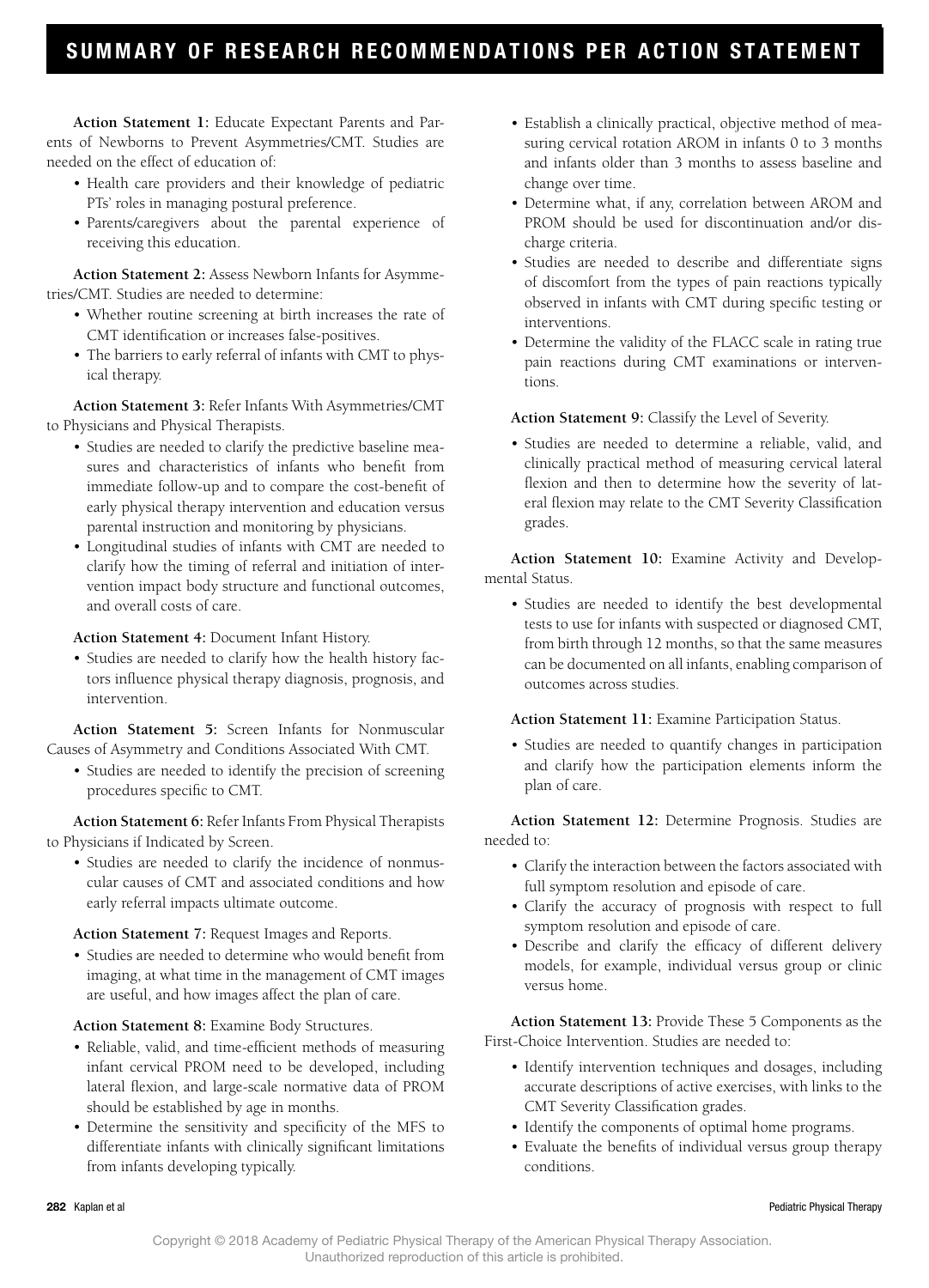# SUMMARY OF RESEARCH RECOMMENDATIONS PER ACTION STATEMENT

**Action Statement 1:** Educate Expectant Parents and Parents of Newborns to Prevent Asymmetries/CMT. Studies are needed on the effect of education of:

- Health care providers and their knowledge of pediatric PTs' roles in managing postural preference.
- Parents/caregivers about the parental experience of receiving this education.

**Action Statement 2:** Assess Newborn Infants for Asymmetries/CMT. Studies are needed to determine:

- Whether routine screening at birth increases the rate of CMT identification or increases false-positives.
- The barriers to early referral of infants with CMT to physical therapy.

**Action Statement 3:** Refer Infants With Asymmetries/CMT to Physicians and Physical Therapists.

- Studies are needed to clarify the predictive baseline measures and characteristics of infants who benefit from immediate follow-up and to compare the cost-benefit of early physical therapy intervention and education versus parental instruction and monitoring by physicians.
- Longitudinal studies of infants with CMT are needed to clarify how the timing of referral and initiation of intervention impact body structure and functional outcomes, and overall costs of care.

**Action Statement 4:** Document Infant History.

- Studies are needed to clarify how the health history factors influence physical therapy diagnosis, prognosis, and intervention.

**Action Statement 5:** Screen Infants for Nonmuscular Causes of Asymmetry and Conditions Associated With CMT.

- Studies are needed to identify the precision of screening procedures specific to CMT.

**Action Statement 6:** Refer Infants From Physical Therapists to Physicians if Indicated by Screen.

- Studies are needed to clarify the incidence of nonmuscular causes of CMT and associated conditions and how early referral impacts ultimate outcome.

**Action Statement 7:** Request Images and Reports.

- Studies are needed to determine who would benefit from imaging, at what time in the management of CMT images are useful, and how images affect the plan of care.

**Action Statement 8:** Examine Body Structures.

- Reliable, valid, and time-efficient methods of measuring infant cervical PROM need to be developed, including lateral flexion, and large-scale normative data of PROM should be established by age in months.
- Determine the sensitivity and specificity of the MFS to differentiate infants with clinically significant limitations from infants developing typically.
- Establish a clinically practical, objective method of measuring cervical rotation AROM in infants 0 to 3 months and infants older than 3 months to assess baseline and change over time.
- Determine what, if any, correlation between AROM and PROM should be used for discontinuation and/or discharge criteria.
- Studies are needed to describe and differentiate signs of discomfort from the types of pain reactions typically observed in infants with CMT during specific testing or interventions.
- Determine the validity of the FLACC scale in rating true pain reactions during CMT examinations or interventions.

**Action Statement 9:** Classify the Level of Severity.

- Studies are needed to determine a reliable, valid, and clinically practical method of measuring cervical lateral flexion and then to determine how the severity of lateral flexion may relate to the CMT Severity Classification grades.

**Action Statement 10:** Examine Activity and Developmental Status.

- Studies are needed to identify the best developmental tests to use for infants with suspected or diagnosed CMT, from birth through 12 months, so that the same measures can be documented on all infants, enabling comparison of outcomes across studies.

**Action Statement 11:** Examine Participation Status.

- Studies are needed to quantify changes in participation and clarify how the participation elements inform the plan of care.

**Action Statement 12:** Determine Prognosis. Studies are needed to:

- Clarify the interaction between the factors associated with full symptom resolution and episode of care.
- Clarify the accuracy of prognosis with respect to full symptom resolution and episode of care.
- Describe and clarify the efficacy of different delivery models, for example, individual versus group or clinic versus home.

**Action Statement 13:** Provide These 5 Components as the First-Choice Intervention. Studies are needed to:

- Identify intervention techniques and dosages, including accurate descriptions of active exercises, with links to the CMT Severity Classification grades.
- Identify the components of optimal home programs.
- Evaluate the benefits of individual versus group therapy conditions.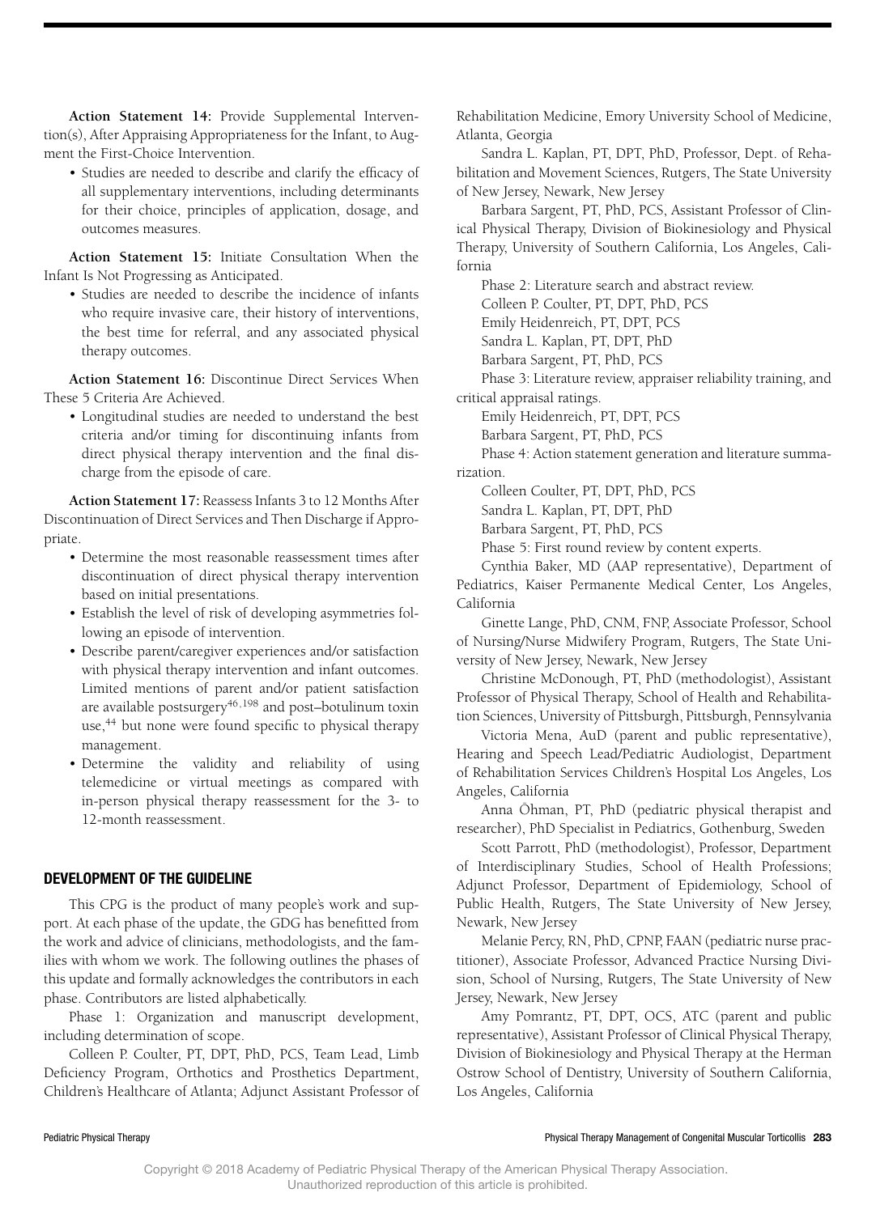**Action Statement 14:** Provide Supplemental Intervention(s), After Appraising Appropriateness for the Infant, to Augment the First-Choice Intervention.

- Studies are needed to describe and clarify the efficacy of all supplementary interventions, including determinants for their choice, principles of application, dosage, and outcomes measures.

**Action Statement 15:** Initiate Consultation When the Infant Is Not Progressing as Anticipated.

- Studies are needed to describe the incidence of infants who require invasive care, their history of interventions, the best time for referral, and any associated physical therapy outcomes.

**Action Statement 16:** Discontinue Direct Services When These 5 Criteria Are Achieved.

- Longitudinal studies are needed to understand the best criteria and/or timing for discontinuing infants from direct physical therapy intervention and the final discharge from the episode of care.

**Action Statement 17:** Reassess Infants 3 to 12 Months After Discontinuation of Direct Services and Then Discharge if Appropriate.

- Determine the most reasonable reassessment times after discontinuation of direct physical therapy intervention based on initial presentations.
- Establish the level of risk of developing asymmetries following an episode of intervention.
- Describe parent/caregiver experiences and/or satisfaction with physical therapy intervention and infant outcomes. Limited mentions of parent and/or patient satisfaction are available postsurgery[46,198] and post–botulinum toxin use,[44] but none were found specific to physical therapy management.
- Determine the validity and reliability of using telemedicine or virtual meetings as compared with in-person physical therapy reassessment for the 3- to 12-month reassessment.

## DEVELOPMENT OF THE GUIDELINE

This CPG is the product of many people's work and support. At each phase of the update, the GDG has benefitted from the work and advice of clinicians, methodologists, and the families with whom we work. The following outlines the phases of this update and formally acknowledges the contributors in each phase. Contributors are listed alphabetically.

Phase 1: Organization and manuscript development, including determination of scope.

Colleen P. Coulter, PT, DPT, PhD, PCS, Team Lead, Limb Deficiency Program, Orthotics and Prosthetics Department, Children's Healthcare of Atlanta; Adjunct Assistant Professor of Rehabilitation Medicine, Emory University School of Medicine, Atlanta, Georgia

Sandra L. Kaplan, PT, DPT, PhD, Professor, Dept. of Rehabilitation and Movement Sciences, Rutgers, The State University of New Jersey, Newark, New Jersey

Barbara Sargent, PT, PhD, PCS, Assistant Professor of Clinical Physical Therapy, Division of Biokinesiology and Physical Therapy, University of Southern California, Los Angeles, California

Phase 2: Literature search and abstract review.

Colleen P. Coulter, PT, DPT, PhD, PCS

Emily Heidenreich, PT, DPT, PCS

Sandra L. Kaplan, PT, DPT, PhD

Barbara Sargent, PT, PhD, PCS

Phase 3: Literature review, appraiser reliability training, and critical appraisal ratings.

Emily Heidenreich, PT, DPT, PCS

Barbara Sargent, PT, PhD, PCS

Phase 4: Action statement generation and literature summarization.

Colleen Coulter, PT, DPT, PhD, PCS

Sandra L. Kaplan, PT, DPT, PhD

Barbara Sargent, PT, PhD, PCS

Phase 5: First round review by content experts.

Cynthia Baker, MD (AAP representative), Department of Pediatrics, Kaiser Permanente Medical Center, Los Angeles, California

Ginette Lange, PhD, CNM, FNP, Associate Professor, School of Nursing/Nurse Midwifery Program, Rutgers, The State University of New Jersey, Newark, New Jersey

Christine McDonough, PT, PhD (methodologist), Assistant Professor of Physical Therapy, School of Health and Rehabilitation Sciences, University of Pittsburgh, Pittsburgh, Pennsylvania

Victoria Mena, AuD (parent and public representative), Hearing and Speech Lead/Pediatric Audiologist, Department of Rehabilitation Services Children's Hospital Los Angeles, Los Angeles, California

Anna Öhman, PT, PhD (pediatric physical therapist and researcher), PhD Specialist in Pediatrics, Gothenburg, Sweden

Scott Parrott, PhD (methodologist), Professor, Department of Interdisciplinary Studies, School of Health Professions; Adjunct Professor, Department of Epidemiology, School of Public Health, Rutgers, The State University of New Jersey, Newark, New Jersey

Melanie Percy, RN, PhD, CPNP, FAAN (pediatric nurse practitioner), Associate Professor, Advanced Practice Nursing Division, School of Nursing, Rutgers, The State University of New Jersey, Newark, New Jersey

Amy Pomrantz, PT, DPT, OCS, ATC (parent and public representative), Assistant Professor of Clinical Physical Therapy, Division of Biokinesiology and Physical Therapy at the Herman Ostrow School of Dentistry, University of Southern California, Los Angeles, California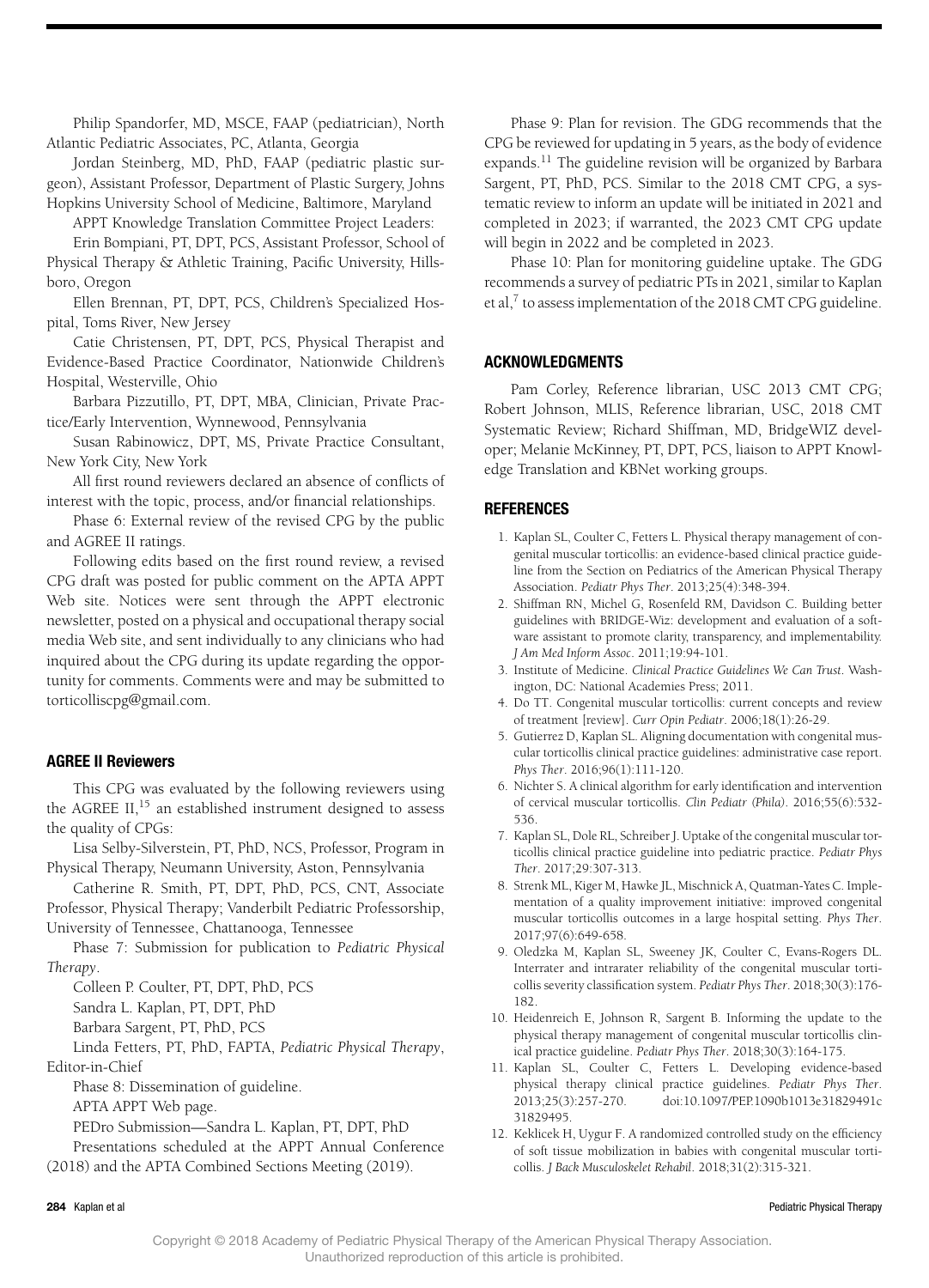Philip Spandorfer, MD, MSCE, FAAP (pediatrician), North Atlantic Pediatric Associates, PC, Atlanta, Georgia

Jordan Steinberg, MD, PhD, FAAP (pediatric plastic surgeon), Assistant Professor, Department of Plastic Surgery, Johns Hopkins University School of Medicine, Baltimore, Maryland

APPT Knowledge Translation Committee Project Leaders:

Erin Bompiani, PT, DPT, PCS, Assistant Professor, School of Physical Therapy & Athletic Training, Pacific University, Hillsboro, Oregon

Ellen Brennan, PT, DPT, PCS, Children's Specialized Hospital, Toms River, New Jersey

Catie Christensen, PT, DPT, PCS, Physical Therapist and Evidence-Based Practice Coordinator, Nationwide Children's Hospital, Westerville, Ohio

Barbara Pizzutillo, PT, DPT, MBA, Clinician, Private Practice/Early Intervention, Wynnewood, Pennsylvania

Susan Rabinowicz, DPT, MS, Private Practice Consultant, New York City, New York

All first round reviewers declared an absence of conflicts of interest with the topic, process, and/or financial relationships.

Phase 6: External review of the revised CPG by the public and AGREE II ratings.

Following edits based on the first round review, a revised CPG draft was posted for public comment on the APTA APPT Web site. Notices were sent through the APPT electronic newsletter, posted on a physical and occupational therapy social media Web site, and sent individually to any clinicians who had inquired about the CPG during its update regarding the opportunity for comments. Comments were and may be submitted to torticolliscpg@gmail.com.

### AGREE II Reviewers

This CPG was evaluated by the following reviewers using the AGREE II,[15] an established instrument designed to assess the quality of CPGs:

Lisa Selby-Silverstein, PT, PhD, NCS, Professor, Program in Physical Therapy, Neumann University, Aston, Pennsylvania

Catherine R. Smith, PT, DPT, PhD, PCS, CNT, Associate Professor, Physical Therapy; Vanderbilt Pediatric Professorship, University of Tennessee, Chattanooga, Tennessee

Phase 7: Submission for publication to *Pediatric Physical Therapy*.

Colleen P. Coulter, PT, DPT, PhD, PCS

Sandra L. Kaplan, PT, DPT, PhD

Barbara Sargent, PT, PhD, PCS

Linda Fetters, PT, PhD, FAPTA, *Pediatric Physical Therapy*, Editor-in-Chief

Phase 8: Dissemination of guideline.

APTA APPT Web page.

PEDro Submission—Sandra L. Kaplan, PT, DPT, PhD

Presentations scheduled at the APPT Annual Conference (2018) and the APTA Combined Sections Meeting (2019).

Phase 9: Plan for revision. The GDG recommends that the CPG be reviewed for updating in 5 years, as the body of evidence expands.[11] The guideline revision will be organized by Barbara Sargent, PT, PhD, PCS. Similar to the 2018 CMT CPG, a systematic review to inform an update will be initiated in 2021 and completed in 2023; if warranted, the 2023 CMT CPG update will begin in 2022 and be completed in 2023.

Phase 10: Plan for monitoring guideline uptake. The GDG recommends a survey of pediatric PTs in 2021, similar to Kaplan et al,[7] to assess implementation of the 2018 CMT CPG guideline.

## ACKNOWLEDGMENTS

Pam Corley, Reference librarian, USC 2013 CMT CPG; Robert Johnson, MLIS, Reference librarian, USC, 2018 CMT Systematic Review; Richard Shiffman, MD, BridgeWIZ developer; Melanie McKinney, PT, DPT, PCS, liaison to APPT Knowledge Translation and KBNet working groups.

## REFERENCES

1. Kaplan SL, Coulter C, Fetters L. Physical therapy management of congenital muscular torticollis: an evidence-based clinical practice guideline from the Section on Pediatrics of the American Physical Therapy Association. *Pediatr Phys Ther*. 2013;25(4):348-394.
2. Shiffman RN, Michel G, Rosenfeld RM, Davidson C. Building better guidelines with BRIDGE-Wiz: development and evaluation of a software assistant to promote clarity, transparency, and implementability. *J Am Med Inform Assoc*. 2011;19:94-101.
3. Institute of Medicine. *Clinical Practice Guidelines We Can Trust*. Washington, DC: National Academies Press; 2011.
4. Do TT. Congenital muscular torticollis: current concepts and review of treatment [review]. *Curr Opin Pediatr*. 2006;18(1):26-29.
5. Gutierrez D, Kaplan SL. Aligning documentation with congenital muscular torticollis clinical practice guidelines: administrative case report. *Phys Ther*. 2016;96(1):111-120.
6. Nichter S. A clinical algorithm for early identification and intervention of cervical muscular torticollis. *Clin Pediatr (Phila)*. 2016;55(6):532-536.
7. Kaplan SL, Dole RL, Schreiber J. Uptake of the congenital muscular torticollis clinical practice guideline into pediatric practice. *Pediatr Phys Ther*. 2017;29:307-313.
8. Strenk ML, Kiger M, Hawke JL, Mischnick A, Quatman-Yates C. Implementation of a quality improvement initiative: improved congenital muscular torticollis outcomes in a large hospital setting. *Phys Ther*. 2017;97(6):649-658.
9. Oledzka M, Kaplan SL, Sweeney JK, Coulter C, Evans-Rogers DL. Interrater and intrarater reliability of the congenital muscular torticollis severity classification system. *Pediatr Phys Ther*. 2018;30(3):176-182.
10. Heidenreich E, Johnson R, Sargent B. Informing the update to the physical therapy management of congenital muscular torticollis clinical practice guideline. *Pediatr Phys Ther*. 2018;30(3):164-175.
11. Kaplan SL, Coulter C, Fetters L. Developing evidence-based physical therapy clinical practice guidelines. *Pediatr Phys Ther*. 2013;25(3):257-270. doi:10.1097/PEP.1090b1013e31829491c31829495.
12. Keklicek H, Uygur F. A randomized controlled study on the efficiency of soft tissue mobilization in babies with congenital muscular torticollis. *J Back Musculoskelet Rehabil*. 2018;31(2):315-321.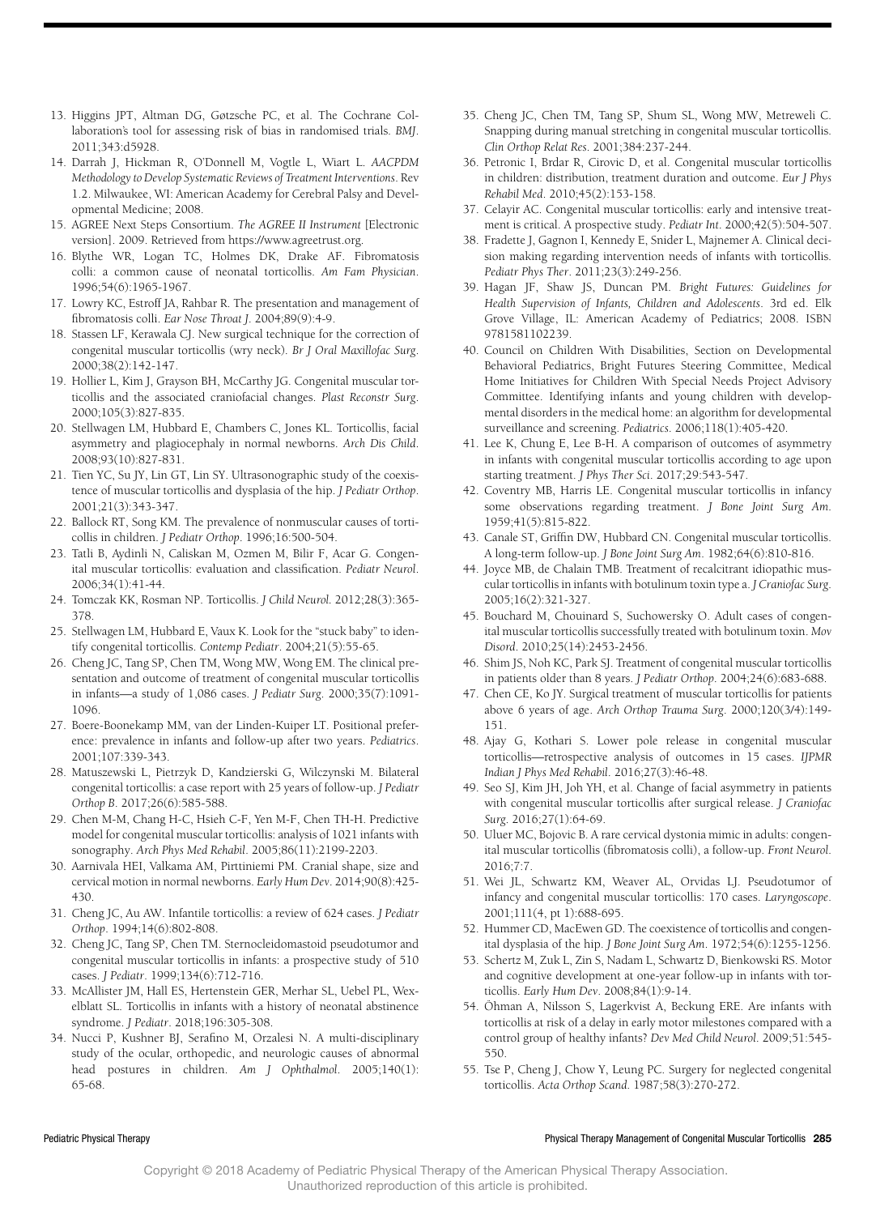13. Higgins JPT, Altman DG, Gøtzsche PC, et al. The Cochrane Collaboration's tool for assessing risk of bias in randomised trials. *BMJ*. 2011;343:d5928.
14. Darrah J, Hickman R, O'Donnell M, Vogtle L, Wiart L. *AACPDM Methodology to Develop Systematic Reviews of Treatment Interventions*. Rev 1.2. Milwaukee, WI: American Academy for Cerebral Palsy and Developmental Medicine; 2008.
15. AGREE Next Steps Consortium. *The AGREE II Instrument* [Electronic version]. 2009. Retrieved from https://www.agreetrust.org.
16. Blythe WR, Logan TC, Holmes DK, Drake AF. Fibromatosis colli: a common cause of neonatal torticollis. *Am Fam Physician*. 1996;54(6):1965-1967.
17. Lowry KC, Estroff JA, Rahbar R. The presentation and management of fibromatosis colli. *Ear Nose Throat J*. 2004;89(9):4-9.
18. Stassen LF, Kerawala CJ. New surgical technique for the correction of congenital muscular torticollis (wry neck). *Br J Oral Maxillofac Surg*. 2000;38(2):142-147.
19. Hollier L, Kim J, Grayson BH, McCarthy JG. Congenital muscular torticollis and the associated craniofacial changes. *Plast Reconstr Surg*. 2000;105(3):827-835.
20. Stellwagen LM, Hubbard E, Chambers C, Jones KL. Torticollis, facial asymmetry and plagiocephaly in normal newborns. *Arch Dis Child*. 2008;93(10):827-831.
21. Tien YC, Su JY, Lin GT, Lin SY. Ultrasonographic study of the coexistence of muscular torticollis and dysplasia of the hip. *J Pediatr Orthop*. 2001;21(3):343-347.
22. Ballock RT, Song KM. The prevalence of nonmuscular causes of torticollis in children. *J Pediatr Orthop*. 1996;16:500-504.
23. Tatli B, Aydinli N, Caliskan M, Ozmen M, Bilir F, Acar G. Congenital muscular torticollis: evaluation and classification. *Pediatr Neurol*. 2006;34(1):41-44.
24. Tomczak KK, Rosman NP. Torticollis. *J Child Neurol*. 2012;28(3):365-378.
25. Stellwagen LM, Hubbard E, Vaux K. Look for the "stuck baby" to identify congenital torticollis. *Contemp Pediatr*. 2004;21(5):55-65.
26. Cheng JC, Tang SP, Chen TM, Wong MW, Wong EM. The clinical presentation and outcome of treatment of congenital muscular torticollis in infants—a study of 1,086 cases. *J Pediatr Surg*. 2000;35(7):1091-1096.
27. Boere-Boonekamp MM, van der Linden-Kuiper LT. Positional preference: prevalence in infants and follow-up after two years. *Pediatrics*. 2001;107:339-343.
28. Matuszewski L, Pietrzyk D, Kandzierski G, Wilczynski M. Bilateral congenital torticollis: a case report with 25 years of follow-up. *J Pediatr Orthop B*. 2017;26(6):585-588.
29. Chen M-M, Chang H-C, Hsieh C-F, Yen M-F, Chen TH-H. Predictive model for congenital muscular torticollis: analysis of 1021 infants with sonography. *Arch Phys Med Rehabil*. 2005;86(11):2199-2203.
30. Aarnivala HEI, Valkama AM, Pirttiniemi PM. Cranial shape, size and cervical motion in normal newborns. *Early Hum Dev*. 2014;90(8):425-430.
31. Cheng JC, Au AW. Infantile torticollis: a review of 624 cases. *J Pediatr Orthop*. 1994;14(6):802-808.
32. Cheng JC, Tang SP, Chen TM. Sternocleidomastoid pseudotumor and congenital muscular torticollis in infants: a prospective study of 510 cases. *J Pediatr*. 1999;134(6):712-716.
33. McAllister JM, Hall ES, Hertenstein GER, Merhar SL, Uebel PL, Wexelblatt SL. Torticollis in infants with a history of neonatal abstinence syndrome. *J Pediatr*. 2018;196:305-308.
34. Nucci P, Kushner BJ, Serafino M, Orzalesi N. A multi-disciplinary study of the ocular, orthopedic, and neurologic causes of abnormal head postures in children. *Am J Ophthalmol*. 2005;140(1):65-68.
35. Cheng JC, Chen TM, Tang SP, Shum SL, Wong MW, Metreweli C. Snapping during manual stretching in congenital muscular torticollis. *Clin Orthop Relat Res*. 2001;384:237-244.
36. Petronic I, Brdar R, Cirovic D, et al. Congenital muscular torticollis in children: distribution, treatment duration and outcome. *Eur J Phys Rehabil Med*. 2010;45(2):153-158.
37. Celayir AC. Congenital muscular torticollis: early and intensive treatment is critical. A prospective study. *Pediatr Int*. 2000;42(5):504-507.
38. Fradette J, Gagnon I, Kennedy E, Snider L, Majnemer A. Clinical decision making regarding intervention needs of infants with torticollis. *Pediatr Phys Ther*. 2011;23(3):249-256.
39. Hagan JF, Shaw JS, Duncan PM. *Bright Futures: Guidelines for Health Supervision of Infants, Children and Adolescents*. 3rd ed. Elk Grove Village, IL: American Academy of Pediatrics; 2008. ISBN 9781581102239.
40. Council on Children With Disabilities, Section on Developmental Behavioral Pediatrics, Bright Futures Steering Committee, Medical Home Initiatives for Children With Special Needs Project Advisory Committee. Identifying infants and young children with developmental disorders in the medical home: an algorithm for developmental surveillance and screening. *Pediatrics*. 2006;118(1):405-420.
41. Lee K, Chung E, Lee B-H. A comparison of outcomes of asymmetry in infants with congenital muscular torticollis according to age upon starting treatment. *J Phys Ther Sci*. 2017;29:543-547.
42. Coventry MB, Harris LE. Congenital muscular torticollis in infancy some observations regarding treatment. *J Bone Joint Surg Am*. 1959;41(5):815-822.
43. Canale ST, Griffin DW, Hubbard CN. Congenital muscular torticollis. A long-term follow-up. *J Bone Joint Surg Am*. 1982;64(6):810-816.
44. Joyce MB, de Chalain TMB. Treatment of recalcitrant idiopathic muscular torticollis in infants with botulinum toxin type a. *J Craniofac Surg*. 2005;16(2):321-327.
45. Bouchard M, Chouinard S, Suchowersky O. Adult cases of congenital muscular torticollis successfully treated with botulinum toxin. *Mov Disord*. 2010;25(14):2453-2456.
46. Shim JS, Noh KC, Park SJ. Treatment of congenital muscular torticollis in patients older than 8 years. *J Pediatr Orthop*. 2004;24(6):683-688.
47. Chen CE, Ko JY. Surgical treatment of muscular torticollis for patients above 6 years of age. *Arch Orthop Trauma Surg*. 2000;120(3/4):149-151.
48. Ajay G, Kothari S. Lower pole release in congenital muscular torticollis—retrospective analysis of outcomes in 15 cases. *IJPMR Indian J Phys Med Rehabil*. 2016;27(3):46-48.
49. Seo SJ, Kim JH, Joh YH, et al. Change of facial asymmetry in patients with congenital muscular torticollis after surgical release. *J Craniofac Surg*. 2016;27(1):64-69.
50. Uluer MC, Bojovic B. A rare cervical dystonia mimic in adults: congenital muscular torticollis (fibromatosis colli), a follow-up. *Front Neurol*. 2016;7:7.
51. Wei JL, Schwartz KM, Weaver AL, Orvidas LJ. Pseudotumor of infancy and congenital muscular torticollis: 170 cases. *Laryngoscope*. 2001;111(4, pt 1):688-695.
52. Hummer CD, MacEwen GD. The coexistence of torticollis and congenital dysplasia of the hip. *J Bone Joint Surg Am*. 1972;54(6):1255-1256.
53. Schertz M, Zuk L, Zin S, Nadam L, Schwartz D, Bienkowski RS. Motor and cognitive development at one-year follow-up in infants with torticollis. *Early Hum Dev*. 2008;84(1):9-14.
54. Öhman A, Nilsson S, Lagerkvist A, Beckung ERE. Are infants with torticollis at risk of a delay in early motor milestones compared with a control group of healthy infants? *Dev Med Child Neurol*. 2009;51:545-550.
55. Tse P, Cheng J, Chow Y, Leung PC. Surgery for neglected congenital torticollis. *Acta Orthop Scand*. 1987;58(3):270-272.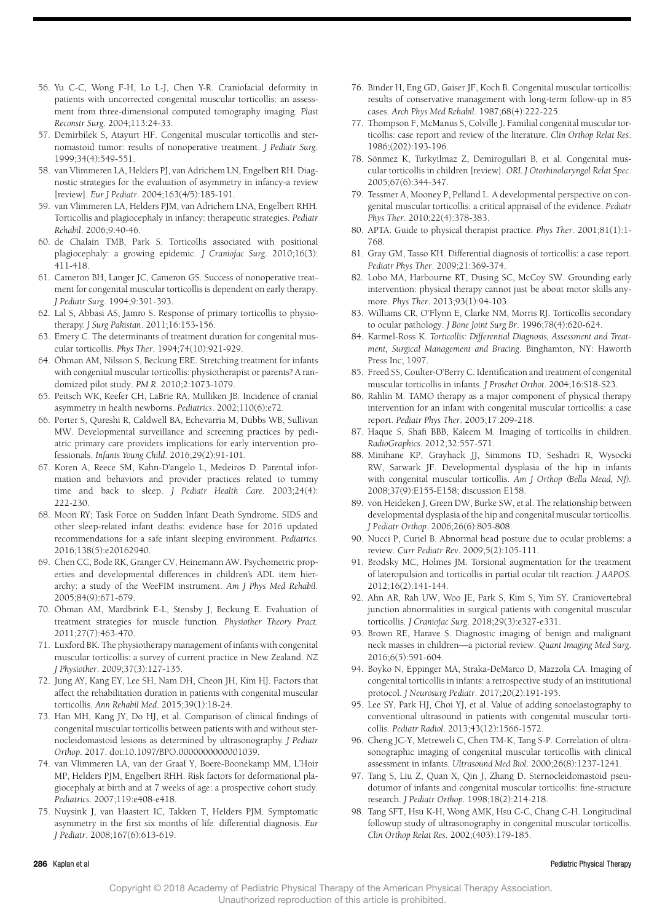56. Yu C-C, Wong F-H, Lo L-J, Chen Y-R. Craniofacial deformity in patients with uncorrected congenital muscular torticollis: an assessment from three-dimensional computed tomography imaging. *Plast Reconstr Surg*. 2004;113:24-33.
57. Demirbilek S, Atayurt HF. Congenital muscular torticollis and sternomastoid tumor: results of nonoperative treatment. *J Pediatr Surg*. 1999;34(4):549-551.
58. van Vlimmeren LA, Helders PJ, van Adrichem LN, Engelbert RH. Diagnostic strategies for the evaluation of asymmetry in infancy-a review [review]. *Eur J Pediatr*. 2004;163(4/5):185-191.
59. van Vlimmeren LA, Helders PJM, van Adrichem LNA, Engelbert RHH. Torticollis and plagiocephaly in infancy: therapeutic strategies. *Pediatr Rehabil*. 2006;9:40-46.
60. de Chalain TMB, Park S. Torticollis associated with positional plagiocephaly: a growing epidemic. *J Craniofac Surg*. 2010;16(3): 411-418.
61. Cameron BH, Langer JC, Cameron GS. Success of nonoperative treatment for congenital muscular torticollis is dependent on early therapy. *J Pediatr Surg*. 1994;9:391-393.
62. Lal S, Abbasi AS, Jamro S. Response of primary torticollis to physiotherapy. *J Surg Pakistan*. 2011;16:153-156.
63. Emery C. The determinants of treatment duration for congenital muscular torticollis. *Phys Ther*. 1994;74(10):921-929.
64. Öhman AM, Nilsson S, Beckung ERE. Stretching treatment for infants with congenital muscular torticollis: physiotherapist or parents? A randomized pilot study. *PM R*. 2010;2:1073-1079.
65. Peitsch WK, Keefer CH, LaBrie RA, Mulliken JB. Incidence of cranial asymmetry in health newborns. *Pediatrics*. 2002;110(6):e72.
66. Porter S, Qureshi R, Caldwell BA, Echevarria M, Dubbs WB, Sullivan MW. Developmental surveillance and screening practices by pediatric primary care providers implications for early intervention professionals. *Infants Young Child*. 2016;29(2):91-101.
67. Koren A, Reece SM, Kahn-D'angelo L, Medeiros D. Parental information and behaviors and provider practices related to tummy time and back to sleep. *J Pediatr Health Care*. 2003;24(4): 222-230.
68. Moon RY; Task Force on Sudden Infant Death Syndrome. SIDS and other sleep-related infant deaths: evidence base for 2016 updated recommendations for a safe infant sleeping environment. *Pediatrics*. 2016;138(5):e20162940.
69. Chen CC, Bode RK, Granger CV, Heinemann AW. Psychometric properties and developmental differences in children's ADL item hierarchy: a study of the WeeFIM instrument. *Am J Phys Med Rehabil*. 2005;84(9):671-679.
70. Öhman AM, Mardbrink E-L, Stensby J, Beckung E. Evaluation of treatment strategies for muscle function. *Physiother Theory Pract*. 2011;27(7):463-470.
71. Luxford BK. The physiotherapy management of infants with congenital muscular torticollis: a survey of current practice in New Zealand. *NZ J Physiother*. 2009;37(3):127-135.
72. Jung AY, Kang EY, Lee SH, Nam DH, Cheon JH, Kim HJ. Factors that affect the rehabilitation duration in patients with congenital muscular torticollis. *Ann Rehabil Med*. 2015;39(1):18-24.
73. Han MH, Kang JY, Do HJ, et al. Comparison of clinical findings of congenital muscular torticollis between patients with and without sternocleidomastoid lesions as determined by ultrasonography. *J Pediatr Orthop*. 2017. doi:10.1097/BPO.0000000000001039.
74. van Vlimmeren LA, van der Graaf Y, Boere-Boonekamp MM, L'Hoir MP, Helders PJM, Engelbert RHH. Risk factors for deformational plagiocephaly at birth and at 7 weeks of age: a prospective cohort study. *Pediatrics*. 2007;119:e408-e418.
75. Nuysink J, van Haastert IC, Takken T, Helders PJM. Symptomatic asymmetry in the first six months of life: differential diagnosis. *Eur J Pediatr*. 2008;167(6):613-619.
76. Binder H, Eng GD, Gaiser JF, Koch B. Congenital muscular torticollis: results of conservative management with long-term follow-up in 85 cases. *Arch Phys Med Rehabil*. 1987;68(4):222-225.
77. Thompson F, McManus S, Colville J. Familial congenital muscular torticollis: case report and review of the literature. *Clin Orthop Relat Res*. 1986;(202):193-196.
78. Sönmez K, Turkyilmaz Z, Demirogullari B, et al. Congenital muscular torticollis in children [review]. *ORL J Otorhinolaryngol Relat Spec*. 2005;67(6):344-347.
79. Tessmer A, Mooney P, Pelland L. A developmental perspective on congenital muscular torticollis: a critical appraisal of the evidence. *Pediatr Phys Ther*. 2010;22(4):378-383.
80. APTA. Guide to physical therapist practice. *Phys Ther*. 2001;81(1):1-768.
81. Gray GM, Tasso KH. Differential diagnosis of torticollis: a case report. *Pediatr Phys Ther*. 2009;21:369-374.
82. Lobo MA, Harbourne RT, Dusing SC, McCoy SW. Grounding early intervention: physical therapy cannot just be about motor skills anymore. *Phys Ther*. 2013;93(1):94-103.
83. Williams CR, O'Flynn E, Clarke NM, Morris RJ. Torticollis secondary to ocular pathology. *J Bone Joint Surg Br*. 1996;78(4):620-624.
84. Karmel-Ross K. *Torticollis: Differential Diagnosis, Assessment and Treatment, Surgical Management and Bracing*. Binghamton, NY: Haworth Press Inc; 1997.
85. Freed SS, Coulter-O'Berry C. Identification and treatment of congenital muscular torticollis in infants. *J Prosthet Orthot*. 2004;16:S18-S23.
86. Rahlin M. TAMO therapy as a major component of physical therapy intervention for an infant with congenital muscular torticollis: a case report. *Pediatr Phys Ther*. 2005;17:209-218.
87. Haque S, Shafi BBB, Kaleem M. Imaging of torticollis in children. *RadioGraphics*. 2012;32:557-571.
88. Minihane KP, Grayhack JJ, Simmons TD, Seshadri R, Wysocki RW, Sarwark JF. Developmental dysplasia of the hip in infants with congenital muscular torticollis. *Am J Orthop (Bella Mead, NJ)*. 2008;37(9):E155-E158; discussion E158.
89. von Heideken J, Green DW, Burke SW, et al. The relationship between developmental dysplasia of the hip and congenital muscular torticollis. *J Pediatr Orthop*. 2006;26(6):805-808.
90. Nucci P, Curiel B. Abnormal head posture due to ocular problems: a review. *Curr Pediatr Rev*. 2009;5(2):105-111.
91. Brodsky MC, Holmes JM. Torsional augmentation for the treatment of lateropulsion and torticollis in partial ocular tilt reaction. *J AAPOS*. 2012;16(2):141-144.
92. Ahn AR, Rah UW, Woo JE, Park S, Kim S, Yim SY. Craniovertebral junction abnormalities in surgical patients with congenital muscular torticollis. *J Craniofac Surg*. 2018;29(3):e327-e331.
93. Brown RE, Harave S. Diagnostic imaging of benign and malignant neck masses in children—a pictorial review. *Quant Imaging Med Surg*. 2016;6(5):591-604.
94. Boyko N, Eppinger MA, Straka-DeMarco D, Mazzola CA. Imaging of congenital torticollis in infants: a retrospective study of an institutional protocol. *J Neurosurg Pediatr*. 2017;20(2):191-195.
95. Lee SY, Park HJ, Choi YJ, et al. Value of adding sonoelastography to conventional ultrasound in patients with congenital muscular torticollis. *Pediatr Radiol*. 2013;43(12):1566-1572.
96. Cheng JC-Y, Metreweli C, Chen TM-K, Tang S-P. Correlation of ultrasonographic imaging of congenital muscular torticollis with clinical assessment in infants. *Ultrasound Med Biol*. 2000;26(8):1237-1241.
97. Tang S, Liu Z, Quan X, Qin J, Zhang D. Sternocleidomastoid pseudotumor of infants and congenital muscular torticollis: fine-structure research. *J Pediatr Orthop*. 1998;18(2):214-218.
98. Tang SFT, Hsu K-H, Wong AMK, Hsu C-C, Chang C-H. Longitudinal followup study of ultrasonography in congenital muscular torticollis. *Clin Orthop Relat Res*. 2002;(403):179-185.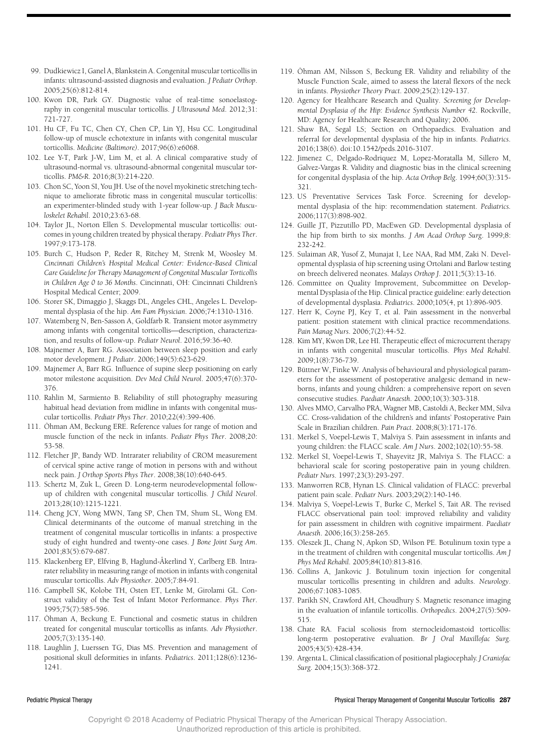99. Dudkiewicz I, Ganel A, Blankstein A. Congenital muscular torticollis in infants: ultrasound-assisted diagnosis and evaluation. *J Pediatr Orthop*. 2005;25(6):812-814.
100. Kwon DR, Park GY. Diagnostic value of real-time sonoelastography in congenital muscular torticollis. *J Ultrasound Med*. 2012;31:721-727.
101. Hu CF, Fu TC, Chen CY, Chen CP, Lin YJ, Hsu CC. Longitudinal follow-up of muscle echotexture in infants with congenital muscular torticollis. *Medicine (Baltimore)*. 2017;96(6):e6068.
102. Lee Y-T, Park J-W, Lim M, et al. A clinical comparative study of ultrasound-normal vs. ultrasound-abnormal congenital muscular torticollis. *PM&R*. 2016;8(3):214-220.
103. Chon SC, Yoon SI, You JH. Use of the novel myokinetic stretching technique to ameliorate fibrotic mass in congenital muscular torticollis: an experimenter-blinded study with 1-year follow-up. *J Back Musculoskelet Rehabil*. 2010;23:63-68.
104. Taylor JL, Norton Ellen S. Developmental muscular torticollis: outcomes in young children treated by physical therapy. *Pediatr Phys Ther*. 1997;9:173-178.
105. Burch C, Hudson P, Reder R, Ritchey M, Strenk M, Woosley M. *Cincinnati Children's Hospital Medical Center: Evidence-Based Clinical Care Guideline for Therapy Management of Congenital Muscular Torticollis in Children Age 0 to 36 Months*. Cincinnati, OH: Cincinnati Children's Hospital Medical Center; 2009.
106. Storer SK, Dimaggio J, Skaggs DL, Angeles CHL, Angeles L. Developmental dysplasia of the hip. *Am Fam Physician*. 2006;74:1310-1316.
107. Watemberg N, Ben-Sasson A, Goldfarb R. Transient motor asymmetry among infants with congenital torticollis—description, characterization, and results of follow-up. *Pediatr Neurol*. 2016;59:36-40.
108. Majnemer A, Barr RG. Association between sleep position and early motor development. *J Pediatr*. 2006;149(5):623-629.
109. Majnemer A, Barr RG. Influence of supine sleep positioning on early motor milestone acquisition. *Dev Med Child Neurol*. 2005;47(6):370-376.
110. Rahlin M, Sarmiento B. Reliability of still photography measuring habitual head deviation from midline in infants with congenital muscular torticollis. *Pediatr Phys Ther*. 2010;22(4):399-406.
111. Öhman AM, Beckung ERE. Reference values for range of motion and muscle function of the neck in infants. *Pediatr Phys Ther*. 2008;20:53-58.
112. Fletcher JP, Bandy WD. Intrarater reliability of CROM measurement of cervical spine active range of motion in persons with and without neck pain. *J Orthop Sports Phys Ther*. 2008;38(10):640-645.
113. Schertz M, Zuk L, Green D. Long-term neurodevelopmental follow-up of children with congenital muscular torticollis. *J Child Neurol*. 2013;28(10):1215-1221.
114. Cheng JCY, Wong MWN, Tang SP, Chen TM, Shum SL, Wong EM. Clinical determinants of the outcome of manual stretching in the treatment of congenital muscular torticollis in infants: a prospective study of eight hundred and twenty-one cases. *J Bone Joint Surg Am*. 2001;83(5):679-687.
115. Klackenberg EP, Elfving B, Haglund-Åkerlind Y, Carlberg EB. Intrarater reliability in measuring range of motion in infants with congenital muscular torticollis. *Adv Physiother*. 2005;7:84-91.
116. Campbell SK, Kolobe TH, Osten ET, Lenke M, Girolami GL. Construct validity of the Test of Infant Motor Performance. *Phys Ther*. 1995;75(7):585-596.
117. Öhman A, Beckung E. Functional and cosmetic status in children treated for congenital muscular torticollis as infants. *Adv Physiother*. 2005;7(3):135-140.
118. Laughlin J, Luerssen TG, Dias MS. Prevention and management of positional skull deformities in infants. *Pediatrics*. 2011;128(6):1236-1241.
119. Öhman AM, Nilsson S, Beckung ER. Validity and reliability of the Muscle Function Scale, aimed to assess the lateral flexors of the neck in infants. *Physiother Theory Pract*. 2009;25(2):129-137.
120. Agency for Healthcare Research and Quality. *Screening for Developmental Dysplasia of the Hip: Evidence Synthesis Number 42*. Rockville, MD: Agency for Healthcare Research and Quality; 2006.
121. Shaw BA, Segal LS; Section on Orthopaedics. Evaluation and referral for developmental dysplasia of the hip in infants. *Pediatrics*. 2016;138(6). doi:10.1542/peds.2016-3107.
122. Jimenez C, Delgado-Rodriquez M, Lopez-Moratalla M, Sillero M, Galvez-Vargas R. Validity and diagnostic bias in the clinical screening for congenital dysplasia of the hip. *Acta Orthop Belg*. 1994;60(3):315-321.
123. US Preventative Services Task Force. Screening for developmental dysplasia of the hip: recommendation statement. *Pediatrics*. 2006;117(3):898-902.
124. Guille JT, Pizzutillo PD, MacEwen GD. Developmental dysplasia of the hip from birth to six months. *J Am Acad Orthop Surg*. 1999;8:232-242.
125. Sulaiman AR, Yusof Z, Munajat I, Lee NAA, Rad MM, Zaki N. Developmental dysplasia of hip screening using Ortolani and Barlow testing on breech delivered neonates. *Malays Orthop J*. 2011;5(3):13-16.
126. Committee on Quality Improvement, Subcommittee on Developmental Dysplasia of the Hip. Clinical practice guideline: early detection of developmental dysplasia. *Pediatrics*. 2000;105(4, pt 1):896-905.
127. Herr K, Coyne PJ, Key T, et al. Pain assessment in the nonverbal patient: position statement with clinical practice recommendations. *Pain Manag Nurs*. 2006;7(2):44-52.
128. Kim MY, Kwon DR, Lee HI. Therapeutic effect of microcurrent therapy in infants with congenital muscular torticollis. *Phys Med Rehabil*. 2009;1(8):736-739.
129. Büttner W, Finke W. Analysis of behavioural and physiological parameters for the assessment of postoperative analgesic demand in newborns, infants and young children: a comprehensive report on seven consecutive studies. *Paediatr Anaesth*. 2000;10(3):303-318.
130. Alves MMO, Carvalho PRA, Wagner MB, Castoldi A, Becker MM, Silva CC. Cross-validation of the children's and infants' Postoperative Pain Scale in Brazilian children. *Pain Pract*. 2008;8(3):171-176.
131. Merkel S, Voepel-Lewis T, Malviya S. Pain assessment in infants and young children: the FLACC scale. *Am J Nurs*. 2002;102(10):55-58.
132. Merkel SI, Voepel-Lewis T, Shayevitz JR, Malviya S. The FLACC: a behavioral scale for scoring postoperative pain in young children. *Pediatr Nurs*. 1997;23(3):293-297.
133. Manworren RCB, Hynan LS. Clinical validation of FLACC: preverbal patient pain scale. *Pediatr Nurs*. 2003;29(2):140-146.
134. Malviya S, Voepel-Lewis T, Burke C, Merkel S, Tait AR. The revised FLACC observational pain tool: improved reliability and validity for pain assessment in children with cognitive impairment. *Paediatr Anaesth*. 2006;16(3):258-265.
135. Oleszek JL, Chang N, Apkon SD, Wilson PE. Botulinum toxin type a in the treatment of children with congenital muscular torticollis. *Am J Phys Med Rehabil*. 2005;84(10):813-816.
136. Collins A, Jankovic J. Botulinum toxin injection for congenital muscular torticollis presenting in children and adults. *Neurology*. 2006;67:1083-1085.
137. Parikh SN, Crawford AH, Choudhury S. Magnetic resonance imaging in the evaluation of infantile torticollis. *Orthopedics*. 2004;27(5):509-515.
138. Chate RA. Facial scoliosis from sternocleidomastoid torticollis: long-term postoperative evaluation. *Br J Oral Maxillofac Surg*. 2005;43(5):428-434.
139. Argenta L. Clinical classification of positional plagiocephaly. *J Craniofac Surg*. 2004;15(3):368-372.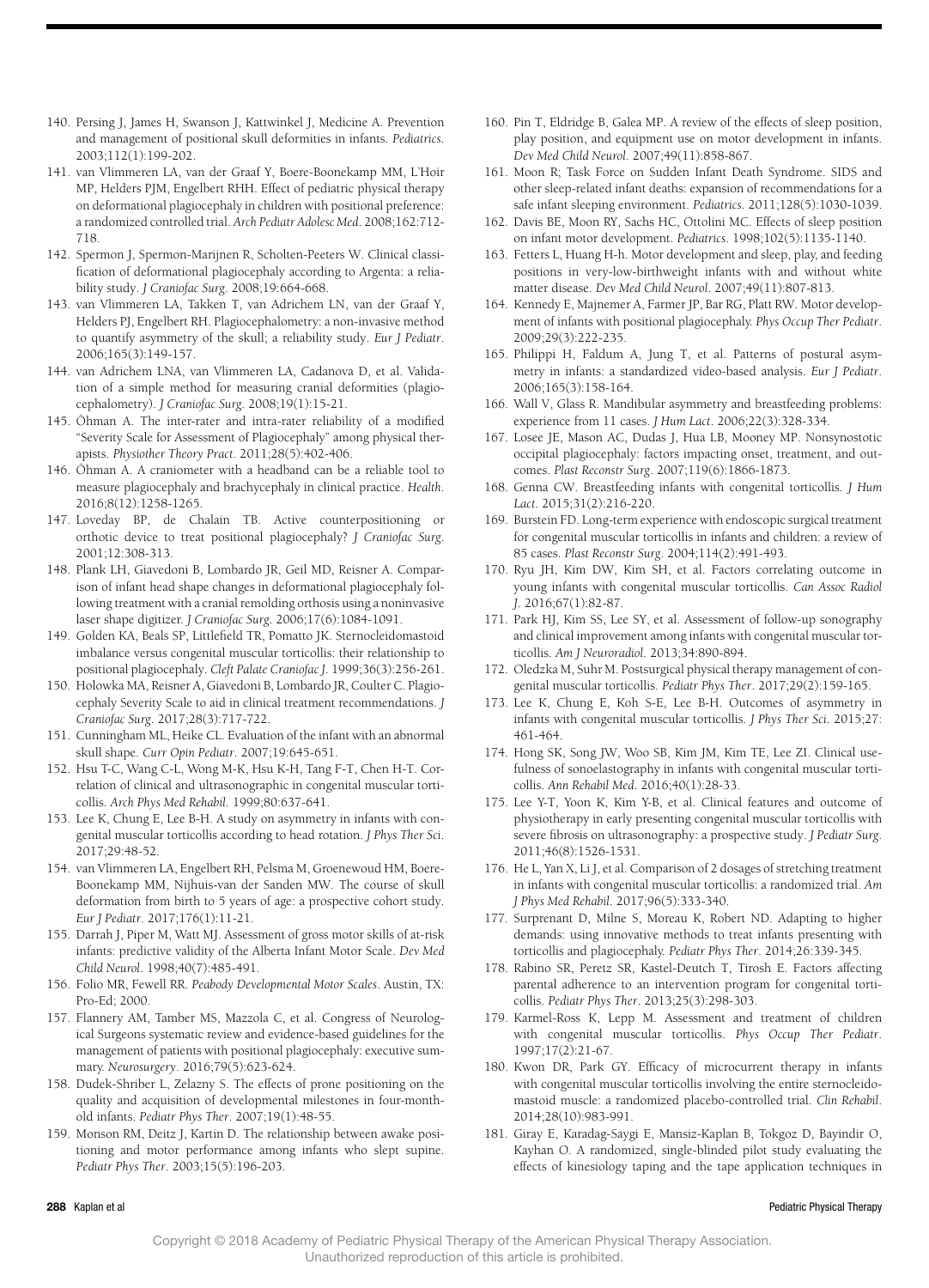140. Persing J, James H, Swanson J, Kattwinkel J, Medicine A. Prevention and management of positional skull deformities in infants. *Pediatrics*. 2003;112(1):199-202.
141. van Vlimmeren LA, van der Graaf Y, Boere-Boonekamp MM, L'Hoir MP, Helders PJM, Engelbert RHH. Effect of pediatric physical therapy on deformational plagiocephaly in children with positional preference: a randomized controlled trial. *Arch Pediatr Adolesc Med*. 2008;162:712-718.
142. Spermon J, Spermon-Marijnen R, Scholten-Peeters W. Clinical classification of deformational plagiocephaly according to Argenta: a reliability study. *J Craniofac Surg*. 2008;19:664-668.
143. van Vlimmeren LA, Takken T, van Adrichem LN, van der Graaf Y, Helders PJ, Engelbert RH. Plagiocephalometry: a non-invasive method to quantify asymmetry of the skull; a reliability study. *Eur J Pediatr*. 2006;165(3):149-157.
144. van Adrichem LNA, van Vlimmeren LA, Cadanova D, et al. Validation of a simple method for measuring cranial deformities (plagiocephalometry). *J Craniofac Surg*. 2008;19(1):15-21.
145. Öhman A. The inter-rater and intra-rater reliability of a modified "Severity Scale for Assessment of Plagiocephaly" among physical therapists. *Physiother Theory Pract*. 2011;28(5):402-406.
146. Öhman A. A craniometer with a headband can be a reliable tool to measure plagiocephaly and brachycephaly in clinical practice. *Health*. 2016;8(12):1258-1265.
147. Loveday BP, de Chalain TB. Active counterpositioning or orthotic device to treat positional plagiocephaly? *J Craniofac Surg*. 2001;12:308-313.
148. Plank LH, Giavedoni B, Lombardo JR, Geil MD, Reisner A. Comparison of infant head shape changes in deformational plagiocephaly following treatment with a cranial remolding orthosis using a noninvasive laser shape digitizer. *J Craniofac Surg*. 2006;17(6):1084-1091.
149. Golden KA, Beals SP, Littlefield TR, Pomatto JK. Sternocleidomastoid imbalance versus congenital muscular torticollis: their relationship to positional plagiocephaly. *Cleft Palate Craniofac J*. 1999;36(3):256-261.
150. Holowka MA, Reisner A, Giavedoni B, Lombardo JR, Coulter C. Plagiocephaly Severity Scale to aid in clinical treatment recommendations. *J Craniofac Surg*. 2017;28(3):717-722.
151. Cunningham ML, Heike CL. Evaluation of the infant with an abnormal skull shape. *Curr Opin Pediatr*. 2007;19:645-651.
152. Hsu T-C, Wang C-L, Wong M-K, Hsu K-H, Tang F-T, Chen H-T. Correlation of clinical and ultrasonographic in congenital muscular torticollis. *Arch Phys Med Rehabil*. 1999;80:637-641.
153. Lee K, Chung E, Lee B-H. A study on asymmetry in infants with congenital muscular torticollis according to head rotation. *J Phys Ther Sci*. 2017;29:48-52.
154. van Vlimmeren LA, Engelbert RH, Pelsma M, Groenewoud HM, Boere-Boonekamp MM, Nijhuis-van der Sanden MW. The course of skull deformation from birth to 5 years of age: a prospective cohort study. *Eur J Pediatr*. 2017;176(1):11-21.
155. Darrah J, Piper M, Watt MJ. Assessment of gross motor skills of at-risk infants: predictive validity of the Alberta Infant Motor Scale. *Dev Med Child Neurol*. 1998;40(7):485-491.
156. Folio MR, Fewell RR. *Peabody Developmental Motor Scales*. Austin, TX: Pro-Ed; 2000.
157. Flannery AM, Tamber MS, Mazzola C, et al. Congress of Neurological Surgeons systematic review and evidence-based guidelines for the management of patients with positional plagiocephaly: executive summary. *Neurosurgery*. 2016;79(5):623-624.
158. Dudek-Shriber L, Zelazny S. The effects of prone positioning on the quality and acquisition of developmental milestones in four-month-old infants. *Pediatr Phys Ther*. 2007;19(1):48-55.
159. Monson RM, Deitz J, Kartin D. The relationship between awake positioning and motor performance among infants who slept supine. *Pediatr Phys Ther*. 2003;15(5):196-203.
160. Pin T, Eldridge B, Galea MP. A review of the effects of sleep position, play position, and equipment use on motor development in infants. *Dev Med Child Neurol*. 2007;49(11):858-867.
161. Moon R; Task Force on Sudden Infant Death Syndrome. SIDS and other sleep-related infant deaths: expansion of recommendations for a safe infant sleeping environment. *Pediatrics*. 2011;128(5):1030-1039.
162. Davis BE, Moon RY, Sachs HC, Ottolini MC. Effects of sleep position on infant motor development. *Pediatrics*. 1998;102(5):1135-1140.
163. Fetters L, Huang H-h. Motor development and sleep, play, and feeding positions in very-low-birthweight infants with and without white matter disease. *Dev Med Child Neurol*. 2007;49(11):807-813.
164. Kennedy E, Majnemer A, Farmer JP, Bar RG, Platt RW. Motor development of infants with positional plagiocephaly. *Phys Occup Ther Pediatr*. 2009;29(3):222-235.
165. Philippi H, Faldum A, Jung T, et al. Patterns of postural asymmetry in infants: a standardized video-based analysis. *Eur J Pediatr*. 2006;165(3):158-164.
166. Wall V, Glass R. Mandibular asymmetry and breastfeeding problems: experience from 11 cases. *J Hum Lact*. 2006;22(3):328-334.
167. Losee JE, Mason AC, Dudas J, Hua LB, Mooney MP. Nonsynostotic occipital plagiocephaly: factors impacting onset, treatment, and outcomes. *Plast Reconstr Surg*. 2007;119(6):1866-1873.
168. Genna CW. Breastfeeding infants with congenital torticollis. *J Hum Lact*. 2015;31(2):216-220.
169. Burstein FD. Long-term experience with endoscopic surgical treatment for congenital muscular torticollis in infants and children: a review of 85 cases. *Plast Reconstr Surg*. 2004;114(2):491-493.
170. Ryu JH, Kim DW, Kim SH, et al. Factors correlating outcome in young infants with congenital muscular torticollis. *Can Assoc Radiol J*. 2016;67(1):82-87.
171. Park HJ, Kim SS, Lee SY, et al. Assessment of follow-up sonography and clinical improvement among infants with congenital muscular torticollis. *Am J Neuroradiol*. 2013;34:890-894.
172. Oledzka M, Suhr M. Postsurgical physical therapy management of congenital muscular torticollis. *Pediatr Phys Ther*. 2017;29(2):159-165.
173. Lee K, Chung E, Koh S-E, Lee B-H. Outcomes of asymmetry in infants with congenital muscular torticollis. *J Phys Ther Sci*. 2015;27:461-464.
174. Hong SK, Song JW, Woo SB, Kim JM, Kim TE, Lee ZI. Clinical usefulness of sonoelastography in infants with congenital muscular torticollis. *Ann Rehabil Med*. 2016;40(1):28-33.
175. Lee Y-T, Yoon K, Kim Y-B, et al. Clinical features and outcome of physiotherapy in early presenting congenital muscular torticollis with severe fibrosis on ultrasonography: a prospective study. *J Pediatr Surg*. 2011;46(8):1526-1531.
176. He L, Yan X, Li J, et al. Comparison of 2 dosages of stretching treatment in infants with congenital muscular torticollis: a randomized trial. *Am J Phys Med Rehabil*. 2017;96(5):333-340.
177. Surprenant D, Milne S, Moreau K, Robert ND. Adapting to higher demands: using innovative methods to treat infants presenting with torticollis and plagiocephaly. *Pediatr Phys Ther*. 2014;26:339-345.
178. Rabino SR, Peretz SR, Kastel-Deutch T, Tirosh E. Factors affecting parental adherence to an intervention program for congenital torticollis. *Pediatr Phys Ther*. 2013;25(3):298-303.
179. Karmel-Ross K, Lepp M. Assessment and treatment of children with congenital muscular torticollis. *Phys Occup Ther Pediatr*. 1997;17(2):21-67.
180. Kwon DR, Park GY. Efficacy of microcurrent therapy in infants with congenital muscular torticollis involving the entire sternocleidomastoid muscle: a randomized placebo-controlled trial. *Clin Rehabil*. 2014;28(10):983-991.
181. Giray E, Karadag-Saygi E, Mansiz-Kaplan B, Tokgoz D, Bayindir O, Kayhan O. A randomized, single-blinded pilot study evaluating the effects of kinesiology taping and the tape application techniques in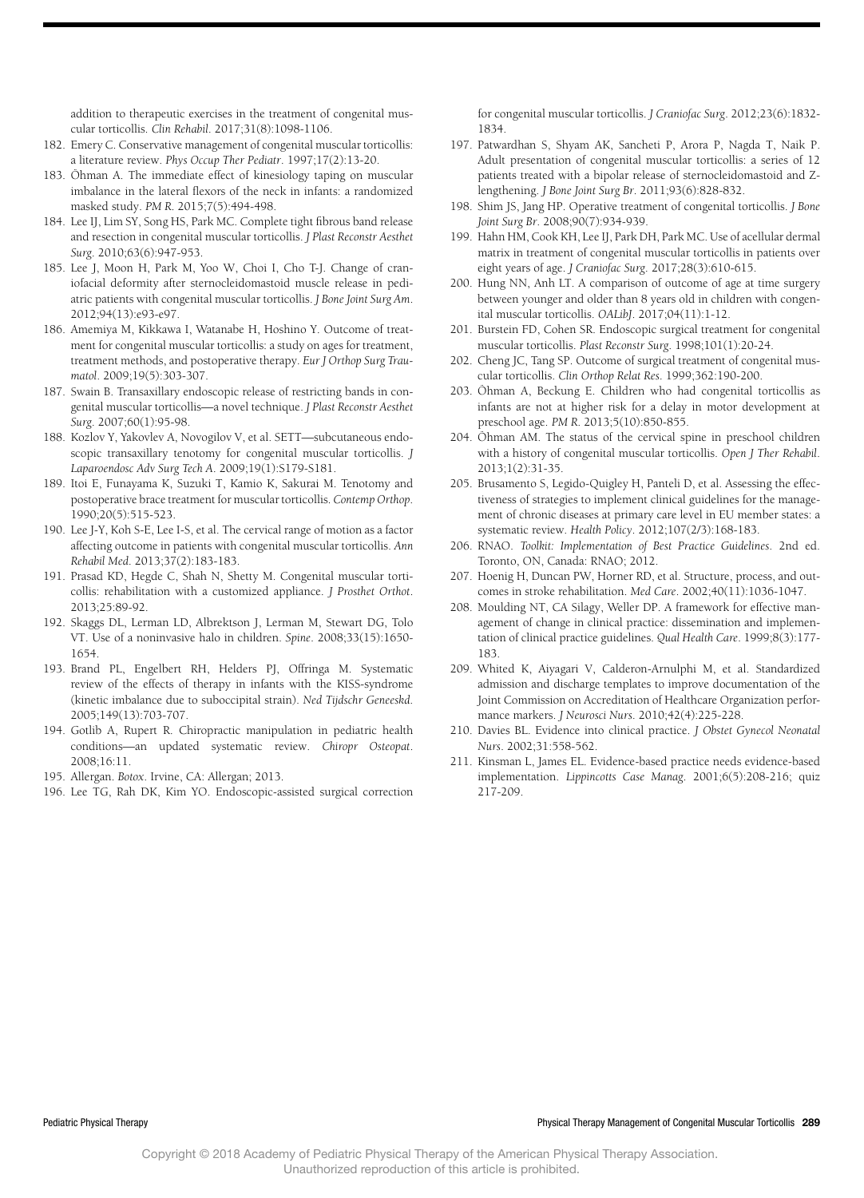addition to therapeutic exercises in the treatment of congenital muscular torticollis. *Clin Rehabil*. 2017;31(8):1098-1106.

182. Emery C. Conservative management of congenital muscular torticollis: a literature review. *Phys Occup Ther Pediatr*. 1997;17(2):13-20.
183. Öhman A. The immediate effect of kinesiology taping on muscular imbalance in the lateral flexors of the neck in infants: a randomized masked study. *PM R*. 2015;7(5):494-498.
184. Lee IJ, Lim SY, Song HS, Park MC. Complete tight fibrous band release and resection in congenital muscular torticollis. *J Plast Reconstr Aesthet Surg*. 2010;63(6):947-953.
185. Lee J, Moon H, Park M, Yoo W, Choi I, Cho T-J. Change of craniofacial deformity after sternocleidomastoid muscle release in pediatric patients with congenital muscular torticollis. *J Bone Joint Surg Am*. 2012;94(13):e93-e97.
186. Amemiya M, Kikkawa I, Watanabe H, Hoshino Y. Outcome of treatment for congenital muscular torticollis: a study on ages for treatment, treatment methods, and postoperative therapy. *Eur J Orthop Surg Traumatol*. 2009;19(5):303-307.
187. Swain B. Transaxillary endoscopic release of restricting bands in congenital muscular torticollis—a novel technique. *J Plast Reconstr Aesthet Surg*. 2007;60(1):95-98.
188. Kozlov Y, Yakovlev A, Novogilov V, et al. SETT—subcutaneous endoscopic transaxillary tenotomy for congenital muscular torticollis. *J Laparoendosc Adv Surg Tech A*. 2009;19(1):S179-S181.
189. Itoi E, Funayama K, Suzuki T, Kamio K, Sakurai M. Tenotomy and postoperative brace treatment for muscular torticollis. *Contemp Orthop*. 1990;20(5):515-523.
190. Lee J-Y, Koh S-E, Lee I-S, et al. The cervical range of motion as a factor affecting outcome in patients with congenital muscular torticollis. *Ann Rehabil Med*. 2013;37(2):183-183.
191. Prasad KD, Hegde C, Shah N, Shetty M. Congenital muscular torticollis: rehabilitation with a customized appliance. *J Prosthet Orthot*. 2013;25:89-92.
192. Skaggs DL, Lerman LD, Albrektson J, Lerman M, Stewart DG, Tolo VT. Use of a noninvasive halo in children. *Spine*. 2008;33(15):1650-1654.
193. Brand PL, Engelbert RH, Helders PJ, Offringa M. Systematic review of the effects of therapy in infants with the KISS-syndrome (kinetic imbalance due to suboccipital strain). *Ned Tijdschr Geneeskd*. 2005;149(13):703-707.
194. Gotlib A, Rupert R. Chiropractic manipulation in pediatric health conditions—an updated systematic review. *Chiropr Osteopat*. 2008;16:11.
195. Allergan. *Botox*. Irvine, CA: Allergan; 2013.
196. Lee TG, Rah DK, Kim YO. Endoscopic-assisted surgical correction for congenital muscular torticollis. *J Craniofac Surg*. 2012;23(6):1832-1834.
197. Patwardhan S, Shyam AK, Sancheti P, Arora P, Nagda T, Naik P. Adult presentation of congenital muscular torticollis: a series of 12 patients treated with a bipolar release of sternocleidomastoid and Z-lengthening. *J Bone Joint Surg Br*. 2011;93(6):828-832.
198. Shim JS, Jang HP. Operative treatment of congenital torticollis. *J Bone Joint Surg Br*. 2008;90(7):934-939.
199. Hahn HM, Cook KH, Lee IJ, Park DH, Park MC. Use of acellular dermal matrix in treatment of congenital muscular torticollis in patients over eight years of age. *J Craniofac Surg*. 2017;28(3):610-615.
200. Hung NN, Anh LT. A comparison of outcome of age at time surgery between younger and older than 8 years old in children with congenital muscular torticollis. *OALibJ*. 2017;04(11):1-12.
201. Burstein FD, Cohen SR. Endoscopic surgical treatment for congenital muscular torticollis. *Plast Reconstr Surg*. 1998;101(1):20-24.
202. Cheng JC, Tang SP. Outcome of surgical treatment of congenital muscular torticollis. *Clin Orthop Relat Res*. 1999;362:190-200.
203. Öhman A, Beckung E. Children who had congenital torticollis as infants are not at higher risk for a delay in motor development at preschool age. *PM R*. 2013;5(10):850-855.
204. Öhman AM. The status of the cervical spine in preschool children with a history of congenital muscular torticollis. *Open J Ther Rehabil*. 2013;1(2):31-35.
205. Brusamento S, Legido-Quigley H, Panteli D, et al. Assessing the effectiveness of strategies to implement clinical guidelines for the management of chronic diseases at primary care level in EU member states: a systematic review. *Health Policy*. 2012;107(2/3):168-183.
206. RNAO. *Toolkit: Implementation of Best Practice Guidelines*. 2nd ed. Toronto, ON, Canada: RNAO; 2012.
207. Hoenig H, Duncan PW, Horner RD, et al. Structure, process, and outcomes in stroke rehabilitation. *Med Care*. 2002;40(11):1036-1047.
208. Moulding NT, CA Silagy, Weller DP. A framework for effective management of change in clinical practice: dissemination and implementation of clinical practice guidelines. *Qual Health Care*. 1999;8(3):177-183.
209. Whited K, Aiyagari V, Calderon-Arnulphi M, et al. Standardized admission and discharge templates to improve documentation of the Joint Commission on Accreditation of Healthcare Organization performance markers. *J Neurosci Nurs*. 2010;42(4):225-228.
210. Davies BL. Evidence into clinical practice. *J Obstet Gynecol Neonatal Nurs*. 2002;31:558-562.
211. Kinsman L, James EL. Evidence-based practice needs evidence-based implementation. *Lippincotts Case Manag*. 2001;6(5):208-216; quiz 217-209.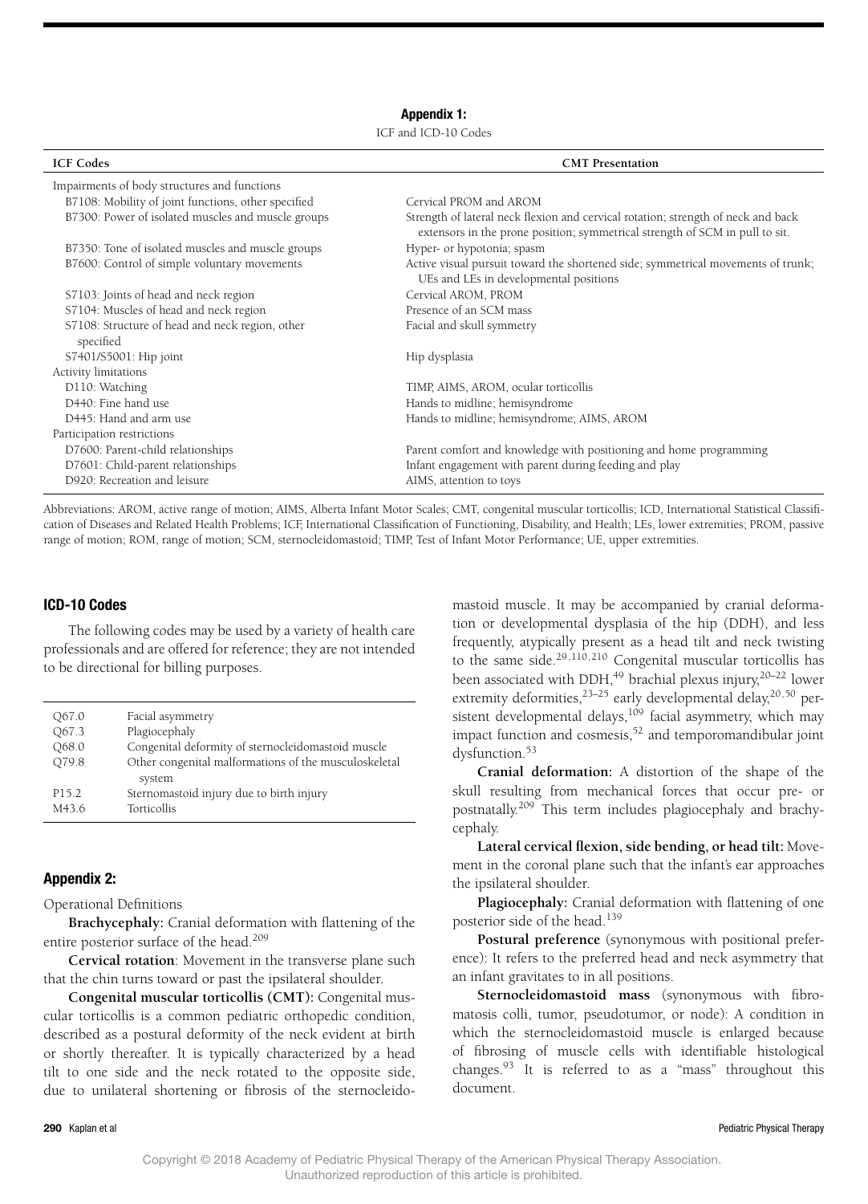**Appendix 1:**

ICF and ICD-10 Codes

| ICF Codes | CMT Presentation |
|---|---|
| Impairments of body structures and functions | |
| B7108: Mobility of joint functions, other specified | Cervical PROM and AROM |
| B7300: Power of isolated muscles and muscle groups | Strength of lateral neck flexion and cervical rotation; strength of neck and back extensors in the prone position; symmetrical strength of SCM in pull to sit. |
| B7350: Tone of isolated muscles and muscle groups | Hyper- or hypotonia; spasm |
| B7600: Control of simple voluntary movements | Active visual pursuit toward the shortened side; symmetrical movements of trunk; UEs and LEs in developmental positions |
| S7103: Joints of head and neck region | Cervical AROM, PROM |
| S7104: Muscles of head and neck region | Presence of an SCM mass |
| S7108: Structure of head and neck region, other specified | Facial and skull symmetry |
| S7401/S5001: Hip joint | Hip dysplasia |
| Activity limitations | |
| D110: Watching | TIMP, AIMS, AROM, ocular torticollis |
| D440: Fine hand use | Hands to midline; hemisyndrome |
| D445: Hand and arm use | Hands to midline; hemisyndrome; AIMS, AROM |
| Participation restrictions | |
| D7600: Parent-child relationships | Parent comfort and knowledge with positioning and home programming |
| D7601: Child-parent relationships | Infant engagement with parent during feeding and play |
| D920: Recreation and leisure | AIMS, attention to toys |

Abbreviations: AROM, active range of motion; AIMS, Alberta Infant Motor Scales; CMT, congenital muscular torticollis; ICD, International Statistical Classification of Diseases and Related Health Problems; ICF, International Classification of Functioning, Disability, and Health; LEs, lower extremities; PROM, passive range of motion; ROM, range of motion; SCM, sternocleidomastoid; TIMP, Test of Infant Motor Performance; UE, upper extremities.

## ICD-10 Codes

The following codes may be used by a variety of health care professionals and are offered for reference; they are not intended to be directional for billing purposes.

| | |
|---|---|
| Q67.0 | Facial asymmetry |
| Q67.3 | Plagiocephaly |
| Q68.0 | Congenital deformity of sternocleidomastoid muscle |
| Q79.8 | Other congenital malformations of the musculoskeletal system |
| P15.2 | Sternomastoid injury due to birth injury |
| M43.6 | Torticollis |

## Appendix 2:

Operational Definitions

**Brachycephaly:** Cranial deformation with flattening of the entire posterior surface of the head.[209]

**Cervical rotation**: Movement in the transverse plane such that the chin turns toward or past the ipsilateral shoulder.

**Congenital muscular torticollis (CMT):** Congenital muscular torticollis is a common pediatric orthopedic condition, described as a postural deformity of the neck evident at birth or shortly thereafter. It is typically characterized by a head tilt to one side and the neck rotated to the opposite side, due to unilateral shortening or fibrosis of the sternocleidomastoid muscle. It may be accompanied by cranial deformation or developmental dysplasia of the hip (DDH), and less frequently, atypically present as a head tilt and neck twisting to the same side.[29,110,210] Congenital muscular torticollis has been associated with DDH,[49] brachial plexus injury,[20–22] lower extremity deformities,[23–25] early developmental delay,[20,50] persistent developmental delays,[109] facial asymmetry, which may impact function and cosmesis,[52] and temporomandibular joint dysfunction.[53]

**Cranial deformation:** A distortion of the shape of the skull resulting from mechanical forces that occur pre- or postnatally.[209] This term includes plagiocephaly and brachycephaly.

**Lateral cervical flexion, side bending, or head tilt:** Movement in the coronal plane such that the infant's ear approaches the ipsilateral shoulder.

**Plagiocephaly:** Cranial deformation with flattening of one posterior side of the head.[139]

**Postural preference** (synonymous with positional preference): It refers to the preferred head and neck asymmetry that an infant gravitates to in all positions.

**Sternocleidomastoid mass** (synonymous with fibromatosis colli, tumor, pseudotumor, or node): A condition in which the sternocleidomastoid muscle is enlarged because of fibrosing of muscle cells with identifiable histological changes.[93] It is referred to as a "mass" throughout this document.